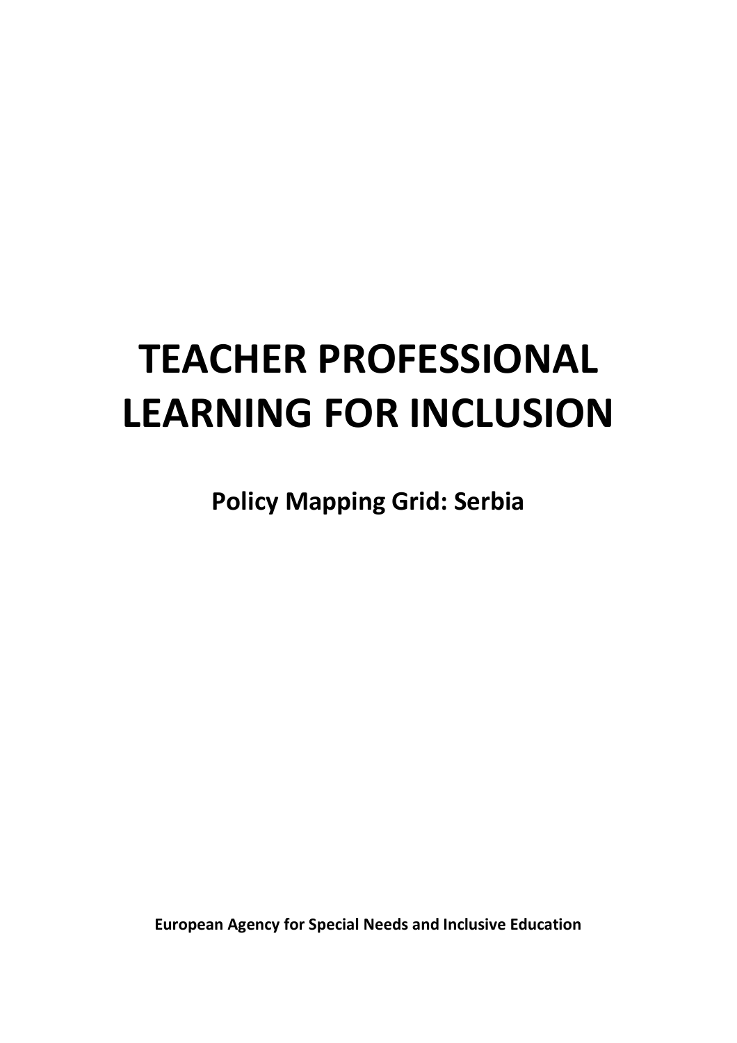# TEACHER PROFESSIONAL LEARNING FOR INCLUSION

## Policy Mapping Grid: Serbia

**European Agency for Special Needs and Inclusive Education**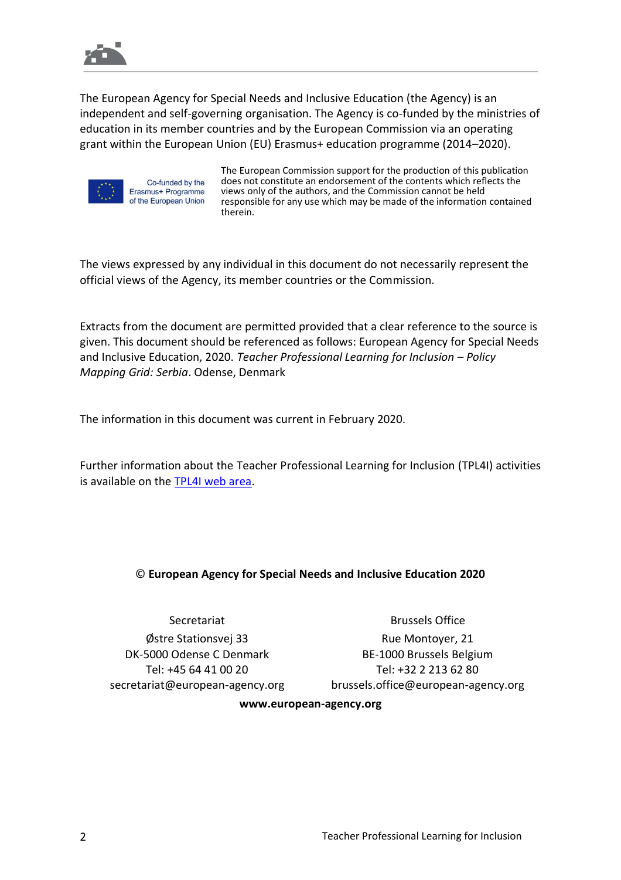The European Agency for Special Needs and Inclusive Education (the Agency) is an independent and self-governing organisation. The Agency is co-funded by the ministries of education in its member countries and by the European Commission via an operating grant within the European Union (EU) Erasmus+ education programme (2014–2020).

Co-funded by the Erasmus+ Programme of the European Union

The European Commission support for the production of this publication does not constitute an endorsement of the contents which reflects the views only of the authors, and the Commission cannot be held responsible for any use which may be made of the information contained therein.

The views expressed by any individual in this document do not necessarily represent the official views of the Agency, its member countries or the Commission.

Extracts from the document are permitted provided that a clear reference to the source is given. This document should be referenced as follows: European Agency for Special Needs and Inclusive Education, 2020. *Teacher Professional Learning for Inclusion – Policy Mapping Grid: Serbia*. Odense, Denmark

The information in this document was current in February 2020.

Further information about the Teacher Professional Learning for Inclusion (TPL4I) activities is available on the TPL4I web area.

**© European Agency for Special Needs and Inclusive Education 2020**

Secretariat
Østre Stationsvej 33
DK-5000 Odense C Denmark
Tel: +45 64 41 00 20
secretariat@european-agency.org

Brussels Office
Rue Montoyer, 21
BE-1000 Brussels Belgium
Tel: +32 2 213 62 80
brussels.office@european-agency.org

**www.european-agency.org**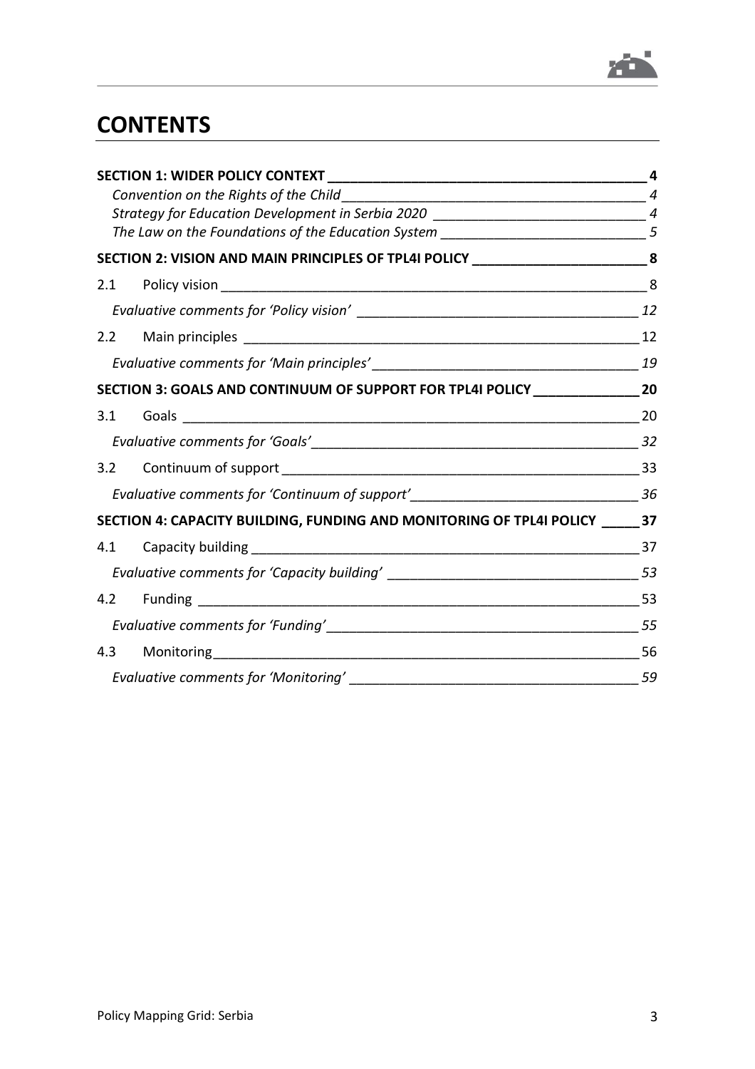# CONTENTS

**SECTION 1: WIDER POLICY CONTEXT** — **4**

*Convention on the Rights of the Child* — *4*

*Strategy for Education Development in Serbia 2020* — *4*

*The Law on the Foundations of the Education System* — *5*

**SECTION 2: VISION AND MAIN PRINCIPLES OF TPL4I POLICY** — **8**

2.1 Policy vision — 8

*Evaluative comments for 'Policy vision'* — *12*

2.2 Main principles — 12

*Evaluative comments for 'Main principles'* — *19*

**SECTION 3: GOALS AND CONTINUUM OF SUPPORT FOR TPL4I POLICY** — **20**

3.1 Goals — 20

*Evaluative comments for 'Goals'* — *32*

3.2 Continuum of support — 33

*Evaluative comments for 'Continuum of support'* — *36*

**SECTION 4: CAPACITY BUILDING, FUNDING AND MONITORING OF TPL4I POLICY** — **37**

4.1 Capacity building — 37

*Evaluative comments for 'Capacity building'* — *53*

4.2 Funding — 53

*Evaluative comments for 'Funding'* — *55*

4.3 Monitoring — 56

*Evaluative comments for 'Monitoring'* — *59*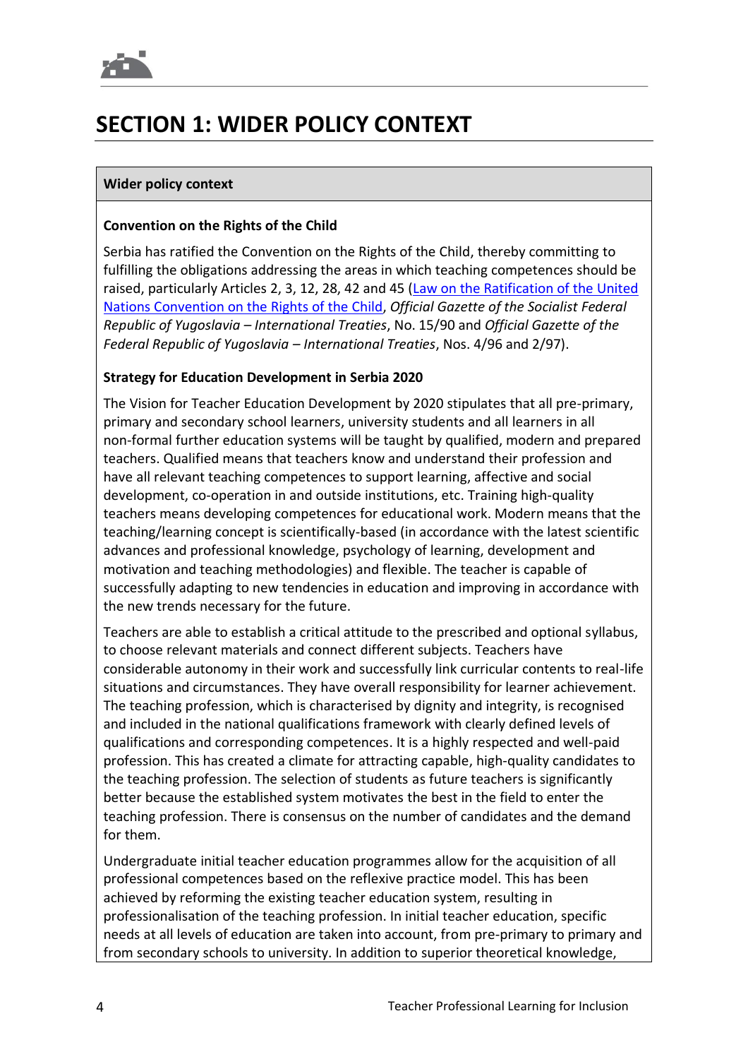# SECTION 1: WIDER POLICY CONTEXT

**Wider policy context**

**Convention on the Rights of the Child**

Serbia has ratified the Convention on the Rights of the Child, thereby committing to fulfilling the obligations addressing the areas in which teaching competences should be raised, particularly Articles 2, 3, 12, 28, 42 and 45 (Law on the Ratification of the United Nations Convention on the Rights of the Child, *Official Gazette of the Socialist Federal Republic of Yugoslavia – International Treaties*, No. 15/90 and *Official Gazette of the Federal Republic of Yugoslavia – International Treaties*, Nos. 4/96 and 2/97).

**Strategy for Education Development in Serbia 2020**

The Vision for Teacher Education Development by 2020 stipulates that all pre-primary, primary and secondary school learners, university students and all learners in all non-formal further education systems will be taught by qualified, modern and prepared teachers. Qualified means that teachers know and understand their profession and have all relevant teaching competences to support learning, affective and social development, co-operation in and outside institutions, etc. Training high-quality teachers means developing competences for educational work. Modern means that the teaching/learning concept is scientifically-based (in accordance with the latest scientific advances and professional knowledge, psychology of learning, development and motivation and teaching methodologies) and flexible. The teacher is capable of successfully adapting to new tendencies in education and improving in accordance with the new trends necessary for the future.

Teachers are able to establish a critical attitude to the prescribed and optional syllabus, to choose relevant materials and connect different subjects. Teachers have considerable autonomy in their work and successfully link curricular contents to real-life situations and circumstances. They have overall responsibility for learner achievement. The teaching profession, which is characterised by dignity and integrity, is recognised and included in the national qualifications framework with clearly defined levels of qualifications and corresponding competences. It is a highly respected and well-paid profession. This has created a climate for attracting capable, high-quality candidates to the teaching profession. The selection of students as future teachers is significantly better because the established system motivates the best in the field to enter the teaching profession. There is consensus on the number of candidates and the demand for them.

Undergraduate initial teacher education programmes allow for the acquisition of all professional competences based on the reflexive practice model. This has been achieved by reforming the existing teacher education system, resulting in professionalisation of the teaching profession. In initial teacher education, specific needs at all levels of education are taken into account, from pre-primary to primary and from secondary schools to university. In addition to superior theoretical knowledge,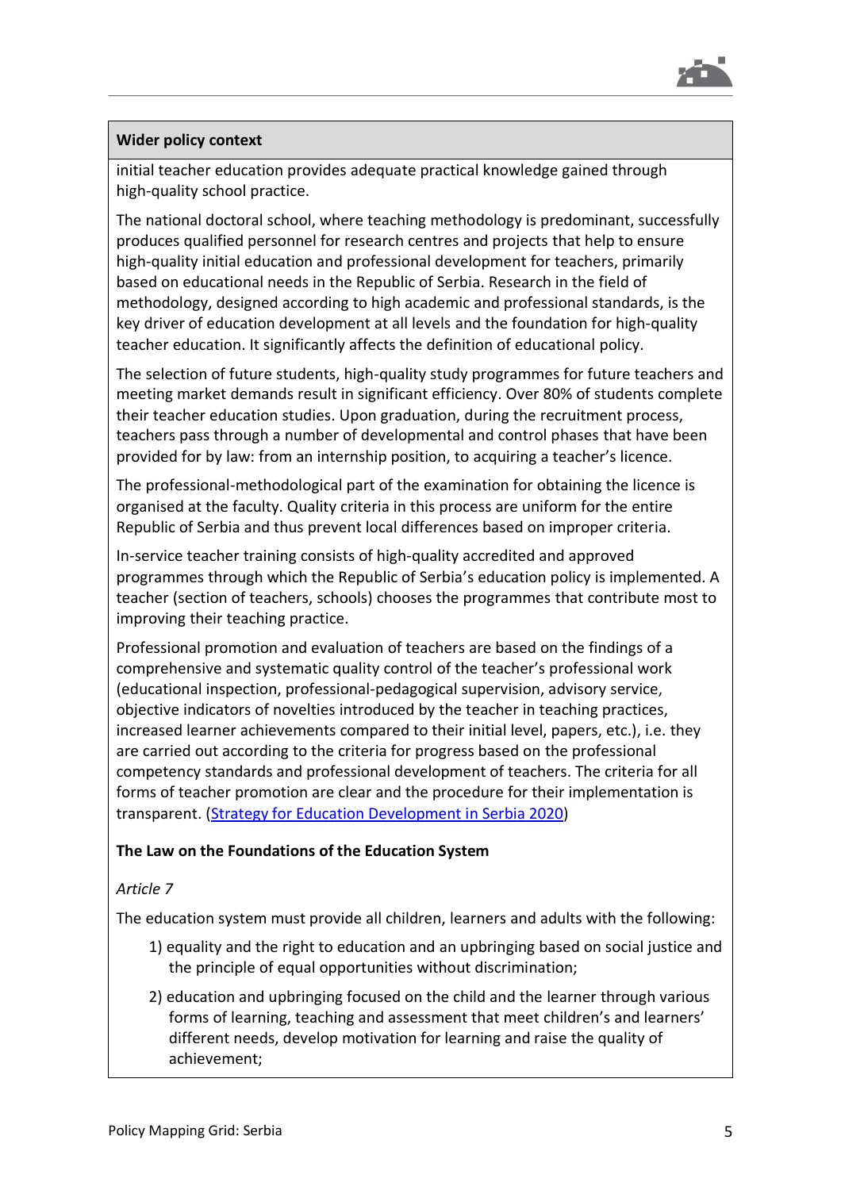**Wider policy context**

initial teacher education provides adequate practical knowledge gained through high-quality school practice.

The national doctoral school, where teaching methodology is predominant, successfully produces qualified personnel for research centres and projects that help to ensure high-quality initial education and professional development for teachers, primarily based on educational needs in the Republic of Serbia. Research in the field of methodology, designed according to high academic and professional standards, is the key driver of education development at all levels and the foundation for high-quality teacher education. It significantly affects the definition of educational policy.

The selection of future students, high-quality study programmes for future teachers and meeting market demands result in significant efficiency. Over 80% of students complete their teacher education studies. Upon graduation, during the recruitment process, teachers pass through a number of developmental and control phases that have been provided for by law: from an internship position, to acquiring a teacher's licence.

The professional-methodological part of the examination for obtaining the licence is organised at the faculty. Quality criteria in this process are uniform for the entire Republic of Serbia and thus prevent local differences based on improper criteria.

In-service teacher training consists of high-quality accredited and approved programmes through which the Republic of Serbia's education policy is implemented. A teacher (section of teachers, schools) chooses the programmes that contribute most to improving their teaching practice.

Professional promotion and evaluation of teachers are based on the findings of a comprehensive and systematic quality control of the teacher's professional work (educational inspection, professional-pedagogical supervision, advisory service, objective indicators of novelties introduced by the teacher in teaching practices, increased learner achievements compared to their initial level, papers, etc.), i.e. they are carried out according to the criteria for progress based on the professional competency standards and professional development of teachers. The criteria for all forms of teacher promotion are clear and the procedure for their implementation is transparent. (Strategy for Education Development in Serbia 2020)

**The Law on the Foundations of the Education System**

*Article 7*

The education system must provide all children, learners and adults with the following:

1) equality and the right to education and an upbringing based on social justice and the principle of equal opportunities without discrimination;
2) education and upbringing focused on the child and the learner through various forms of learning, teaching and assessment that meet children's and learners' different needs, develop motivation for learning and raise the quality of achievement;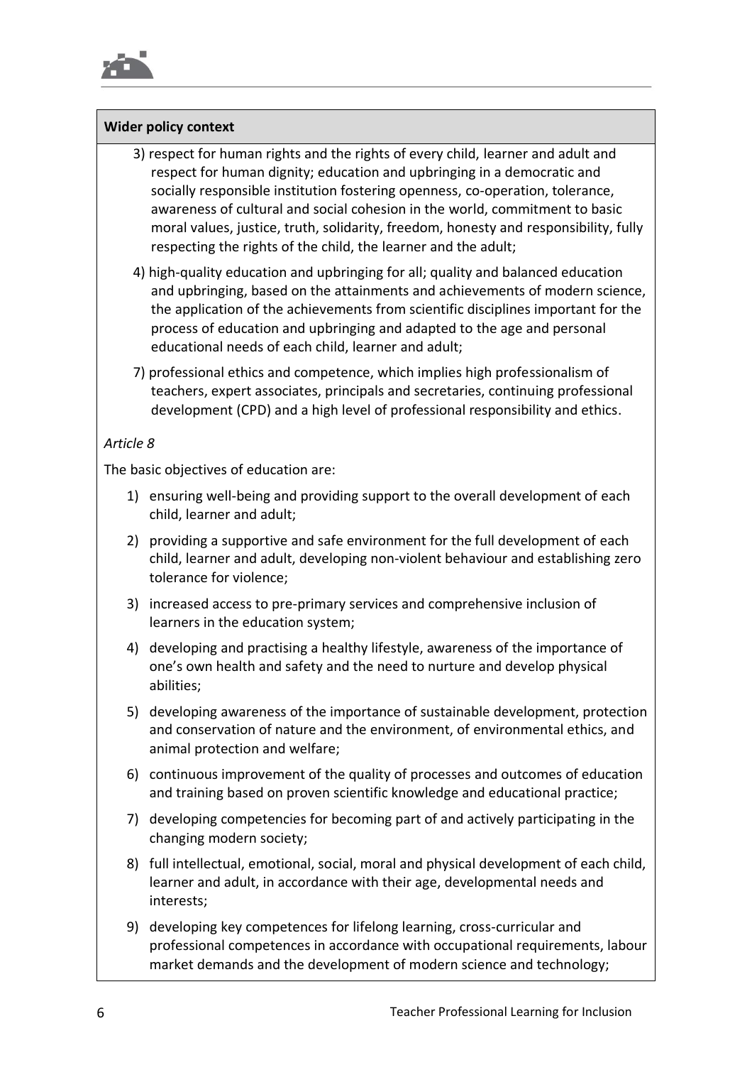**Wider policy context**

3) respect for human rights and the rights of every child, learner and adult and respect for human dignity; education and upbringing in a democratic and socially responsible institution fostering openness, co-operation, tolerance, awareness of cultural and social cohesion in the world, commitment to basic moral values, justice, truth, solidarity, freedom, honesty and responsibility, fully respecting the rights of the child, the learner and the adult;

4) high-quality education and upbringing for all; quality and balanced education and upbringing, based on the attainments and achievements of modern science, the application of the achievements from scientific disciplines important for the process of education and upbringing and adapted to the age and personal educational needs of each child, learner and adult;

7) professional ethics and competence, which implies high professionalism of teachers, expert associates, principals and secretaries, continuing professional development (CPD) and a high level of professional responsibility and ethics.

*Article 8*

The basic objectives of education are:

1) ensuring well-being and providing support to the overall development of each child, learner and adult;
2) providing a supportive and safe environment for the full development of each child, learner and adult, developing non-violent behaviour and establishing zero tolerance for violence;
3) increased access to pre-primary services and comprehensive inclusion of learners in the education system;
4) developing and practising a healthy lifestyle, awareness of the importance of one's own health and safety and the need to nurture and develop physical abilities;
5) developing awareness of the importance of sustainable development, protection and conservation of nature and the environment, of environmental ethics, and animal protection and welfare;
6) continuous improvement of the quality of processes and outcomes of education and training based on proven scientific knowledge and educational practice;
7) developing competencies for becoming part of and actively participating in the changing modern society;
8) full intellectual, emotional, social, moral and physical development of each child, learner and adult, in accordance with their age, developmental needs and interests;
9) developing key competences for lifelong learning, cross-curricular and professional competences in accordance with occupational requirements, labour market demands and the development of modern science and technology;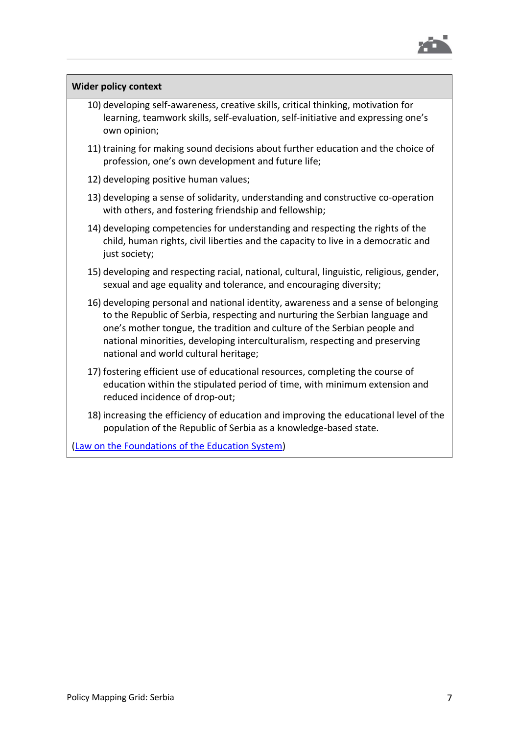**Wider policy context**

10) developing self-awareness, creative skills, critical thinking, motivation for learning, teamwork skills, self-evaluation, self-initiative and expressing one's own opinion;
11) training for making sound decisions about further education and the choice of profession, one's own development and future life;
12) developing positive human values;
13) developing a sense of solidarity, understanding and constructive co-operation with others, and fostering friendship and fellowship;
14) developing competencies for understanding and respecting the rights of the child, human rights, civil liberties and the capacity to live in a democratic and just society;
15) developing and respecting racial, national, cultural, linguistic, religious, gender, sexual and age equality and tolerance, and encouraging diversity;
16) developing personal and national identity, awareness and a sense of belonging to the Republic of Serbia, respecting and nurturing the Serbian language and one's mother tongue, the tradition and culture of the Serbian people and national minorities, developing interculturalism, respecting and preserving national and world cultural heritage;
17) fostering efficient use of educational resources, completing the course of education within the stipulated period of time, with minimum extension and reduced incidence of drop-out;
18) increasing the efficiency of education and improving the educational level of the population of the Republic of Serbia as a knowledge-based state.

(Law on the Foundations of the Education System)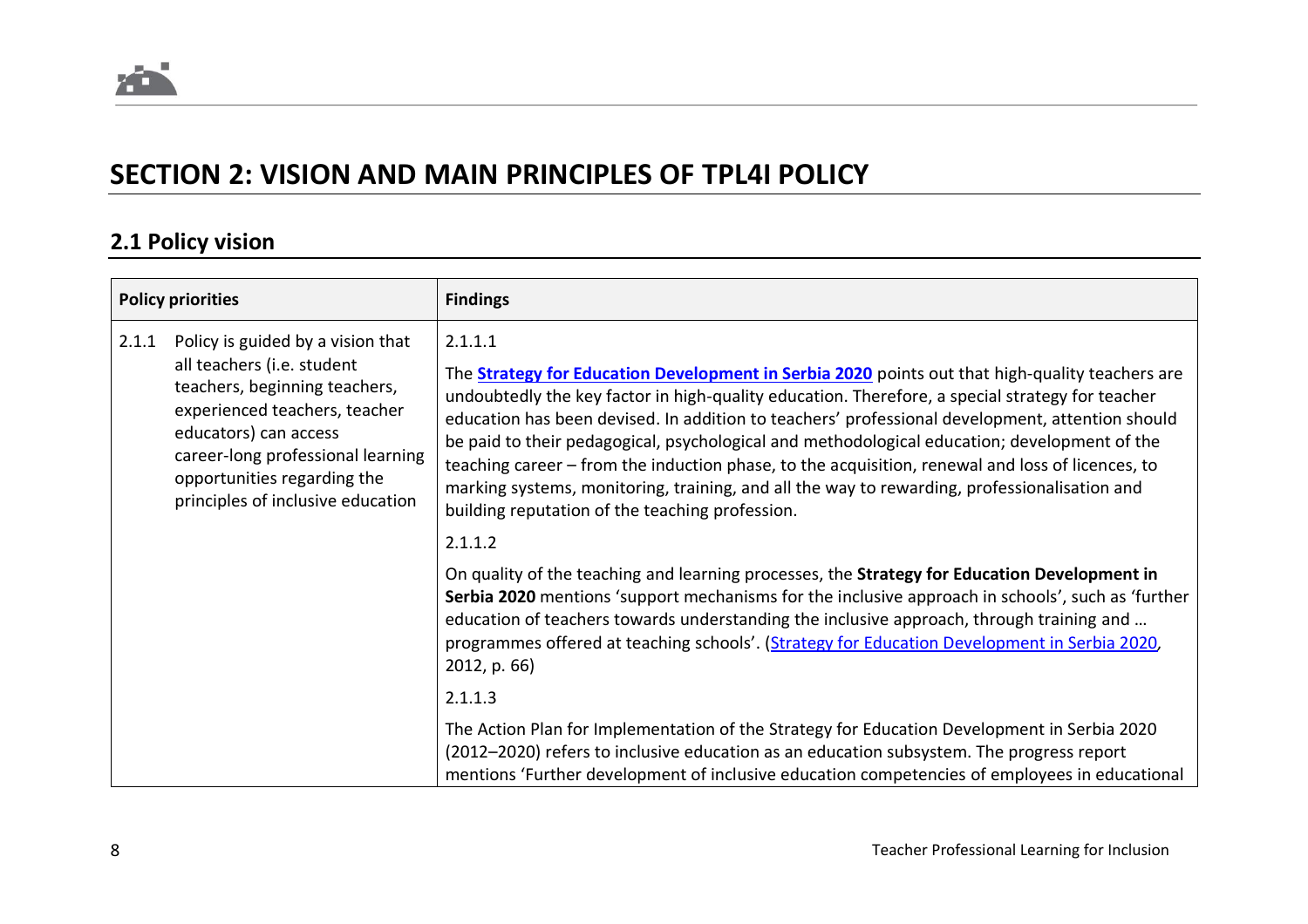# SECTION 2: VISION AND MAIN PRINCIPLES OF TPL4I POLICY

## 2.1 Policy vision

| Policy priorities | Findings |
|---|---|
| 2.1.1 Policy is guided by a vision that all teachers (i.e. student teachers, beginning teachers, experienced teachers, teacher educators) can access career-long professional learning opportunities regarding the principles of inclusive education | 2.1.1.1<br><br>The **Strategy for Education Development in Serbia 2020** points out that high-quality teachers are undoubtedly the key factor in high-quality education. Therefore, a special strategy for teacher education has been devised. In addition to teachers' professional development, attention should be paid to their pedagogical, psychological and methodological education; development of the teaching career – from the induction phase, to the acquisition, renewal and loss of licences, to marking systems, monitoring, training, and all the way to rewarding, professionalisation and building reputation of the teaching profession.<br><br>2.1.1.2<br><br>On quality of the teaching and learning processes, the **Strategy for Education Development in Serbia 2020** mentions 'support mechanisms for the inclusive approach in schools', such as 'further education of teachers towards understanding the inclusive approach, through training and … programmes offered at teaching schools'. (Strategy for Education Development in Serbia 2020, 2012, p. 66)<br><br>2.1.1.3<br><br>The Action Plan for Implementation of the Strategy for Education Development in Serbia 2020 (2012–2020) refers to inclusive education as an education subsystem. The progress report mentions 'Further development of inclusive education competencies of employees in educational |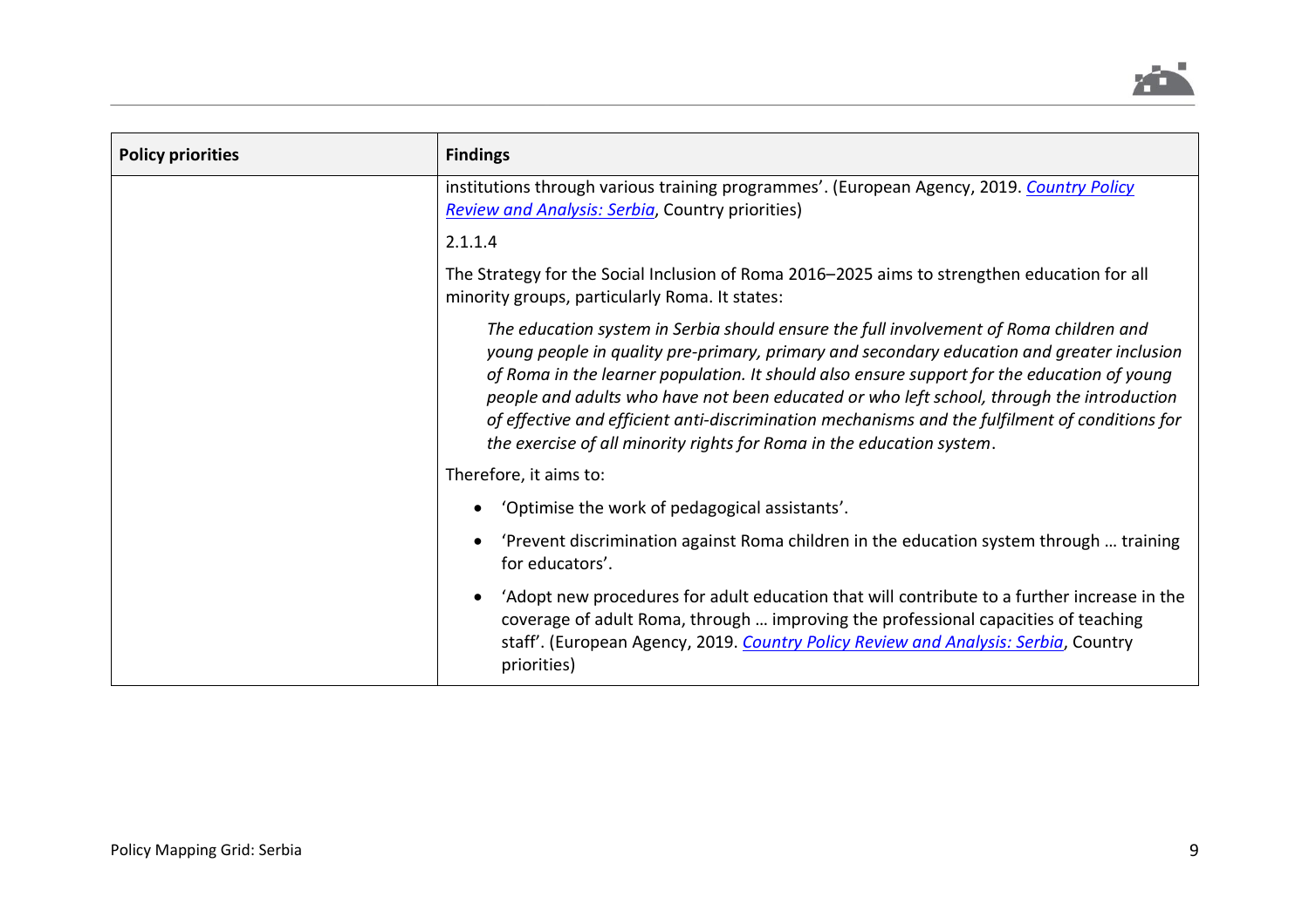| Policy priorities | Findings |
|---|---|
| | institutions through various training programmes'. (European Agency, 2019. *Country Policy Review and Analysis: Serbia*, Country priorities)<br><br>2.1.1.4<br><br>The Strategy for the Social Inclusion of Roma 2016–2025 aims to strengthen education for all minority groups, particularly Roma. It states:<br><br>*The education system in Serbia should ensure the full involvement of Roma children and young people in quality pre-primary, primary and secondary education and greater inclusion of Roma in the learner population. It should also ensure support for the education of young people and adults who have not been educated or who left school, through the introduction of effective and efficient anti-discrimination mechanisms and the fulfilment of conditions for the exercise of all minority rights for Roma in the education system*.<br><br>Therefore, it aims to:<br><br>• 'Optimise the work of pedagogical assistants'.<br>• 'Prevent discrimination against Roma children in the education system through … training for educators'.<br>• 'Adopt new procedures for adult education that will contribute to a further increase in the coverage of adult Roma, through … improving the professional capacities of teaching staff'. (European Agency, 2019. *Country Policy Review and Analysis: Serbia*, Country priorities) |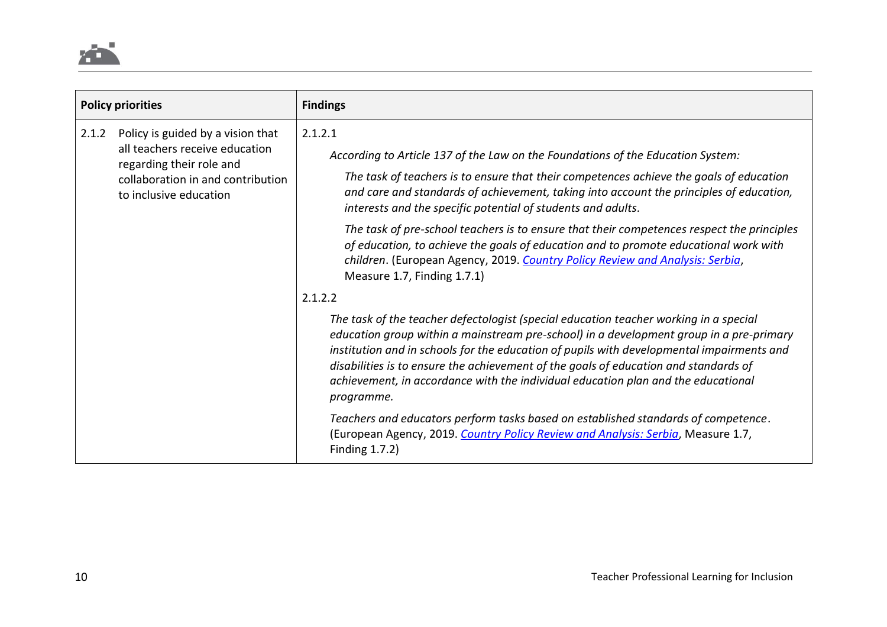| Policy priorities | Findings |
|---|---|
| 2.1.2 Policy is guided by a vision that all teachers receive education regarding their role and collaboration in and contribution to inclusive education | 2.1.2.1<br><br>*According to Article 137 of the Law on the Foundations of the Education System:*<br><br>*The task of teachers is to ensure that their competences achieve the goals of education and care and standards of achievement, taking into account the principles of education, interests and the specific potential of students and adults.*<br><br>*The task of pre-school teachers is to ensure that their competences respect the principles of education, to achieve the goals of education and to promote educational work with children*. (European Agency, 2019. [Country Policy Review and Analysis: Serbia](), Measure 1.7, Finding 1.7.1)<br><br>2.1.2.2<br><br>*The task of the teacher defectologist (special education teacher working in a special education group within a mainstream pre-school) in a development group in a pre-primary institution and in schools for the education of pupils with developmental impairments and disabilities is to ensure the achievement of the goals of education and standards of achievement, in accordance with the individual education plan and the educational programme.*<br><br>*Teachers and educators perform tasks based on established standards of competence*. (European Agency, 2019. [Country Policy Review and Analysis: Serbia](), Measure 1.7, Finding 1.7.2) |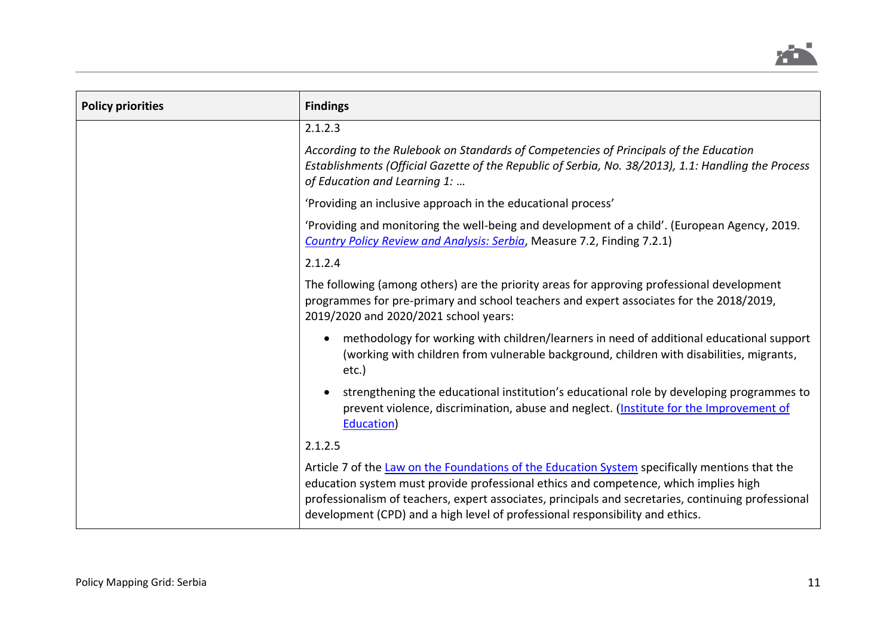| Policy priorities | Findings |
|---|---|
| | 2.1.2.3<br><br>*According to the Rulebook on Standards of Competencies of Principals of the Education Establishments (Official Gazette of the Republic of Serbia, No. 38/2013), 1.1: Handling the Process of Education and Learning 1: …*<br><br>'Providing an inclusive approach in the educational process'<br><br>'Providing and monitoring the well-being and development of a child'. (European Agency, 2019. *Country Policy Review and Analysis: Serbia*, Measure 7.2, Finding 7.2.1)<br><br>2.1.2.4<br><br>The following (among others) are the priority areas for approving professional development programmes for pre-primary and school teachers and expert associates for the 2018/2019, 2019/2020 and 2020/2021 school years:<br><br>• methodology for working with children/learners in need of additional educational support (working with children from vulnerable background, children with disabilities, migrants, etc.)<br><br>• strengthening the educational institution's educational role by developing programmes to prevent violence, discrimination, abuse and neglect. (Institute for the Improvement of Education)<br><br>2.1.2.5<br><br>Article 7 of the Law on the Foundations of the Education System specifically mentions that the education system must provide professional ethics and competence, which implies high professionalism of teachers, expert associates, principals and secretaries, continuing professional development (CPD) and a high level of professional responsibility and ethics. |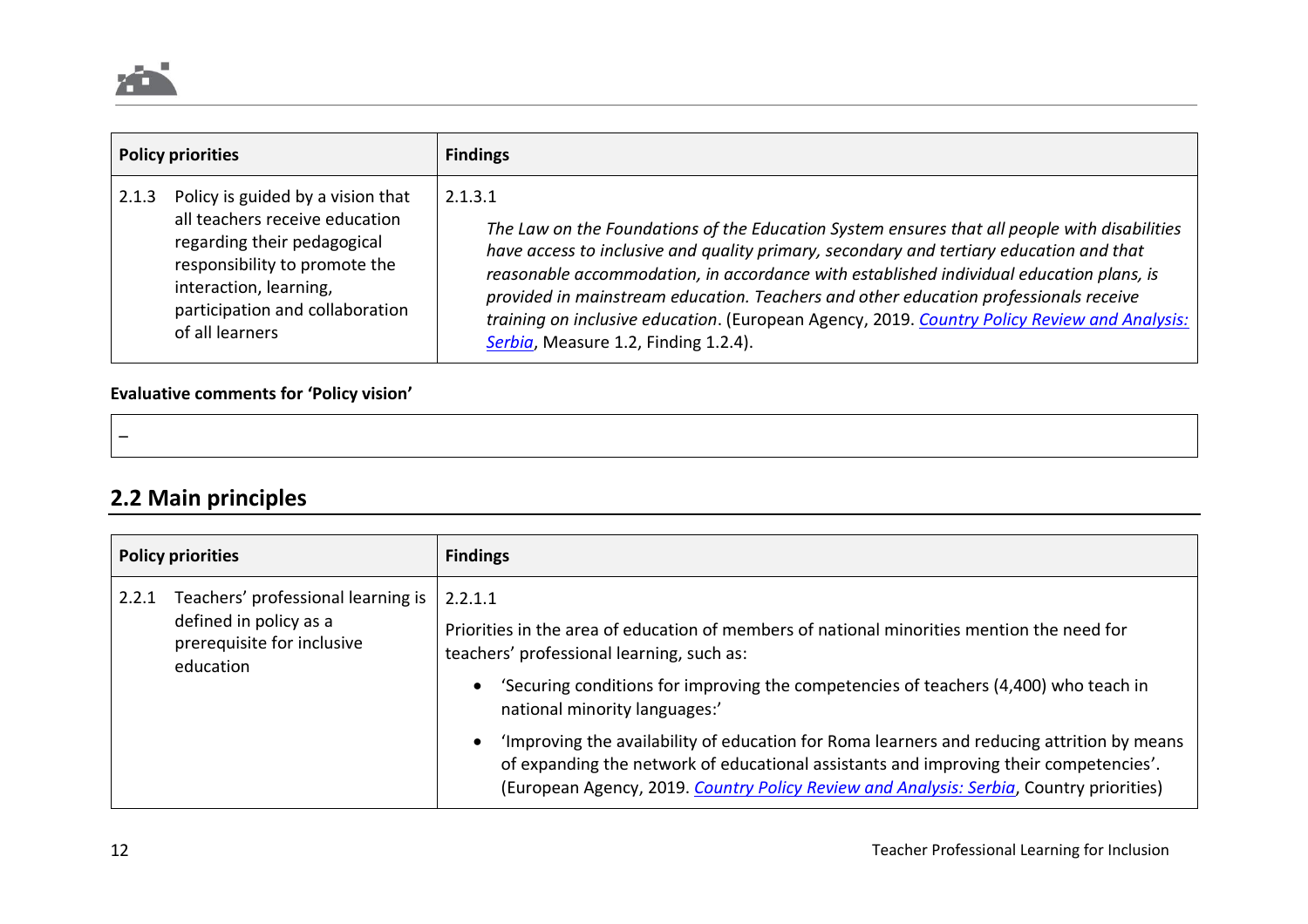| Policy priorities | Findings |
|---|---|
| 2.1.3 Policy is guided by a vision that all teachers receive education regarding their pedagogical responsibility to promote the interaction, learning, participation and collaboration of all learners | 2.1.3.1<br>*The Law on the Foundations of the Education System ensures that all people with disabilities have access to inclusive and quality primary, secondary and tertiary education and that reasonable accommodation, in accordance with established individual education plans, is provided in mainstream education. Teachers and other education professionals receive training on inclusive education*. (European Agency, 2019. *Country Policy Review and Analysis: Serbia*, Measure 1.2, Finding 1.2.4). |

**Evaluative comments for 'Policy vision'**

–

## 2.2 Main principles

| Policy priorities | Findings |
|---|---|
| 2.2.1 Teachers' professional learning is defined in policy as a prerequisite for inclusive education | 2.2.1.1<br>Priorities in the area of education of members of national minorities mention the need for teachers' professional learning, such as:<br>• 'Securing conditions for improving the competencies of teachers (4,400) who teach in national minority languages:'<br>• 'Improving the availability of education for Roma learners and reducing attrition by means of expanding the network of educational assistants and improving their competencies'. (European Agency, 2019. *Country Policy Review and Analysis: Serbia*, Country priorities) |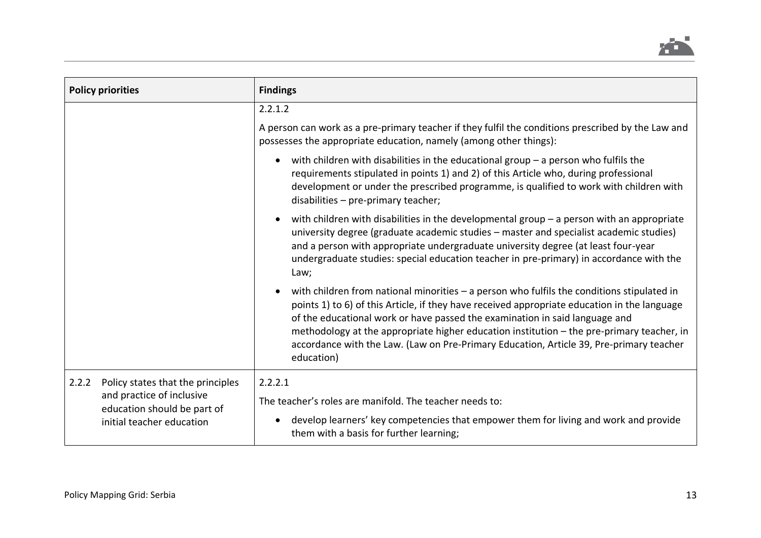| Policy priorities | Findings |
|---|---|
| | 2.2.1.2<br><br>A person can work as a pre-primary teacher if they fulfil the conditions prescribed by the Law and possesses the appropriate education, namely (among other things):<br><br>• with children with disabilities in the educational group – a person who fulfils the requirements stipulated in points 1) and 2) of this Article who, during professional development or under the prescribed programme, is qualified to work with children with disabilities – pre-primary teacher;<br><br>• with children with disabilities in the developmental group – a person with an appropriate university degree (graduate academic studies – master and specialist academic studies) and a person with appropriate undergraduate university degree (at least four-year undergraduate studies: special education teacher in pre-primary) in accordance with the Law;<br><br>• with children from national minorities – a person who fulfils the conditions stipulated in points 1) to 6) of this Article, if they have received appropriate education in the language of the educational work or have passed the examination in said language and methodology at the appropriate higher education institution – the pre-primary teacher, in accordance with the Law. (Law on Pre-Primary Education, Article 39, Pre-primary teacher education) |
| 2.2.2 Policy states that the principles and practice of inclusive education should be part of initial teacher education | 2.2.2.1<br><br>The teacher's roles are manifold. The teacher needs to:<br><br>• develop learners' key competencies that empower them for living and work and provide them with a basis for further learning; |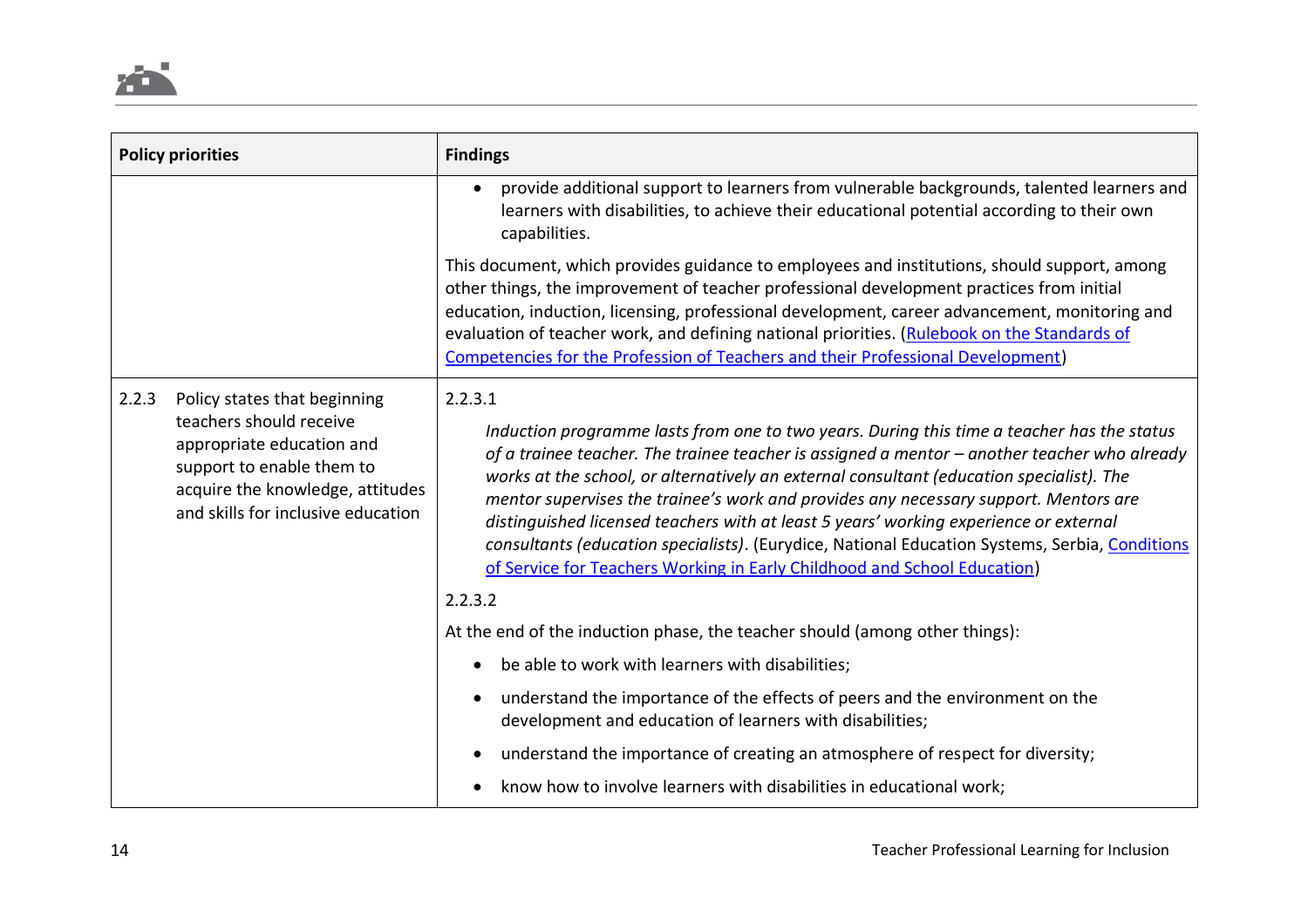| Policy priorities | Findings |
|---|---|
| | • provide additional support to learners from vulnerable backgrounds, talented learners and learners with disabilities, to achieve their educational potential according to their own capabilities.<br><br>This document, which provides guidance to employees and institutions, should support, among other things, the improvement of teacher professional development practices from initial education, induction, licensing, professional development, career advancement, monitoring and evaluation of teacher work, and defining national priorities. ([Rulebook on the Standards of Competencies for the Profession of Teachers and their Professional Development]()) |
| 2.2.3 Policy states that beginning teachers should receive appropriate education and support to enable them to acquire the knowledge, attitudes and skills for inclusive education | 2.2.3.1<br><br>*Induction programme lasts from one to two years. During this time a teacher has the status of a trainee teacher. The trainee teacher is assigned a mentor – another teacher who already works at the school, or alternatively an external consultant (education specialist). The mentor supervises the trainee's work and provides any necessary support. Mentors are distinguished licensed teachers with at least 5 years' working experience or external consultants (education specialists)*. (Eurydice, National Education Systems, Serbia, [Conditions of Service for Teachers Working in Early Childhood and School Education]())<br><br>2.2.3.2<br><br>At the end of the induction phase, the teacher should (among other things):<br><br>• be able to work with learners with disabilities;<br><br>• understand the importance of the effects of peers and the environment on the development and education of learners with disabilities;<br><br>• understand the importance of creating an atmosphere of respect for diversity;<br><br>• know how to involve learners with disabilities in educational work; |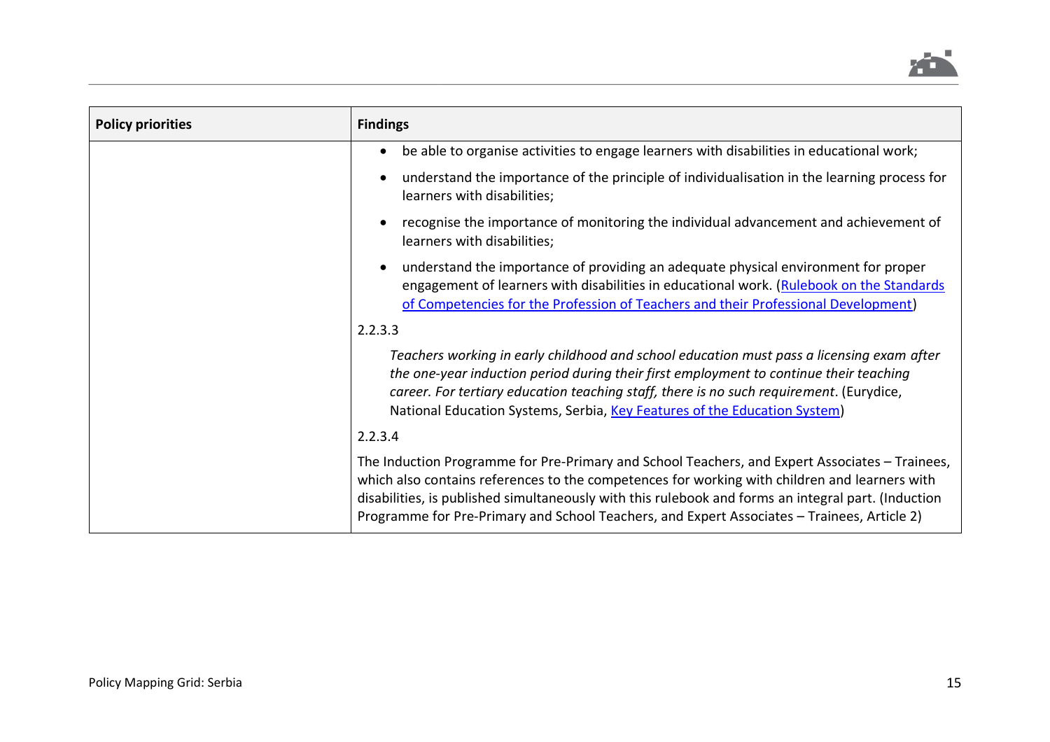| Policy priorities | Findings |
| --- | --- |
| | • be able to organise activities to engage learners with disabilities in educational work;<br>• understand the importance of the principle of individualisation in the learning process for learners with disabilities;<br>• recognise the importance of monitoring the individual advancement and achievement of learners with disabilities;<br>• understand the importance of providing an adequate physical environment for proper engagement of learners with disabilities in educational work. (Rulebook on the Standards of Competencies for the Profession of Teachers and their Professional Development)<br><br>2.2.3.3<br><br>*Teachers working in early childhood and school education must pass a licensing exam after the one-year induction period during their first employment to continue their teaching career. For tertiary education teaching staff, there is no such requirement*. (Eurydice, National Education Systems, Serbia, Key Features of the Education System)<br><br>2.2.3.4<br><br>The Induction Programme for Pre-Primary and School Teachers, and Expert Associates – Trainees, which also contains references to the competences for working with children and learners with disabilities, is published simultaneously with this rulebook and forms an integral part. (Induction Programme for Pre-Primary and School Teachers, and Expert Associates – Trainees, Article 2) |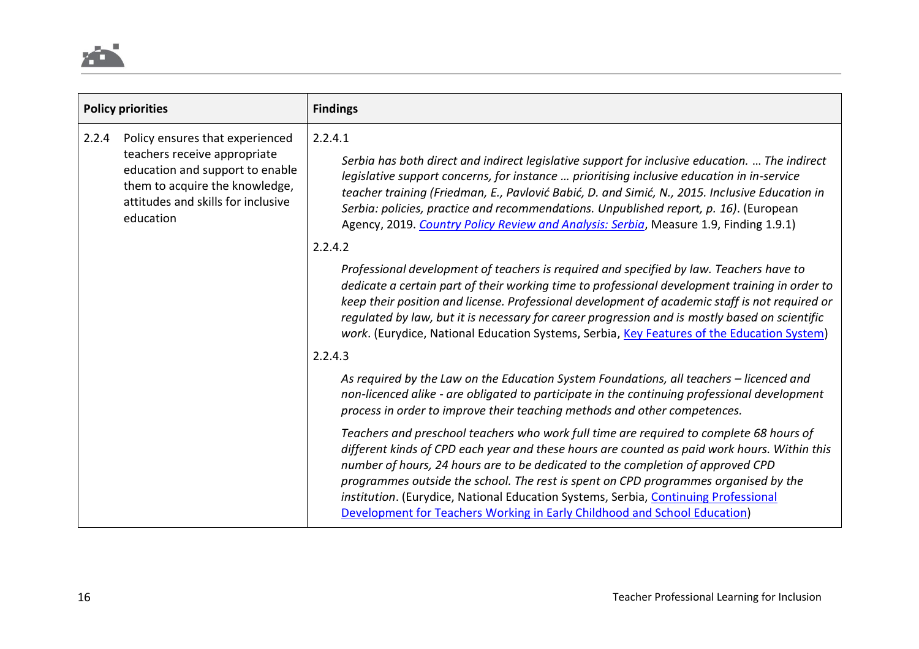| Policy priorities | Findings |
|---|---|
| 2.2.4 Policy ensures that experienced teachers receive appropriate education and support to enable them to acquire the knowledge, attitudes and skills for inclusive education | 2.2.4.1<br><br>*Serbia has both direct and indirect legislative support for inclusive education. … The indirect legislative support concerns, for instance … prioritising inclusive education in in-service teacher training (Friedman, E., Pavlović Babić, D. and Simić, N., 2015. Inclusive Education in Serbia: policies, practice and recommendations. Unpublished report, p. 16)*. (European Agency, 2019. [*Country Policy Review and Analysis: Serbia*](), Measure 1.9, Finding 1.9.1)<br><br>2.2.4.2<br><br>*Professional development of teachers is required and specified by law. Teachers have to dedicate a certain part of their working time to professional development training in order to keep their position and license. Professional development of academic staff is not required or regulated by law, but it is necessary for career progression and is mostly based on scientific work*. (Eurydice, National Education Systems, Serbia, [Key Features of the Education System]())<br><br>2.2.4.3<br><br>*As required by the Law on the Education System Foundations, all teachers – licenced and non-licenced alike - are obligated to participate in the continuing professional development process in order to improve their teaching methods and other competences.*<br><br>*Teachers and preschool teachers who work full time are required to complete 68 hours of different kinds of CPD each year and these hours are counted as paid work hours. Within this number of hours, 24 hours are to be dedicated to the completion of approved CPD programmes outside the school. The rest is spent on CPD programmes organised by the institution*. (Eurydice, National Education Systems, Serbia, [Continuing Professional Development for Teachers Working in Early Childhood and School Education]()) |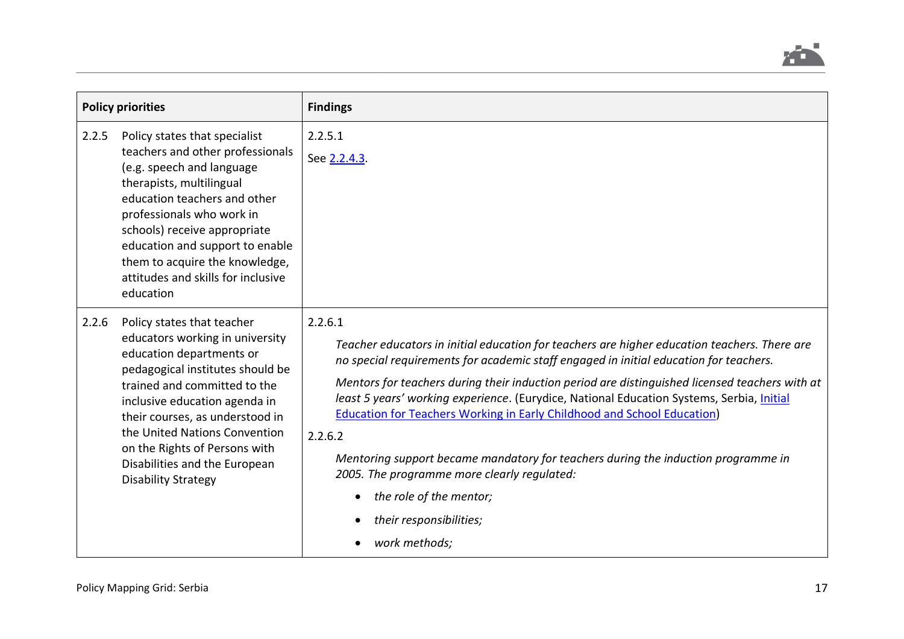| Policy priorities | Findings |
|---|---|
| 2.2.5 Policy states that specialist teachers and other professionals (e.g. speech and language therapists, multilingual education teachers and other professionals who work in schools) receive appropriate education and support to enable them to acquire the knowledge, attitudes and skills for inclusive education | 2.2.5.1<br><br>See [2.2.4.3](#). |
| 2.2.6 Policy states that teacher educators working in university education departments or pedagogical institutes should be trained and committed to the inclusive education agenda in their courses, as understood in the United Nations Convention on the Rights of Persons with Disabilities and the European Disability Strategy | 2.2.6.1<br><br>*Teacher educators in initial education for teachers are higher education teachers. There are no special requirements for academic staff engaged in initial education for teachers.*<br><br>*Mentors for teachers during their induction period are distinguished licensed teachers with at least 5 years' working experience*. (Eurydice, National Education Systems, Serbia, [Initial Education for Teachers Working in Early Childhood and School Education](#))<br><br>2.2.6.2<br><br>*Mentoring support became mandatory for teachers during the induction programme in 2005. The programme more clearly regulated:*<br><br>• *the role of the mentor;*<br><br>• *their responsibilities;*<br><br>• *work methods;* |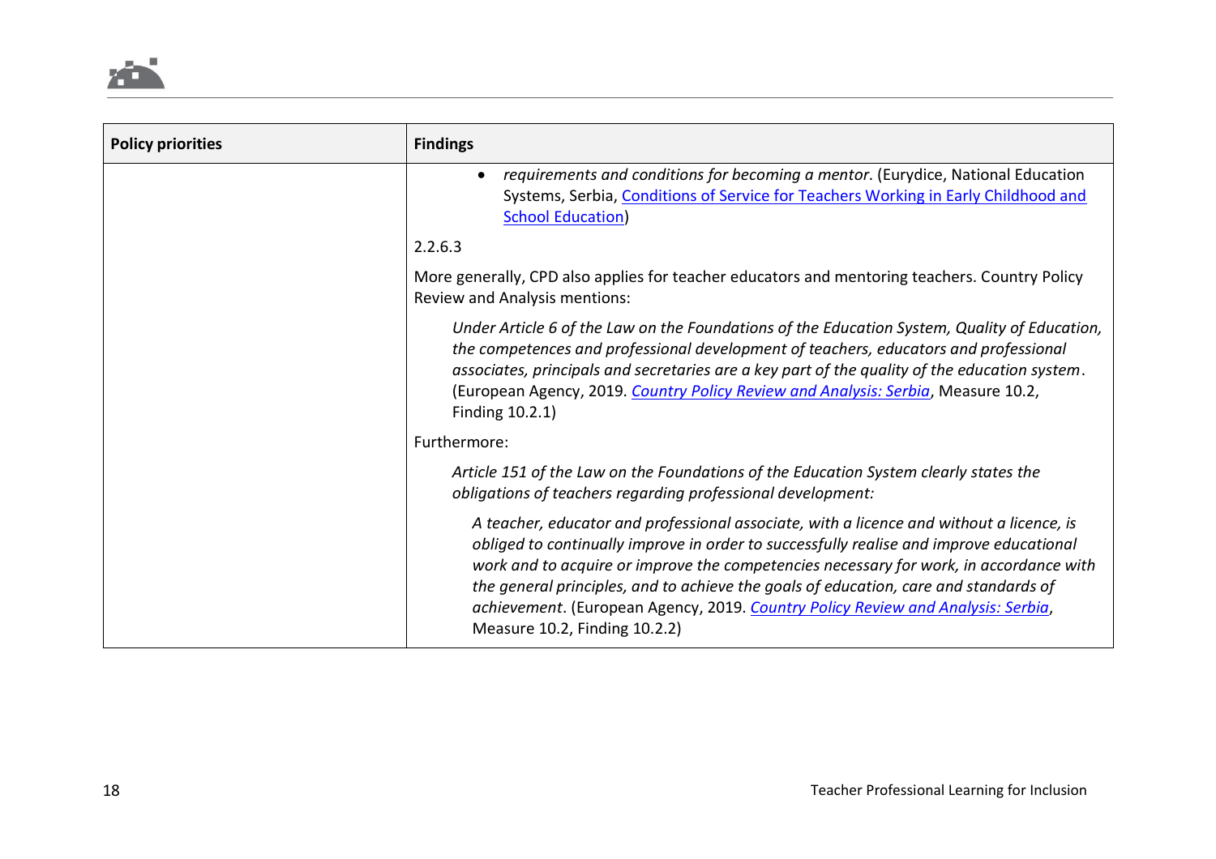| Policy priorities | Findings |
|---|---|
| | • *requirements and conditions for becoming a mentor*. (Eurydice, National Education Systems, Serbia, [Conditions of Service for Teachers Working in Early Childhood and School Education](#))<br><br>2.2.6.3<br><br>More generally, CPD also applies for teacher educators and mentoring teachers. Country Policy Review and Analysis mentions:<br><br>*Under Article 6 of the Law on the Foundations of the Education System, Quality of Education, the competences and professional development of teachers, educators and professional associates, principals and secretaries are a key part of the quality of the education system*. (European Agency, 2019. *[Country Policy Review and Analysis: Serbia](#)*, Measure 10.2, Finding 10.2.1)<br><br>Furthermore:<br><br>*Article 151 of the Law on the Foundations of the Education System clearly states the obligations of teachers regarding professional development:*<br><br>*A teacher, educator and professional associate, with a licence and without a licence, is obliged to continually improve in order to successfully realise and improve educational work and to acquire or improve the competencies necessary for work, in accordance with the general principles, and to achieve the goals of education, care and standards of achievement*. (European Agency, 2019. *[Country Policy Review and Analysis: Serbia](#)*, Measure 10.2, Finding 10.2.2) |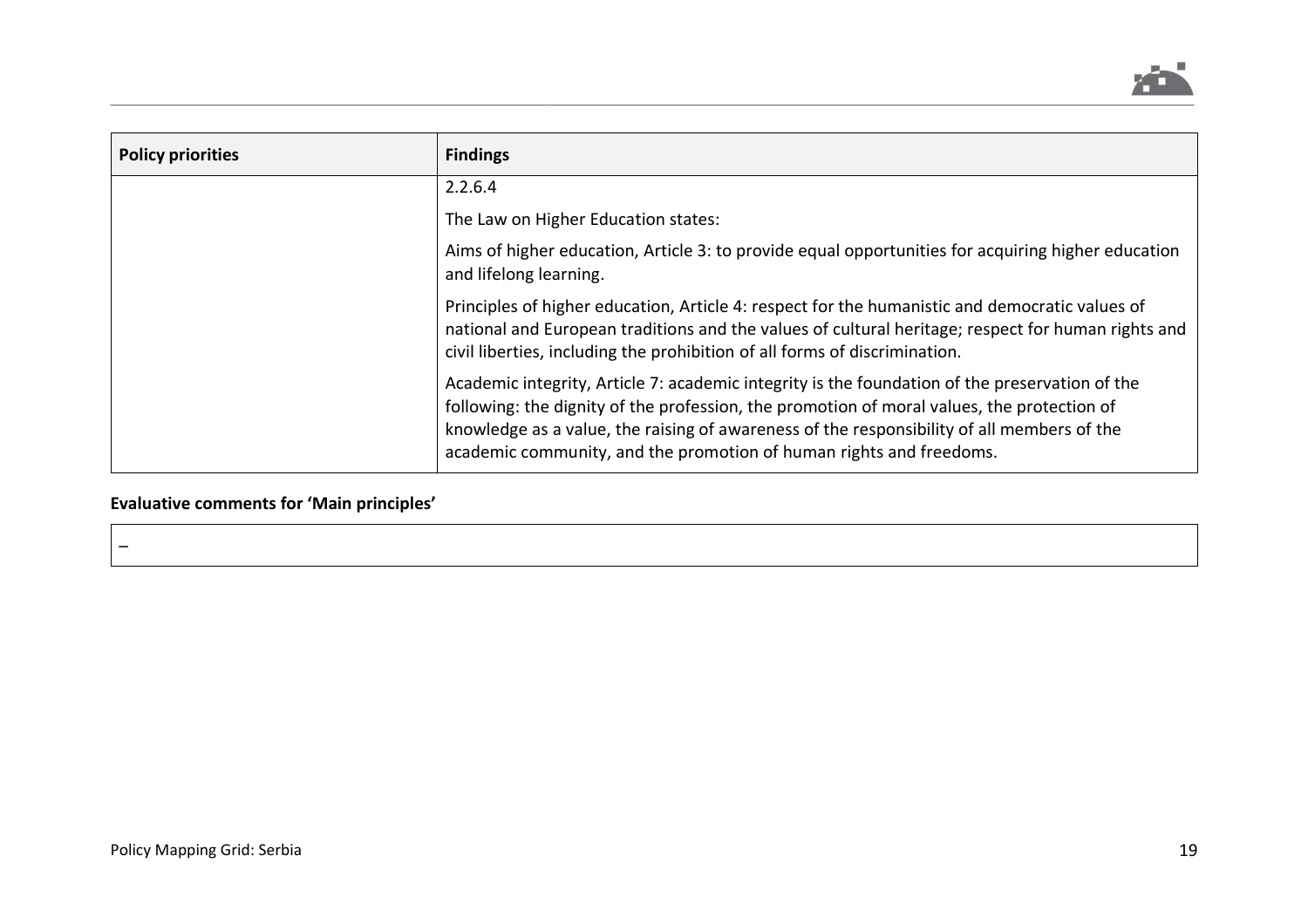| Policy priorities | Findings |
|---|---|
| | 2.2.6.4<br><br>The Law on Higher Education states:<br><br>Aims of higher education, Article 3: to provide equal opportunities for acquiring higher education and lifelong learning.<br><br>Principles of higher education, Article 4: respect for the humanistic and democratic values of national and European traditions and the values of cultural heritage; respect for human rights and civil liberties, including the prohibition of all forms of discrimination.<br><br>Academic integrity, Article 7: academic integrity is the foundation of the preservation of the following: the dignity of the profession, the promotion of moral values, the protection of knowledge as a value, the raising of awareness of the responsibility of all members of the academic community, and the promotion of human rights and freedoms. |

**Evaluative comments for 'Main principles'**

| – |
|---|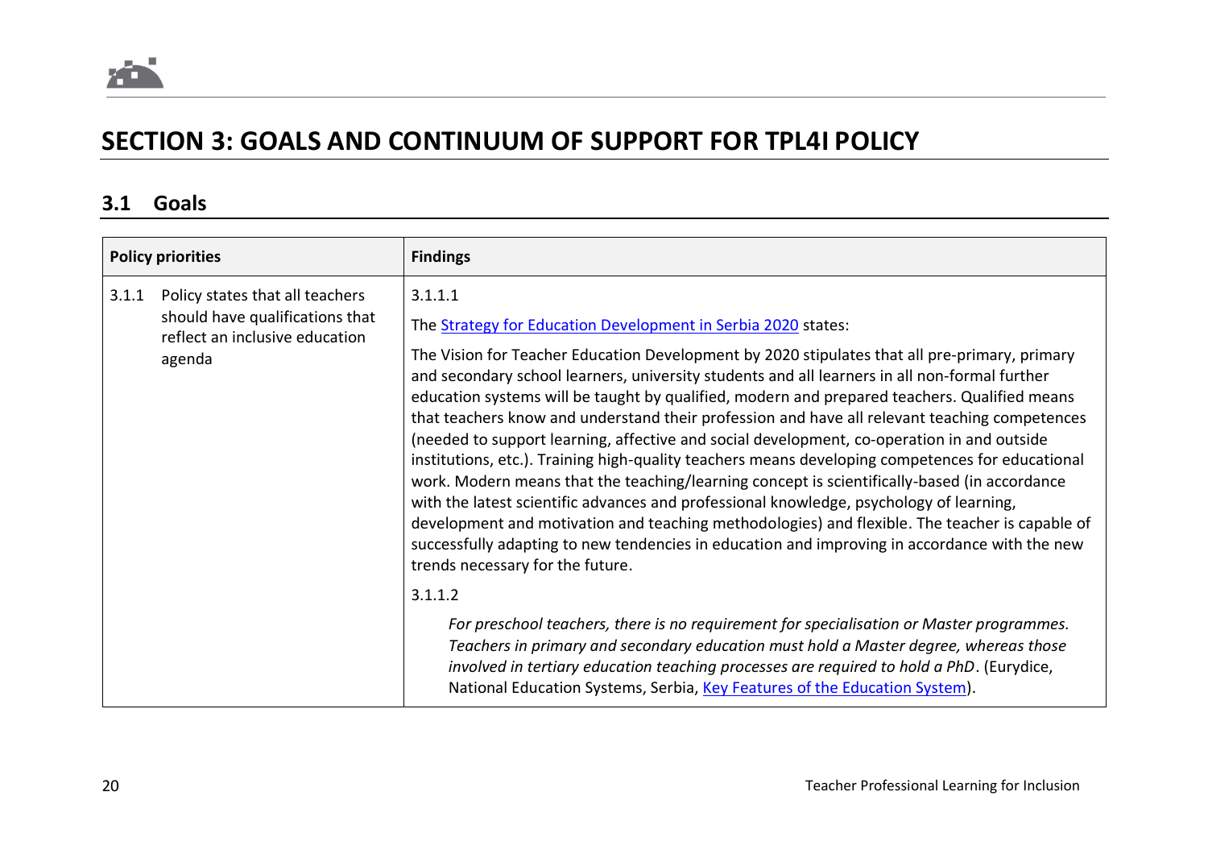# SECTION 3: GOALS AND CONTINUUM OF SUPPORT FOR TPL4I POLICY

## 3.1 Goals

| Policy priorities | Findings |
| --- | --- |
| 3.1.1 Policy states that all teachers should have qualifications that reflect an inclusive education agenda | 3.1.1.1<br><br>The [Strategy for Education Development in Serbia 2020]() states:<br><br>The Vision for Teacher Education Development by 2020 stipulates that all pre-primary, primary and secondary school learners, university students and all learners in all non-formal further education systems will be taught by qualified, modern and prepared teachers. Qualified means that teachers know and understand their profession and have all relevant teaching competences (needed to support learning, affective and social development, co-operation in and outside institutions, etc.). Training high-quality teachers means developing competences for educational work. Modern means that the teaching/learning concept is scientifically-based (in accordance with the latest scientific advances and professional knowledge, psychology of learning, development and motivation and teaching methodologies) and flexible. The teacher is capable of successfully adapting to new tendencies in education and improving in accordance with the new trends necessary for the future.<br><br>3.1.1.2<br><br>*For preschool teachers, there is no requirement for specialisation or Master programmes. Teachers in primary and secondary education must hold a Master degree, whereas those involved in tertiary education teaching processes are required to hold a PhD*. (Eurydice, National Education Systems, Serbia, [Key Features of the Education System]()). |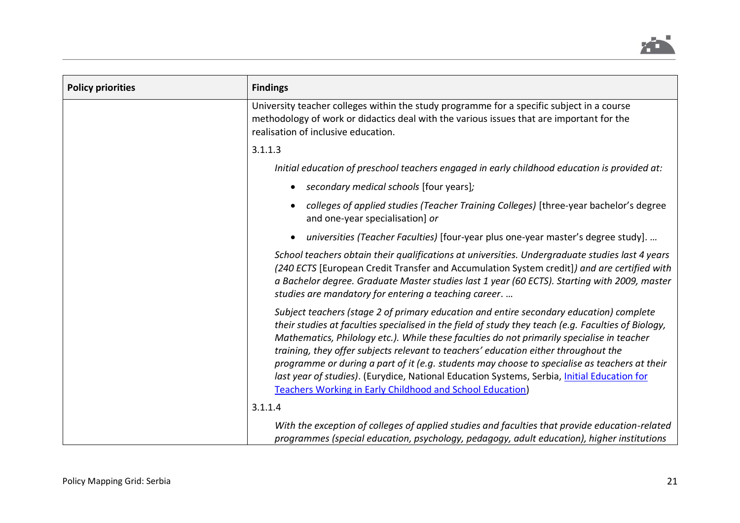| Policy priorities | Findings |
|---|---|
| | University teacher colleges within the study programme for a specific subject in a course methodology of work or didactics deal with the various issues that are important for the realisation of inclusive education. |
| | 3.1.1.3 |
| | *Initial education of preschool teachers engaged in early childhood education is provided at:*<br>• *secondary medical schools* [four years]*;*<br>• *colleges of applied studies (Teacher Training Colleges)* [three-year bachelor's degree and one-year specialisation] *or*<br>• *universities (Teacher Faculties)* [four-year plus one-year master's degree study]. … |
| | *School teachers obtain their qualifications at universities. Undergraduate studies last 4 years (240 ECTS* [European Credit Transfer and Accumulation System credit]*) and are certified with a Bachelor degree. Graduate Master studies last 1 year (60 ECTS). Starting with 2009, master studies are mandatory for entering a teaching career*. … |
| | *Subject teachers (stage 2 of primary education and entire secondary education) complete their studies at faculties specialised in the field of study they teach (e.g. Faculties of Biology, Mathematics, Philology etc.). While these faculties do not primarily specialise in teacher training, they offer subjects relevant to teachers' education either throughout the programme or during a part of it (e.g. students may choose to specialise as teachers at their last year of studies)*. (Eurydice, National Education Systems, Serbia, [Initial Education for Teachers Working in Early Childhood and School Education]) |
| | 3.1.1.4 |
| | *With the exception of colleges of applied studies and faculties that provide education-related programmes (special education, psychology, pedagogy, adult education), higher institutions* |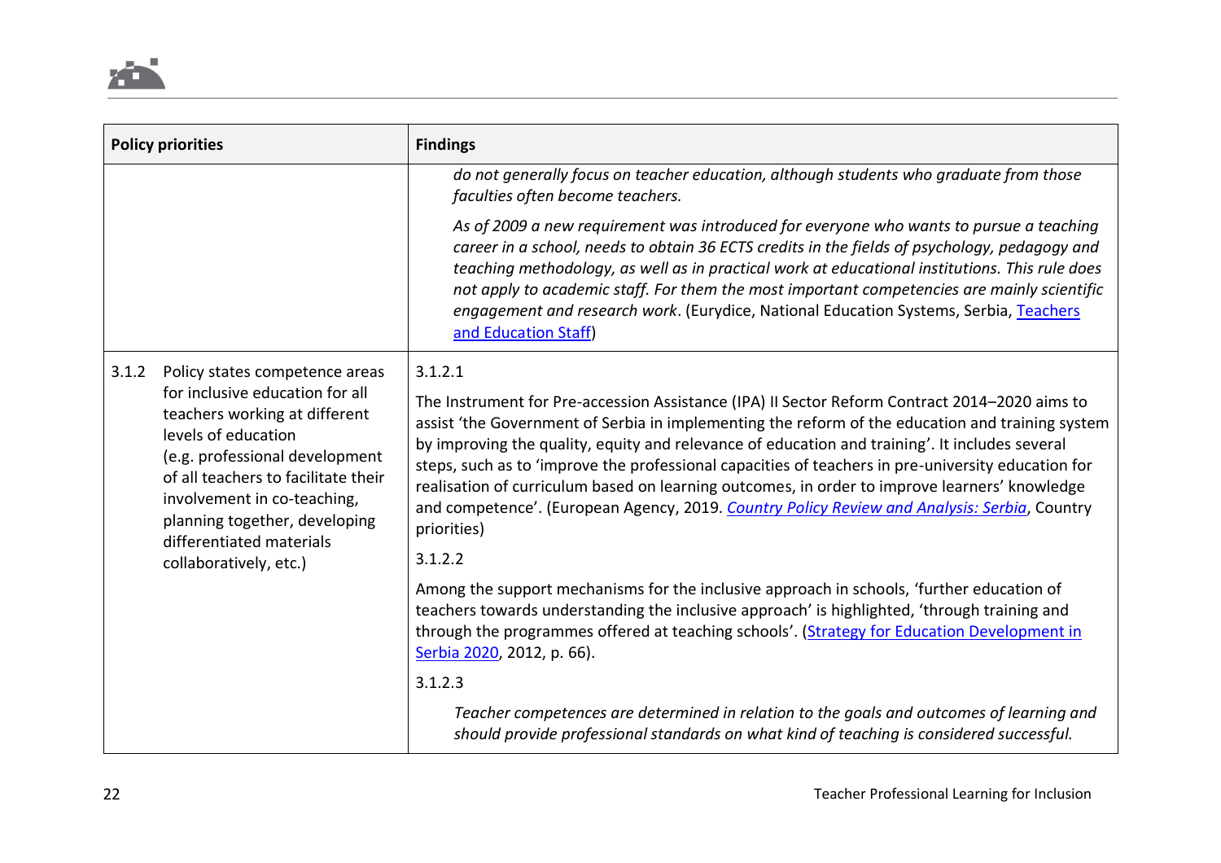| Policy priorities | Findings |
|---|---|
| | *do not generally focus on teacher education, although students who graduate from those faculties often become teachers.*<br><br>*As of 2009 a new requirement was introduced for everyone who wants to pursue a teaching career in a school, needs to obtain 36 ECTS credits in the fields of psychology, pedagogy and teaching methodology, as well as in practical work at educational institutions. This rule does not apply to academic staff. For them the most important competencies are mainly scientific engagement and research work*. (Eurydice, National Education Systems, Serbia, Teachers and Education Staff) |
| 3.1.2 Policy states competence areas for inclusive education for all teachers working at different levels of education (e.g. professional development of all teachers to facilitate their involvement in co-teaching, planning together, developing differentiated materials collaboratively, etc.) | 3.1.2.1<br><br>The Instrument for Pre-accession Assistance (IPA) II Sector Reform Contract 2014–2020 aims to assist 'the Government of Serbia in implementing the reform of the education and training system by improving the quality, equity and relevance of education and training'. It includes several steps, such as to 'improve the professional capacities of teachers in pre-university education for realisation of curriculum based on learning outcomes, in order to improve learners' knowledge and competence'. (European Agency, 2019. *Country Policy Review and Analysis: Serbia*, Country priorities)<br><br>3.1.2.2<br><br>Among the support mechanisms for the inclusive approach in schools, 'further education of teachers towards understanding the inclusive approach' is highlighted, 'through training and through the programmes offered at teaching schools'. (Strategy for Education Development in Serbia 2020, 2012, p. 66).<br><br>3.1.2.3<br><br>*Teacher competences are determined in relation to the goals and outcomes of learning and should provide professional standards on what kind of teaching is considered successful.* |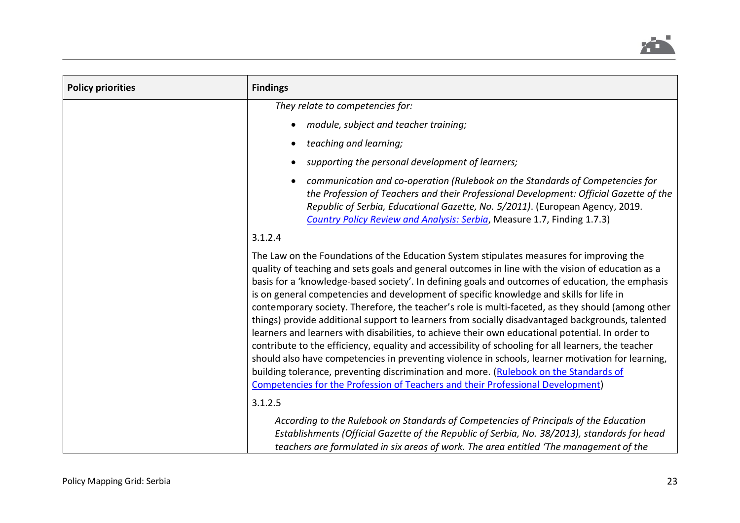| Policy priorities | Findings |
|---|---|
| | *They relate to competencies for:*<br><br>• *module, subject and teacher training;*<br>• *teaching and learning;*<br>• *supporting the personal development of learners;*<br>• *communication and co-operation (Rulebook on the Standards of Competencies for the Profession of Teachers and their Professional Development: Official Gazette of the Republic of Serbia, Educational Gazette, No. 5/2011)*. (European Agency, 2019. *Country Policy Review and Analysis: Serbia*, Measure 1.7, Finding 1.7.3)<br><br>3.1.2.4<br><br>The Law on the Foundations of the Education System stipulates measures for improving the quality of teaching and sets goals and general outcomes in line with the vision of education as a basis for a 'knowledge-based society'. In defining goals and outcomes of education, the emphasis is on general competencies and development of specific knowledge and skills for life in contemporary society. Therefore, the teacher's role is multi-faceted, as they should (among other things) provide additional support to learners from socially disadvantaged backgrounds, talented learners and learners with disabilities, to achieve their own educational potential. In order to contribute to the efficiency, equality and accessibility of schooling for all learners, the teacher should also have competencies in preventing violence in schools, learner motivation for learning, building tolerance, preventing discrimination and more. (Rulebook on the Standards of Competencies for the Profession of Teachers and their Professional Development)<br><br>3.1.2.5<br><br>*According to the Rulebook on Standards of Competencies of Principals of the Education Establishments (Official Gazette of the Republic of Serbia, No. 38/2013), standards for head teachers are formulated in six areas of work. The area entitled 'The management of the* |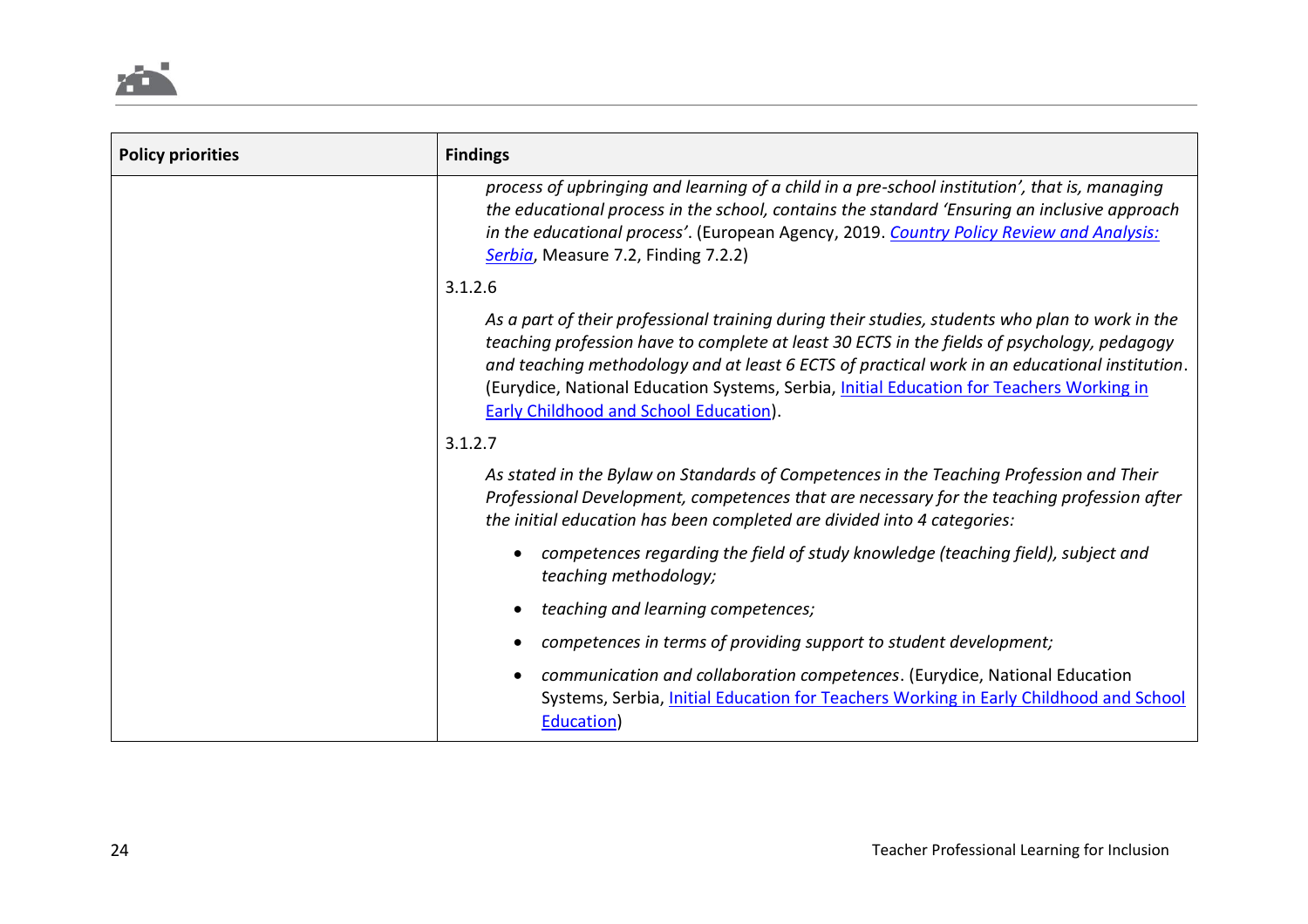| Policy priorities | Findings |
|---|---|
| | *process of upbringing and learning of a child in a pre-school institution', that is, managing the educational process in the school, contains the standard 'Ensuring an inclusive approach in the educational process'*. (European Agency, 2019. *Country Policy Review and Analysis: Serbia*, Measure 7.2, Finding 7.2.2)<br><br>3.1.2.6<br><br>*As a part of their professional training during their studies, students who plan to work in the teaching profession have to complete at least 30 ECTS in the fields of psychology, pedagogy and teaching methodology and at least 6 ECTS of practical work in an educational institution*. (Eurydice, National Education Systems, Serbia, Initial Education for Teachers Working in Early Childhood and School Education).<br><br>3.1.2.7<br><br>*As stated in the Bylaw on Standards of Competences in the Teaching Profession and Their Professional Development, competences that are necessary for the teaching profession after the initial education has been completed are divided into 4 categories:*<br><br>• *competences regarding the field of study knowledge (teaching field), subject and teaching methodology;*<br>• *teaching and learning competences;*<br>• *competences in terms of providing support to student development;*<br>• *communication and collaboration competences*. (Eurydice, National Education Systems, Serbia, Initial Education for Teachers Working in Early Childhood and School Education) |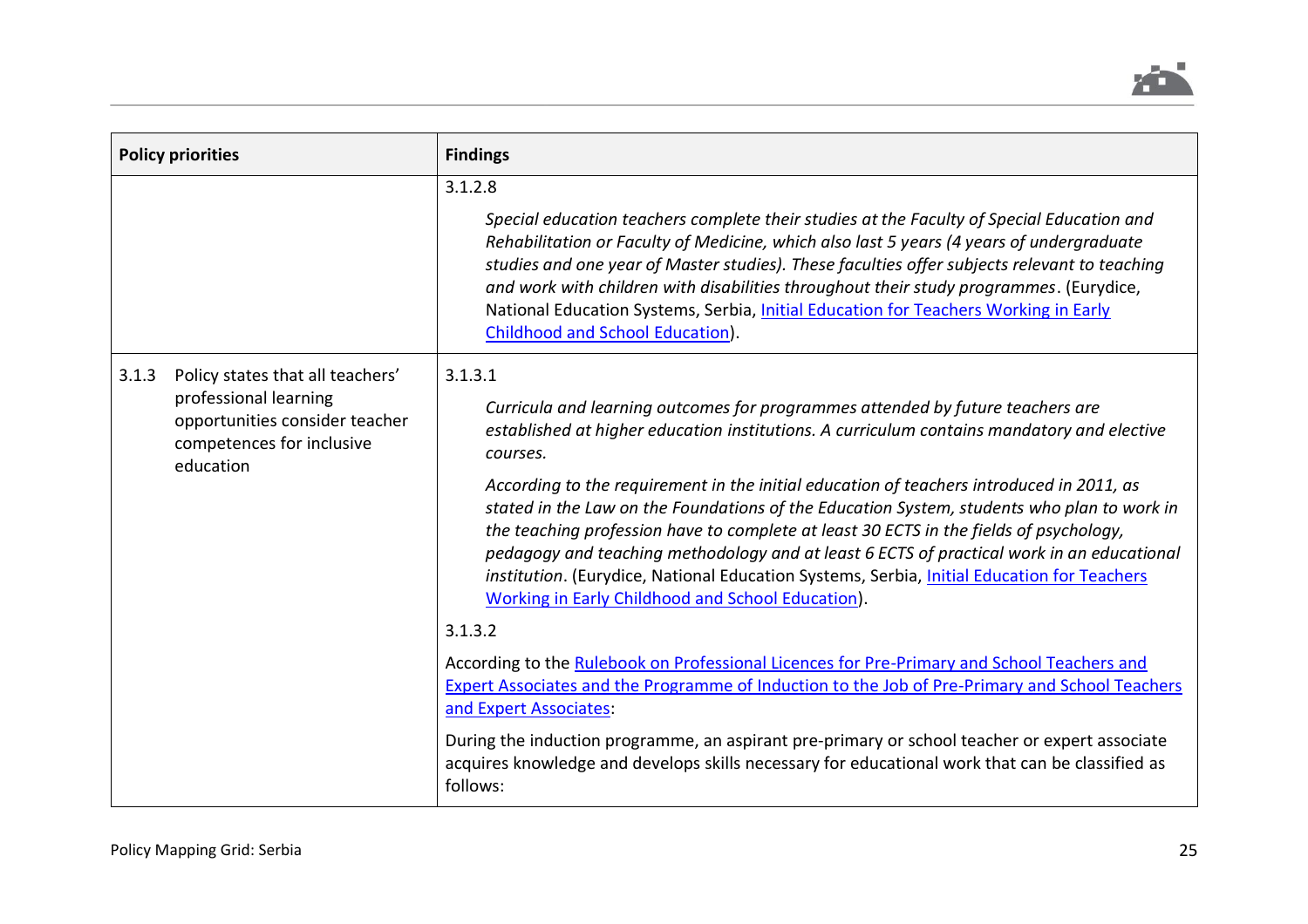| Policy priorities | Findings |
| --- | --- |
| | 3.1.2.8<br><br>*Special education teachers complete their studies at the Faculty of Special Education and Rehabilitation or Faculty of Medicine, which also last 5 years (4 years of undergraduate studies and one year of Master studies). These faculties offer subjects relevant to teaching and work with children with disabilities throughout their study programmes*. (Eurydice, National Education Systems, Serbia, Initial Education for Teachers Working in Early Childhood and School Education). |
| 3.1.3 Policy states that all teachers' professional learning opportunities consider teacher competences for inclusive education | 3.1.3.1<br><br>*Curricula and learning outcomes for programmes attended by future teachers are established at higher education institutions. A curriculum contains mandatory and elective courses.*<br><br>*According to the requirement in the initial education of teachers introduced in 2011, as stated in the Law on the Foundations of the Education System, students who plan to work in the teaching profession have to complete at least 30 ECTS in the fields of psychology, pedagogy and teaching methodology and at least 6 ECTS of practical work in an educational institution*. (Eurydice, National Education Systems, Serbia, Initial Education for Teachers Working in Early Childhood and School Education).<br><br>3.1.3.2<br><br>According to the Rulebook on Professional Licences for Pre-Primary and School Teachers and Expert Associates and the Programme of Induction to the Job of Pre-Primary and School Teachers and Expert Associates:<br><br>During the induction programme, an aspirant pre-primary or school teacher or expert associate acquires knowledge and develops skills necessary for educational work that can be classified as follows: |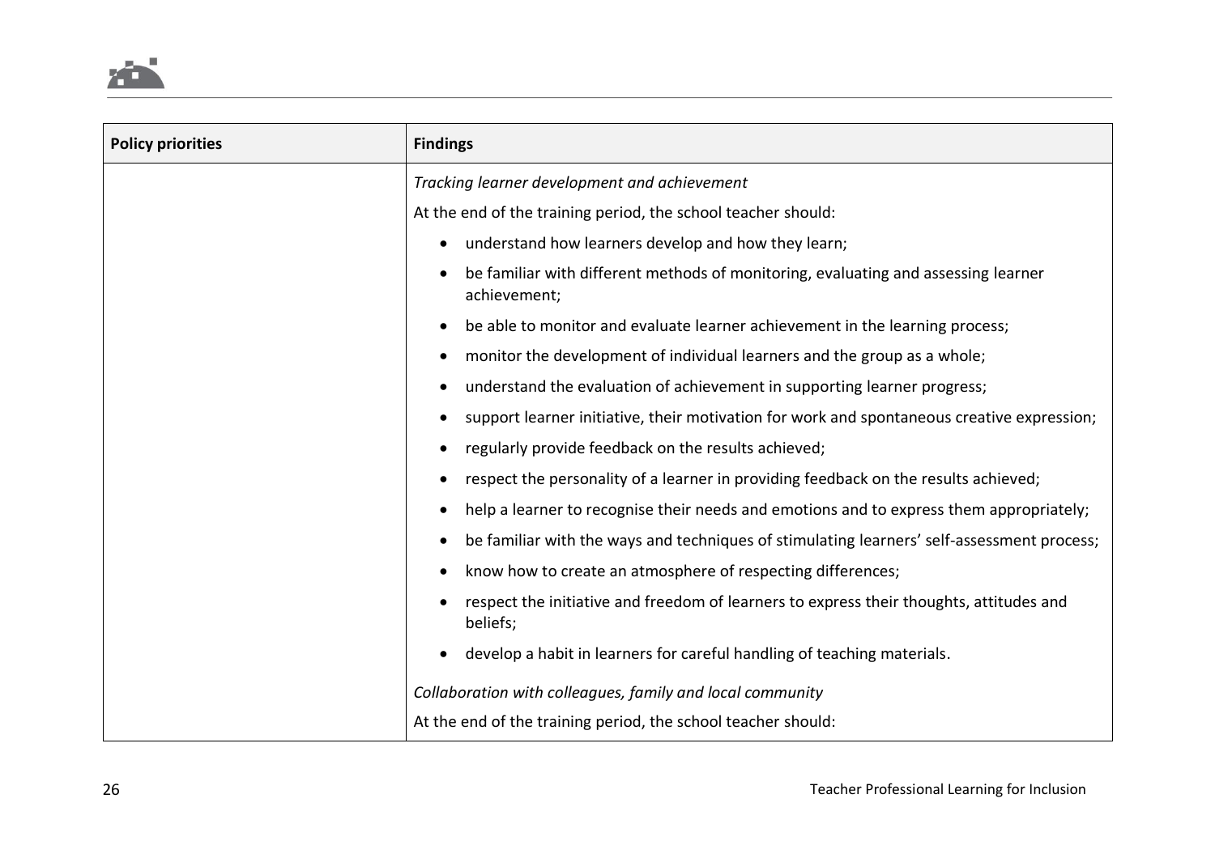| Policy priorities | Findings |
|---|---|
| | *Tracking learner development and achievement*<br>At the end of the training period, the school teacher should:<br>• understand how learners develop and how they learn;<br>• be familiar with different methods of monitoring, evaluating and assessing learner achievement;<br>• be able to monitor and evaluate learner achievement in the learning process;<br>• monitor the development of individual learners and the group as a whole;<br>• understand the evaluation of achievement in supporting learner progress;<br>• support learner initiative, their motivation for work and spontaneous creative expression;<br>• regularly provide feedback on the results achieved;<br>• respect the personality of a learner in providing feedback on the results achieved;<br>• help a learner to recognise their needs and emotions and to express them appropriately;<br>• be familiar with the ways and techniques of stimulating learners' self-assessment process;<br>• know how to create an atmosphere of respecting differences;<br>• respect the initiative and freedom of learners to express their thoughts, attitudes and beliefs;<br>• develop a habit in learners for careful handling of teaching materials.<br><br>*Collaboration with colleagues, family and local community*<br>At the end of the training period, the school teacher should: |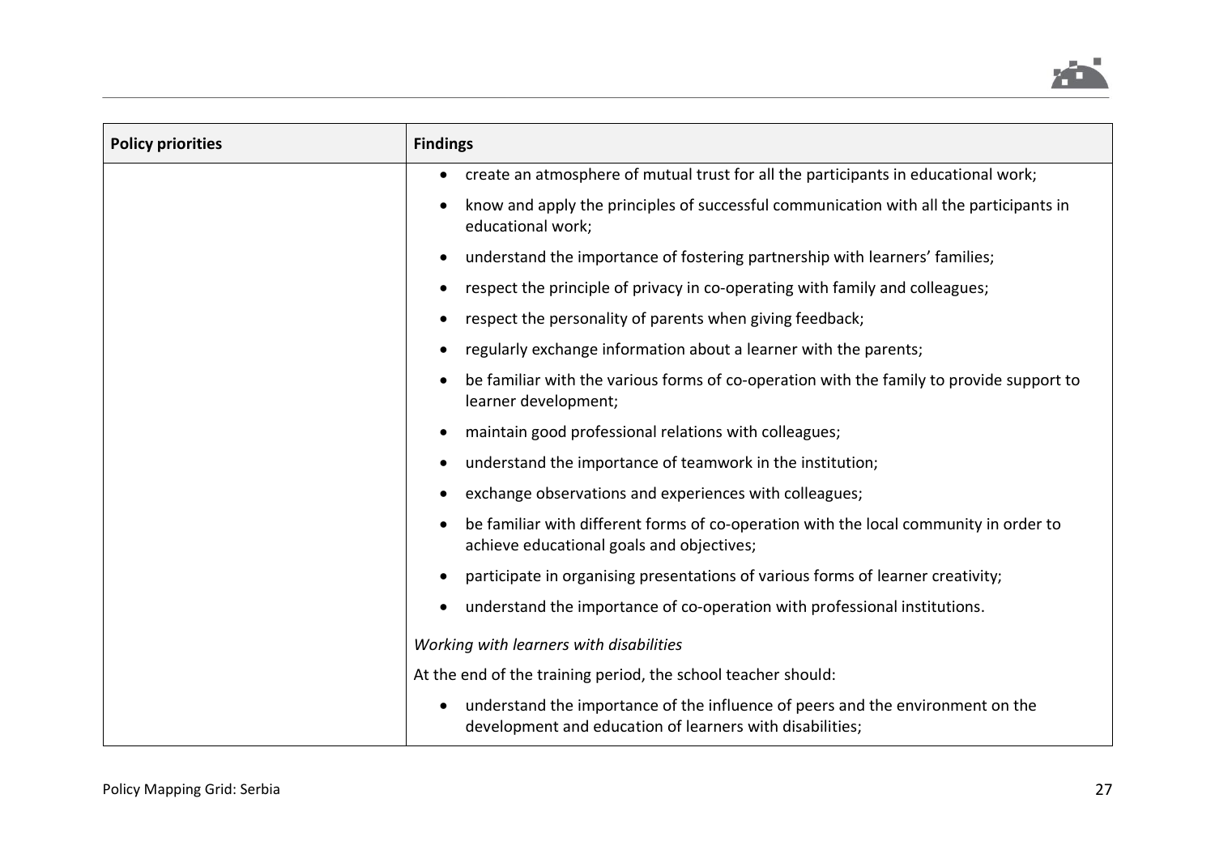| Policy priorities | Findings |
|---|---|
| | • create an atmosphere of mutual trust for all the participants in educational work;<br>• know and apply the principles of successful communication with all the participants in educational work;<br>• understand the importance of fostering partnership with learners' families;<br>• respect the principle of privacy in co-operating with family and colleagues;<br>• respect the personality of parents when giving feedback;<br>• regularly exchange information about a learner with the parents;<br>• be familiar with the various forms of co-operation with the family to provide support to learner development;<br>• maintain good professional relations with colleagues;<br>• understand the importance of teamwork in the institution;<br>• exchange observations and experiences with colleagues;<br>• be familiar with different forms of co-operation with the local community in order to achieve educational goals and objectives;<br>• participate in organising presentations of various forms of learner creativity;<br>• understand the importance of co-operation with professional institutions.<br><br>*Working with learners with disabilities*<br><br>At the end of the training period, the school teacher should:<br><br>• understand the importance of the influence of peers and the environment on the development and education of learners with disabilities; |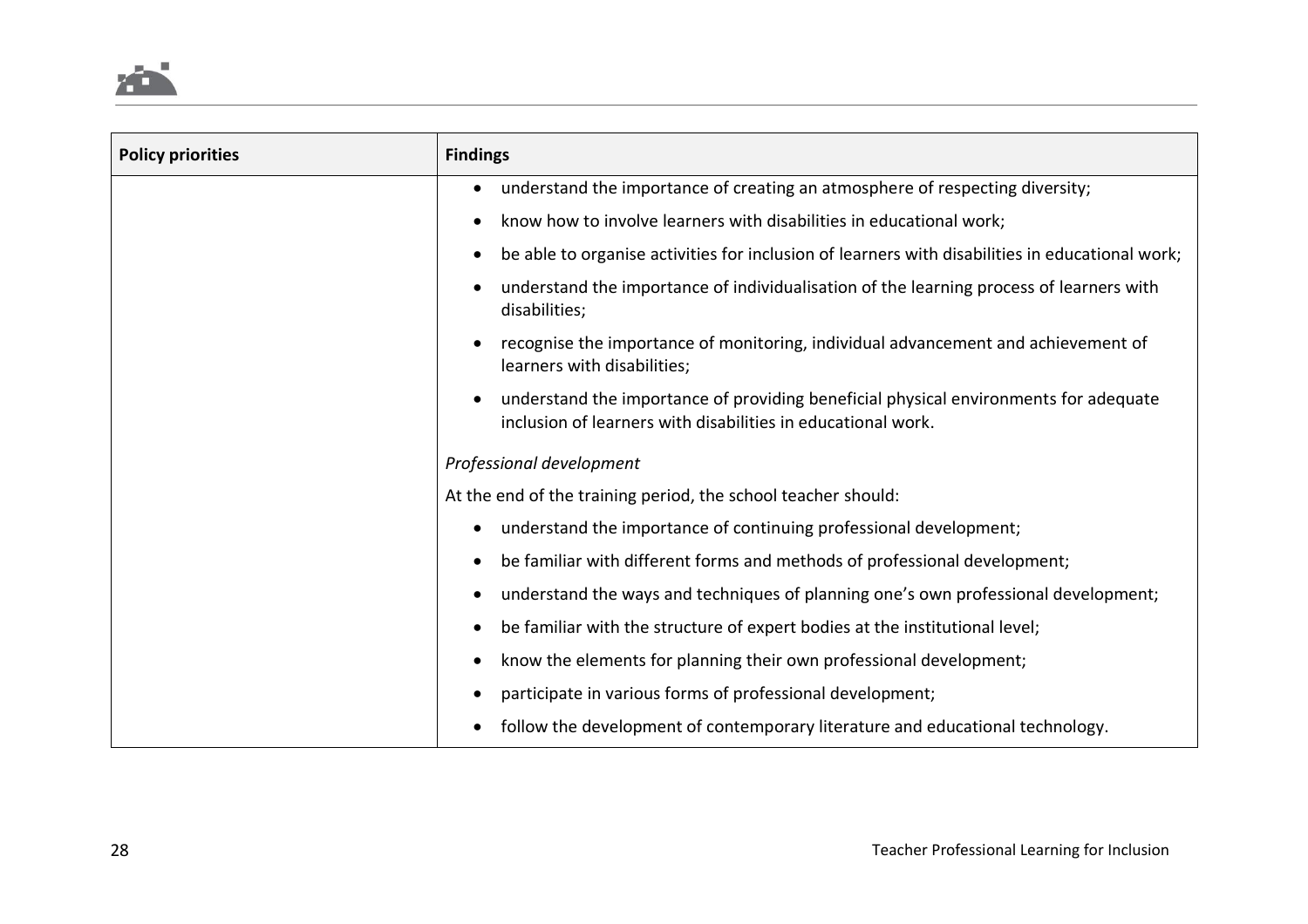| Policy priorities | Findings |
|---|---|
| | • understand the importance of creating an atmosphere of respecting diversity;<br>• know how to involve learners with disabilities in educational work;<br>• be able to organise activities for inclusion of learners with disabilities in educational work;<br>• understand the importance of individualisation of the learning process of learners with disabilities;<br>• recognise the importance of monitoring, individual advancement and achievement of learners with disabilities;<br>• understand the importance of providing beneficial physical environments for adequate inclusion of learners with disabilities in educational work.<br><br>*Professional development*<br><br>At the end of the training period, the school teacher should:<br><br>• understand the importance of continuing professional development;<br>• be familiar with different forms and methods of professional development;<br>• understand the ways and techniques of planning one's own professional development;<br>• be familiar with the structure of expert bodies at the institutional level;<br>• know the elements for planning their own professional development;<br>• participate in various forms of professional development;<br>• follow the development of contemporary literature and educational technology. |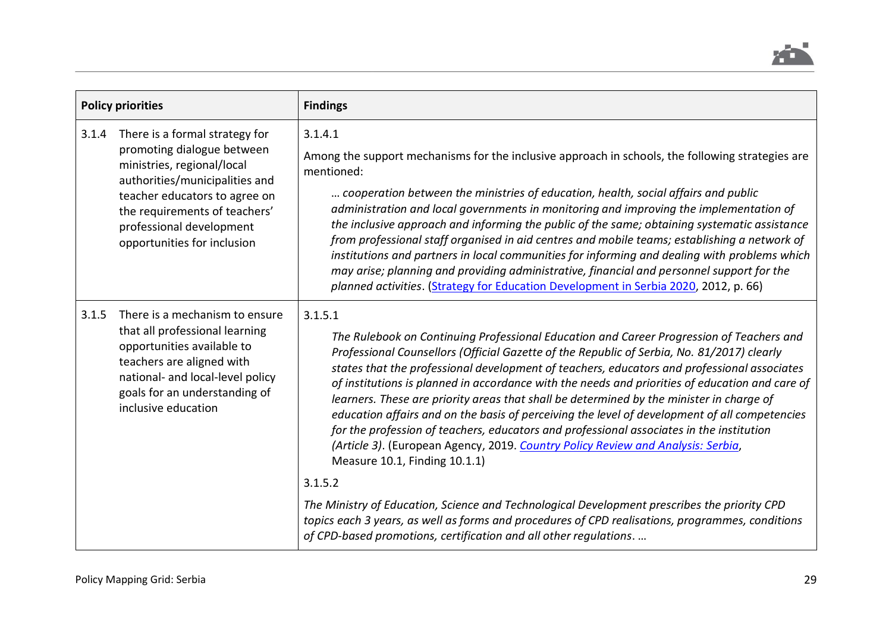| Policy priorities | Findings |
|---|---|
| 3.1.4 There is a formal strategy for promoting dialogue between ministries, regional/local authorities/municipalities and teacher educators to agree on the requirements of teachers' professional development opportunities for inclusion | 3.1.4.1<br><br>Among the support mechanisms for the inclusive approach in schools, the following strategies are mentioned:<br><br>*… cooperation between the ministries of education, health, social affairs and public administration and local governments in monitoring and improving the implementation of the inclusive approach and informing the public of the same; obtaining systematic assistance from professional staff organised in aid centres and mobile teams; establishing a network of institutions and partners in local communities for informing and dealing with problems which may arise; planning and providing administrative, financial and personnel support for the planned activities*. (Strategy for Education Development in Serbia 2020, 2012, p. 66) |
| 3.1.5 There is a mechanism to ensure that all professional learning opportunities available to teachers are aligned with national- and local-level policy goals for an understanding of inclusive education | 3.1.5.1<br><br>*The Rulebook on Continuing Professional Education and Career Progression of Teachers and Professional Counsellors (Official Gazette of the Republic of Serbia, No. 81/2017) clearly states that the professional development of teachers, educators and professional associates of institutions is planned in accordance with the needs and priorities of education and care of learners. These are priority areas that shall be determined by the minister in charge of education affairs and on the basis of perceiving the level of development of all competencies for the profession of teachers, educators and professional associates in the institution (Article 3)*. (European Agency, 2019. *Country Policy Review and Analysis: Serbia*, Measure 10.1, Finding 10.1.1)<br><br>3.1.5.2<br><br>*The Ministry of Education, Science and Technological Development prescribes the priority CPD topics each 3 years, as well as forms and procedures of CPD realisations, programmes, conditions of CPD-based promotions, certification and all other regulations*. … |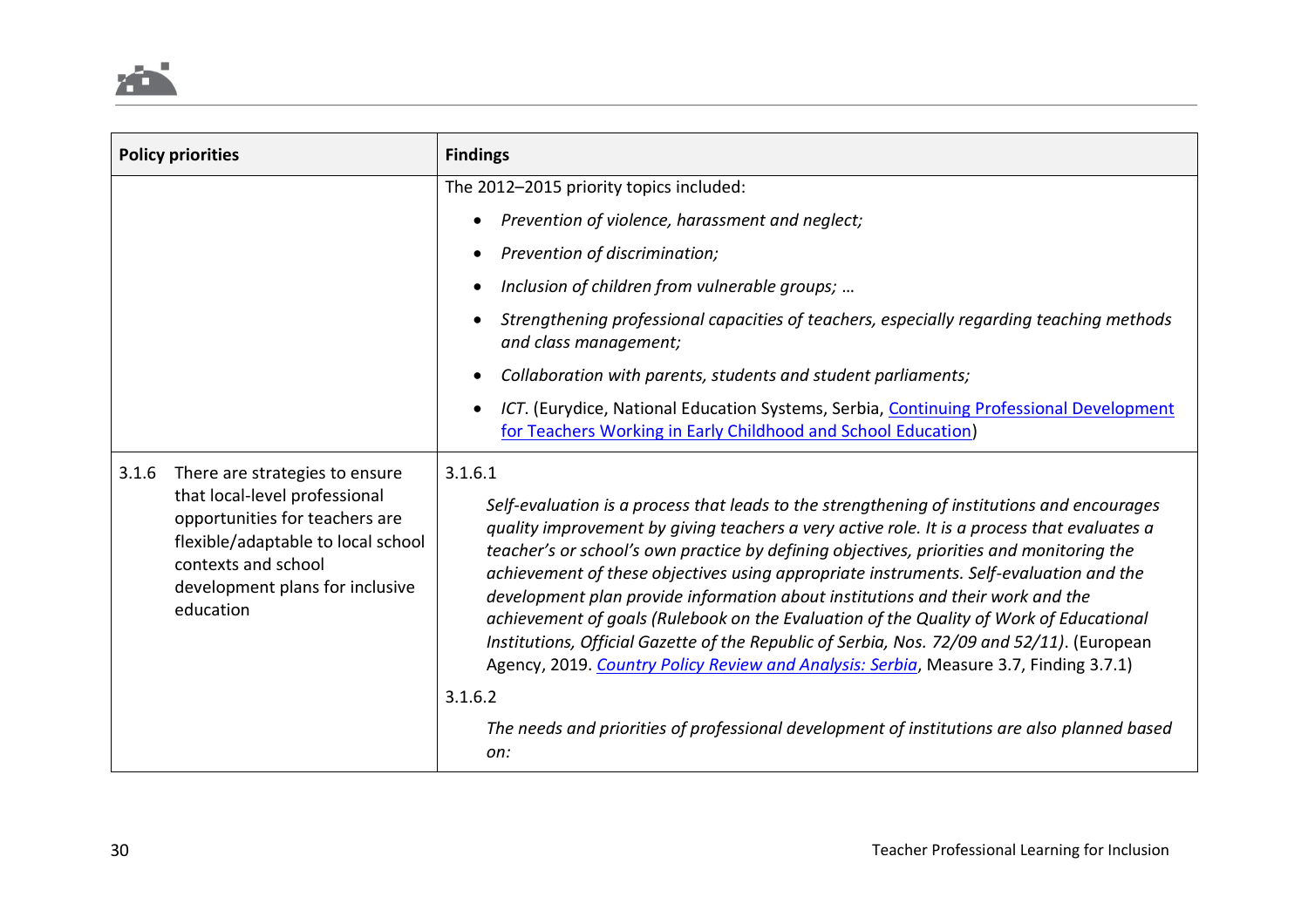| Policy priorities | Findings |
|---|---|
| | The 2012–2015 priority topics included:<br>• *Prevention of violence, harassment and neglect;*<br>• *Prevention of discrimination;*<br>• *Inclusion of children from vulnerable groups; …*<br>• *Strengthening professional capacities of teachers, especially regarding teaching methods and class management;*<br>• *Collaboration with parents, students and student parliaments;*<br>• *ICT*. (Eurydice, National Education Systems, Serbia, Continuing Professional Development for Teachers Working in Early Childhood and School Education) |
| 3.1.6 There are strategies to ensure that local-level professional opportunities for teachers are flexible/adaptable to local school contexts and school development plans for inclusive education | 3.1.6.1<br>*Self-evaluation is a process that leads to the strengthening of institutions and encourages quality improvement by giving teachers a very active role. It is a process that evaluates a teacher's or school's own practice by defining objectives, priorities and monitoring the achievement of these objectives using appropriate instruments. Self-evaluation and the development plan provide information about institutions and their work and the achievement of goals (Rulebook on the Evaluation of the Quality of Work of Educational Institutions, Official Gazette of the Republic of Serbia, Nos. 72/09 and 52/11)*. (European Agency, 2019. *Country Policy Review and Analysis: Serbia*, Measure 3.7, Finding 3.7.1)<br>3.1.6.2<br>*The needs and priorities of professional development of institutions are also planned based on:* |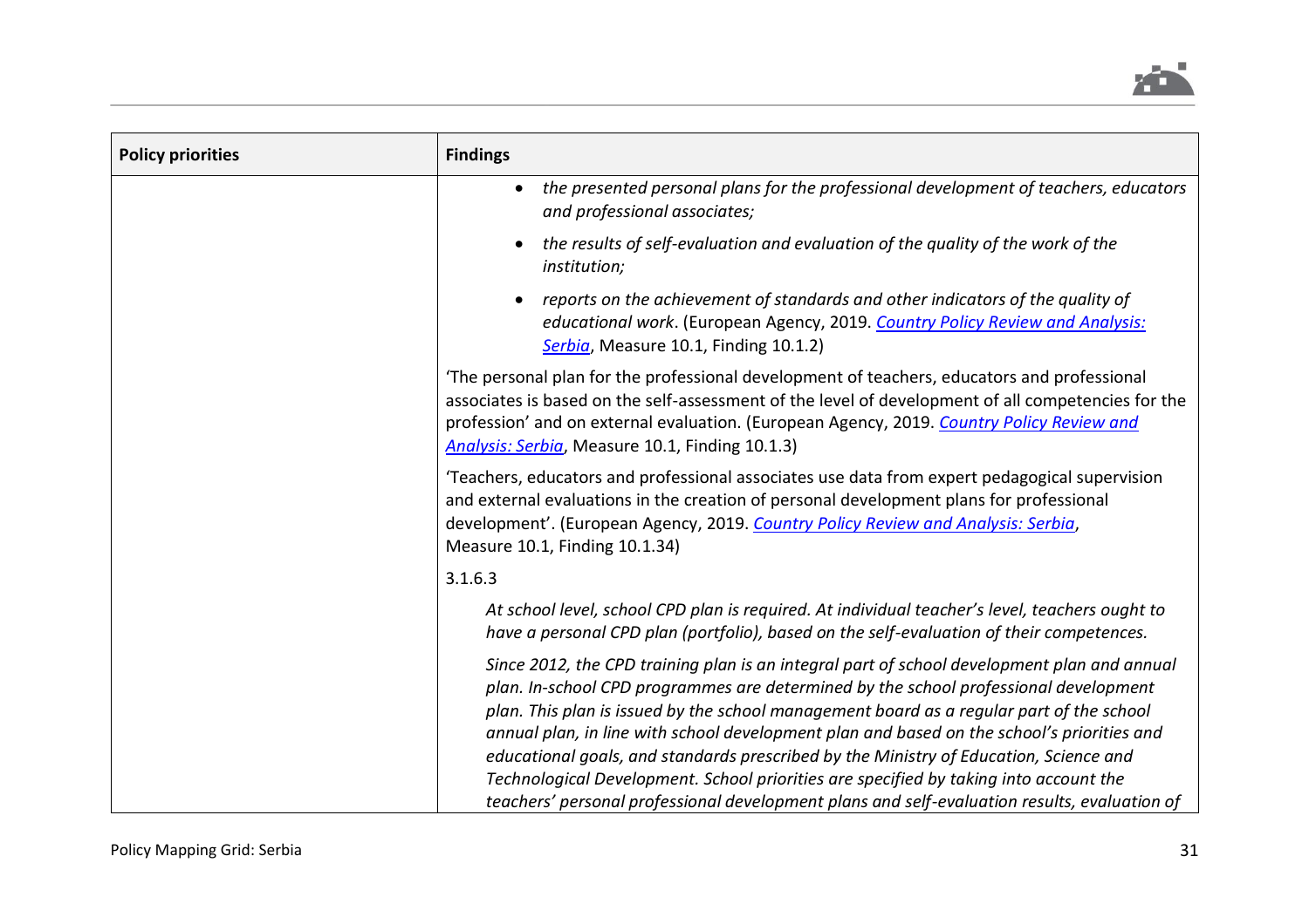| Policy priorities | Findings |
| --- | --- |
| | • *the presented personal plans for the professional development of teachers, educators and professional associates;*<br><br>• *the results of self-evaluation and evaluation of the quality of the work of the institution;*<br><br>• *reports on the achievement of standards and other indicators of the quality of educational work*. (European Agency, 2019. [*Country Policy Review and Analysis: Serbia*](), Measure 10.1, Finding 10.1.2)<br><br>'The personal plan for the professional development of teachers, educators and professional associates is based on the self-assessment of the level of development of all competencies for the profession' and on external evaluation. (European Agency, 2019. [*Country Policy Review and Analysis: Serbia*](), Measure 10.1, Finding 10.1.3)<br><br>'Teachers, educators and professional associates use data from expert pedagogical supervision and external evaluations in the creation of personal development plans for professional development'. (European Agency, 2019. [*Country Policy Review and Analysis: Serbia*](), Measure 10.1, Finding 10.1.34)<br><br>3.1.6.3<br><br>*At school level, school CPD plan is required. At individual teacher's level, teachers ought to have a personal CPD plan (portfolio), based on the self-evaluation of their competences.*<br><br>*Since 2012, the CPD training plan is an integral part of school development plan and annual plan. In-school CPD programmes are determined by the school professional development plan. This plan is issued by the school management board as a regular part of the school annual plan, in line with school development plan and based on the school's priorities and educational goals, and standards prescribed by the Ministry of Education, Science and Technological Development. School priorities are specified by taking into account the teachers' personal professional development plans and self-evaluation results, evaluation of* |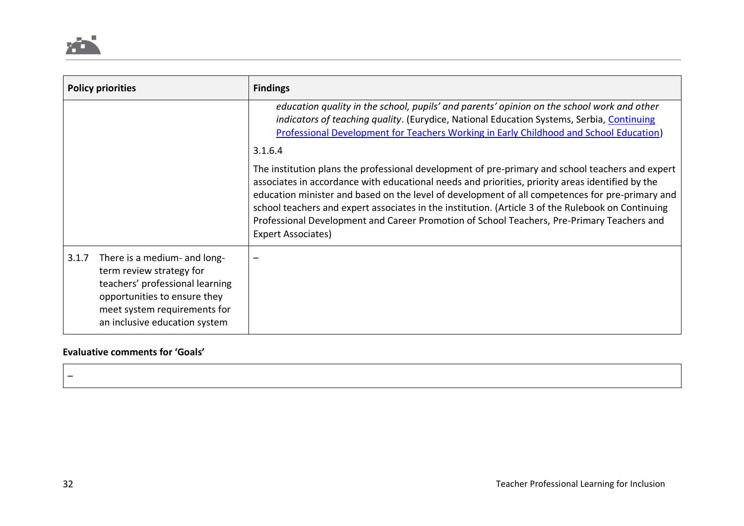| Policy priorities | Findings |
|---|---|
| | *education quality in the school, pupils' and parents' opinion on the school work and other indicators of teaching quality*. (Eurydice, National Education Systems, Serbia, [Continuing Professional Development for Teachers Working in Early Childhood and School Education](#)) <br><br> 3.1.6.4 <br><br> The institution plans the professional development of pre-primary and school teachers and expert associates in accordance with educational needs and priorities, priority areas identified by the education minister and based on the level of development of all competences for pre-primary and school teachers and expert associates in the institution. (Article 3 of the Rulebook on Continuing Professional Development and Career Promotion of School Teachers, Pre-Primary Teachers and Expert Associates) |
| 3.1.7 There is a medium- and long-term review strategy for teachers' professional learning opportunities to ensure they meet system requirements for an inclusive education system | – |

**Evaluative comments for 'Goals'**

| – |
|---|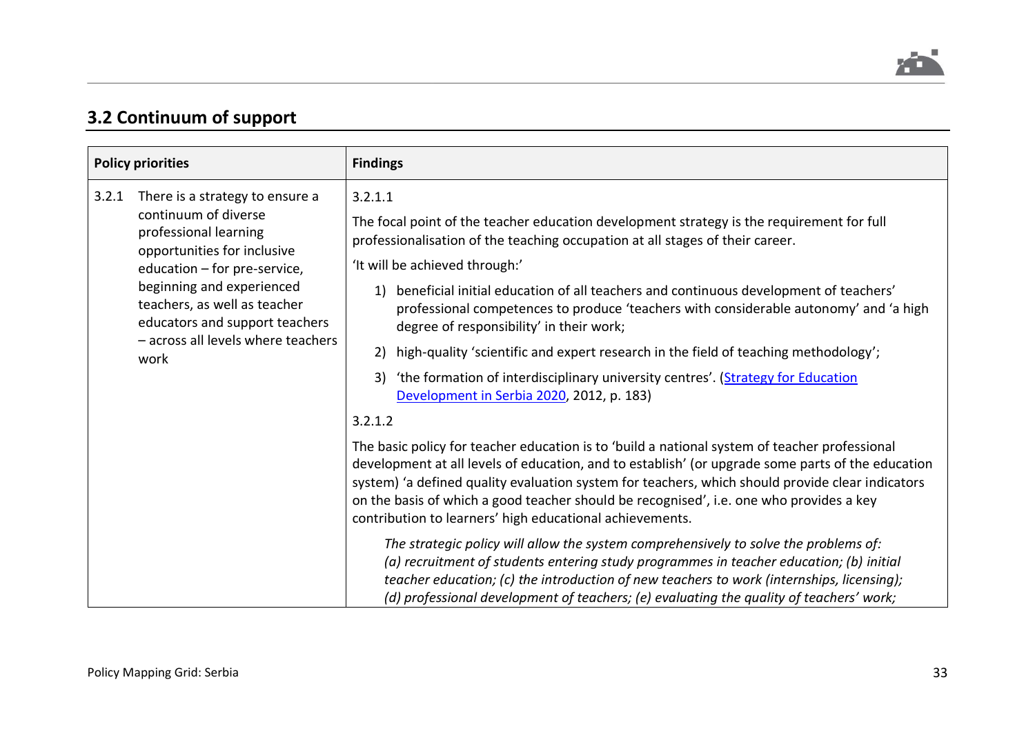## 3.2 Continuum of support

| Policy priorities | Findings |
|---|---|
| 3.2.1 There is a strategy to ensure a continuum of diverse professional learning opportunities for inclusive education – for pre-service, beginning and experienced teachers, as well as teacher educators and support teachers – across all levels where teachers work | 3.2.1.1<br><br>The focal point of the teacher education development strategy is the requirement for full professionalisation of the teaching occupation at all stages of their career.<br><br>'It will be achieved through:'<br><br>1) beneficial initial education of all teachers and continuous development of teachers' professional competences to produce 'teachers with considerable autonomy' and 'a high degree of responsibility' in their work;<br><br>2) high-quality 'scientific and expert research in the field of teaching methodology';<br><br>3) 'the formation of interdisciplinary university centres'. ([Strategy for Education Development in Serbia 2020](), 2012, p. 183)<br><br>3.2.1.2<br><br>The basic policy for teacher education is to 'build a national system of teacher professional development at all levels of education, and to establish' (or upgrade some parts of the education system) 'a defined quality evaluation system for teachers, which should provide clear indicators on the basis of which a good teacher should be recognised', i.e. one who provides a key contribution to learners' high educational achievements.<br><br>*The strategic policy will allow the system comprehensively to solve the problems of: (a) recruitment of students entering study programmes in teacher education; (b) initial teacher education; (c) the introduction of new teachers to work (internships, licensing); (d) professional development of teachers; (e) evaluating the quality of teachers' work;* |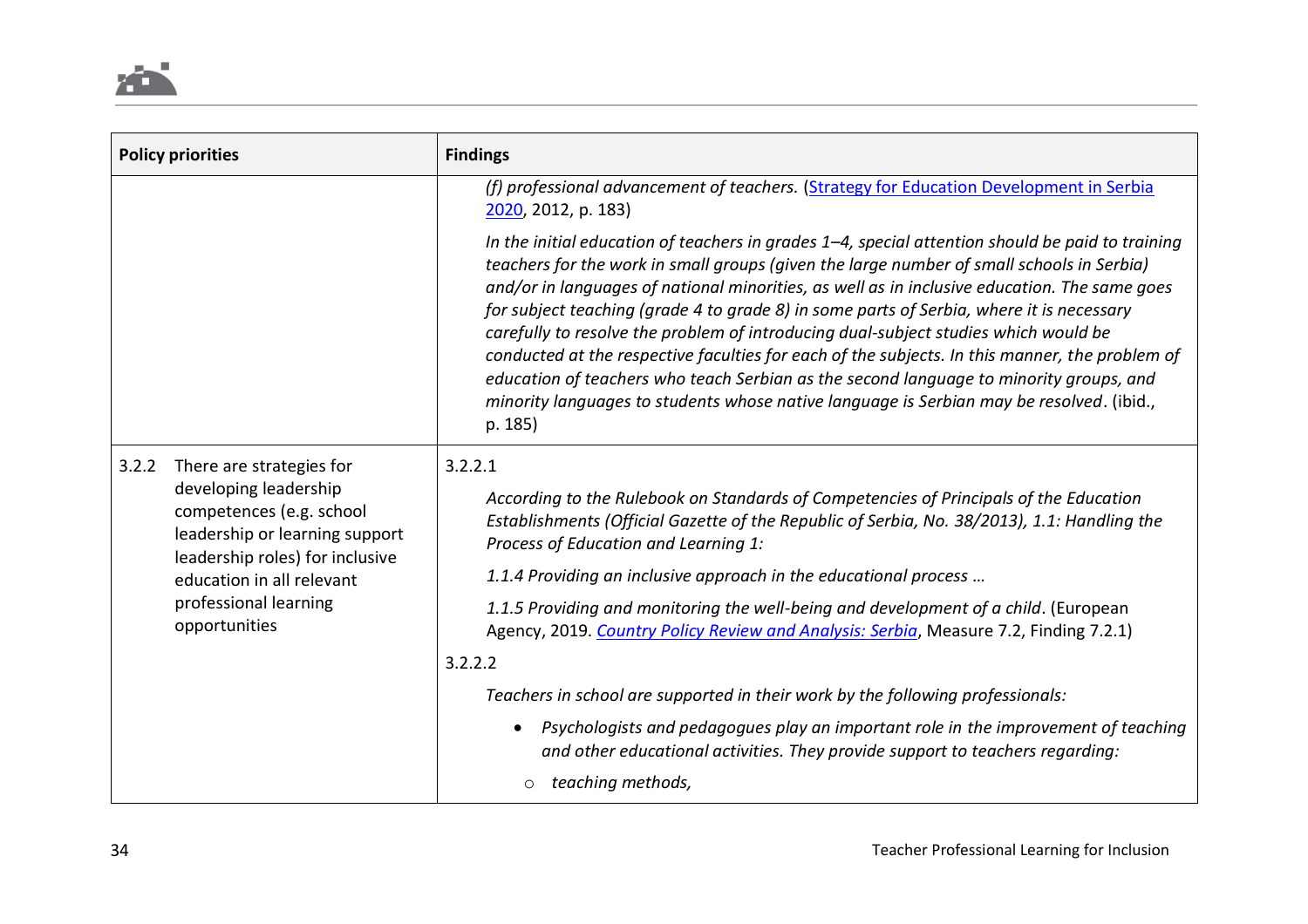| Policy priorities | Findings |
|---|---|
| | *(f) professional advancement of teachers.* (Strategy for Education Development in Serbia 2020, 2012, p. 183)<br><br>*In the initial education of teachers in grades 1–4, special attention should be paid to training teachers for the work in small groups (given the large number of small schools in Serbia) and/or in languages of national minorities, as well as in inclusive education. The same goes for subject teaching (grade 4 to grade 8) in some parts of Serbia, where it is necessary carefully to resolve the problem of introducing dual-subject studies which would be conducted at the respective faculties for each of the subjects. In this manner, the problem of education of teachers who teach Serbian as the second language to minority groups, and minority languages to students whose native language is Serbian may be resolved*. (ibid., p. 185) |
| 3.2.2 There are strategies for developing leadership competences (e.g. school leadership or learning support leadership roles) for inclusive education in all relevant professional learning opportunities | 3.2.2.1<br><br>*According to the Rulebook on Standards of Competencies of Principals of the Education Establishments (Official Gazette of the Republic of Serbia, No. 38/2013), 1.1: Handling the Process of Education and Learning 1:*<br><br>*1.1.4 Providing an inclusive approach in the educational process …*<br><br>*1.1.5 Providing and monitoring the well-being and development of a child*. (European Agency, 2019. *Country Policy Review and Analysis: Serbia*, Measure 7.2, Finding 7.2.1)<br><br>3.2.2.2<br><br>*Teachers in school are supported in their work by the following professionals:*<br><br>• *Psychologists and pedagogues play an important role in the improvement of teaching and other educational activities. They provide support to teachers regarding:*<br>&nbsp;&nbsp;&nbsp;&nbsp;○ *teaching methods,* |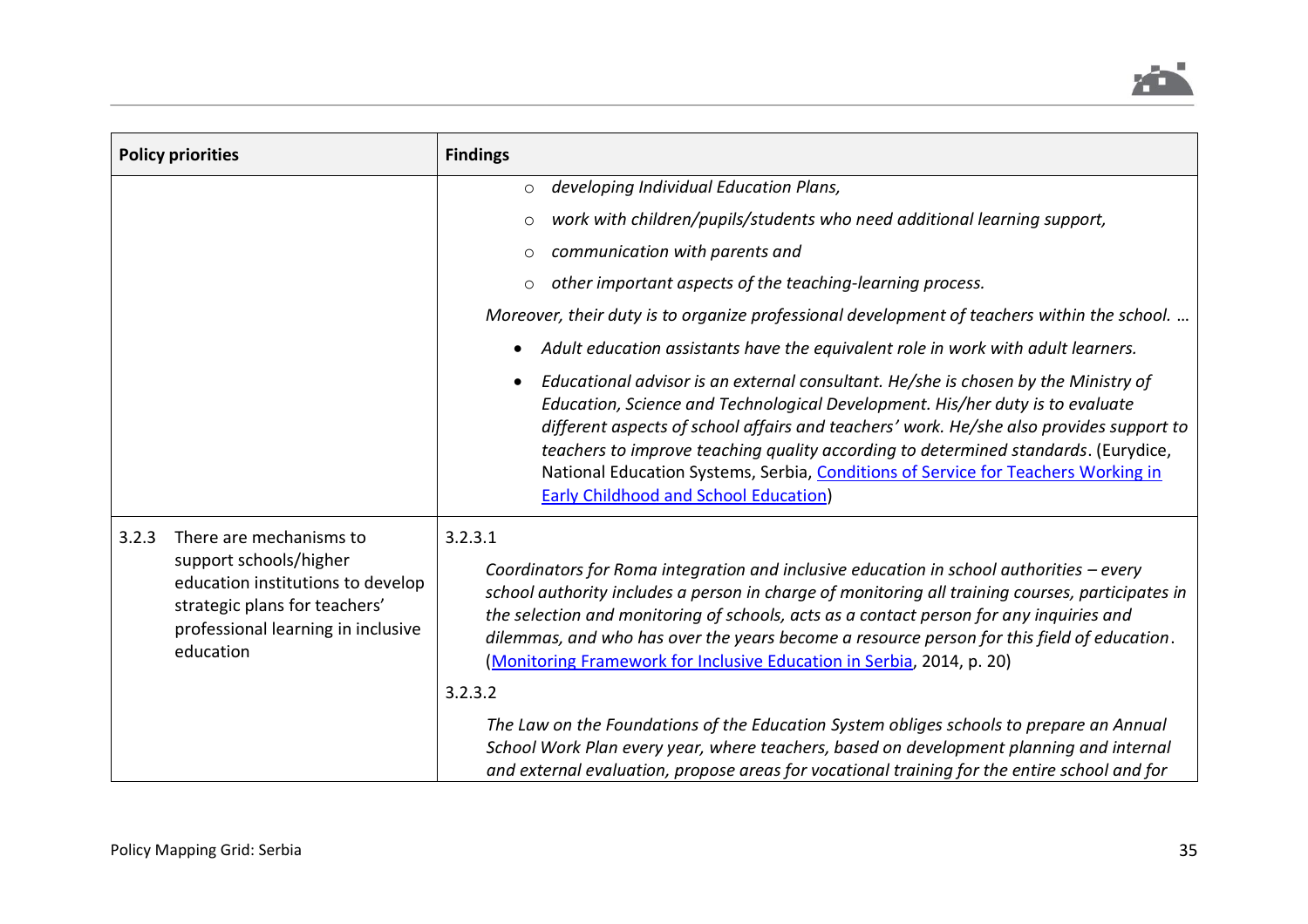| Policy priorities | Findings |
|---|---|
| | ○ *developing Individual Education Plans,*<br>○ *work with children/pupils/students who need additional learning support,*<br>○ *communication with parents and*<br>○ *other important aspects of the teaching-learning process.*<br>*Moreover, their duty is to organize professional development of teachers within the school. …*<br>• *Adult education assistants have the equivalent role in work with adult learners.*<br>• *Educational advisor is an external consultant. He/she is chosen by the Ministry of Education, Science and Technological Development. His/her duty is to evaluate different aspects of school affairs and teachers' work. He/she also provides support to teachers to improve teaching quality according to determined standards*. (Eurydice, National Education Systems, Serbia, [Conditions of Service for Teachers Working in Early Childhood and School Education](#)) |
| 3.2.3 There are mechanisms to support schools/higher education institutions to develop strategic plans for teachers' professional learning in inclusive education | 3.2.3.1<br>*Coordinators for Roma integration and inclusive education in school authorities – every school authority includes a person in charge of monitoring all training courses, participates in the selection and monitoring of schools, acts as a contact person for any inquiries and dilemmas, and who has over the years become a resource person for this field of education*. ([Monitoring Framework for Inclusive Education in Serbia](#), 2014, p. 20)<br>3.2.3.2<br>*The Law on the Foundations of the Education System obliges schools to prepare an Annual School Work Plan every year, where teachers, based on development planning and internal and external evaluation, propose areas for vocational training for the entire school and for* |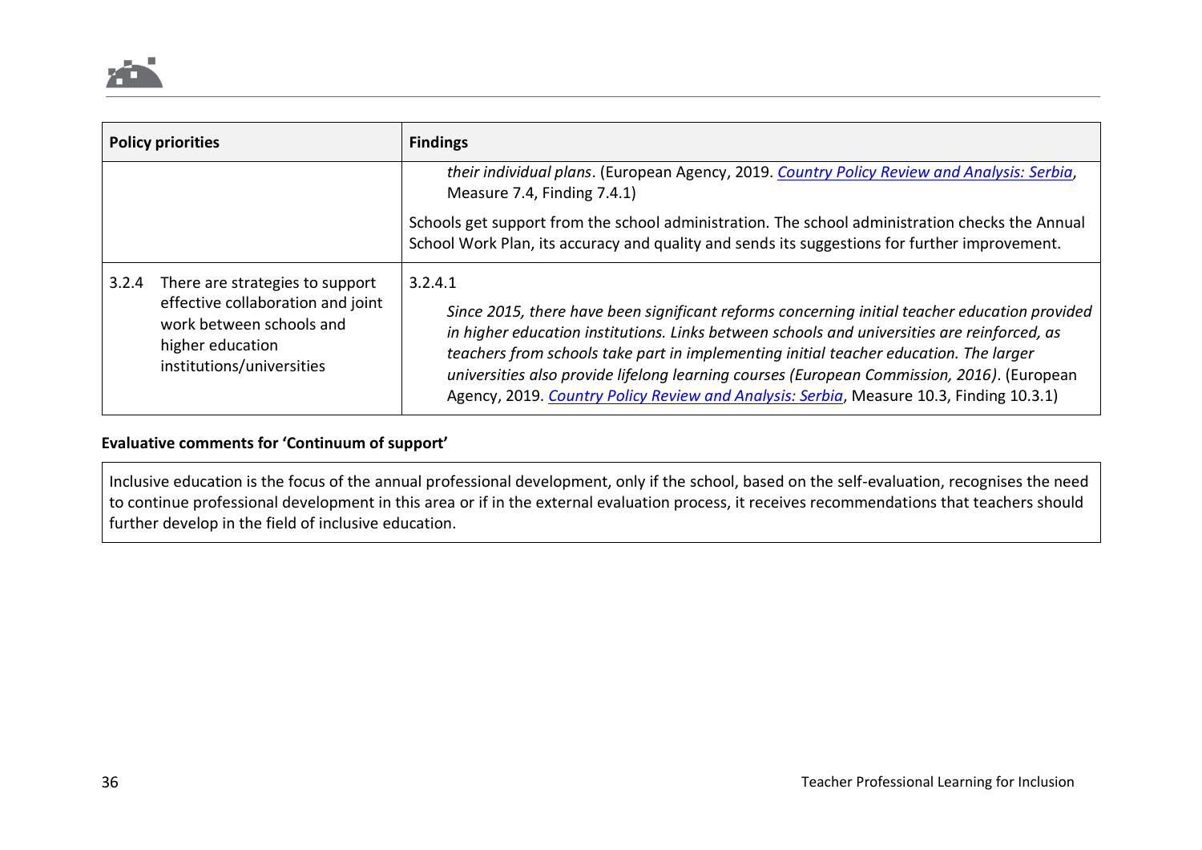| Policy priorities | Findings |
|---|---|
| | *their individual plans*. (European Agency, 2019. *Country Policy Review and Analysis: Serbia*, Measure 7.4, Finding 7.4.1)<br><br>Schools get support from the school administration. The school administration checks the Annual School Work Plan, its accuracy and quality and sends its suggestions for further improvement. |
| 3.2.4 There are strategies to support effective collaboration and joint work between schools and higher education institutions/universities | 3.2.4.1<br><br>*Since 2015, there have been significant reforms concerning initial teacher education provided in higher education institutions. Links between schools and universities are reinforced, as teachers from schools take part in implementing initial teacher education. The larger universities also provide lifelong learning courses (European Commission, 2016)*. (European Agency, 2019. *Country Policy Review and Analysis: Serbia*, Measure 10.3, Finding 10.3.1) |

**Evaluative comments for 'Continuum of support'**

Inclusive education is the focus of the annual professional development, only if the school, based on the self-evaluation, recognises the need to continue professional development in this area or if in the external evaluation process, it receives recommendations that teachers should further develop in the field of inclusive education.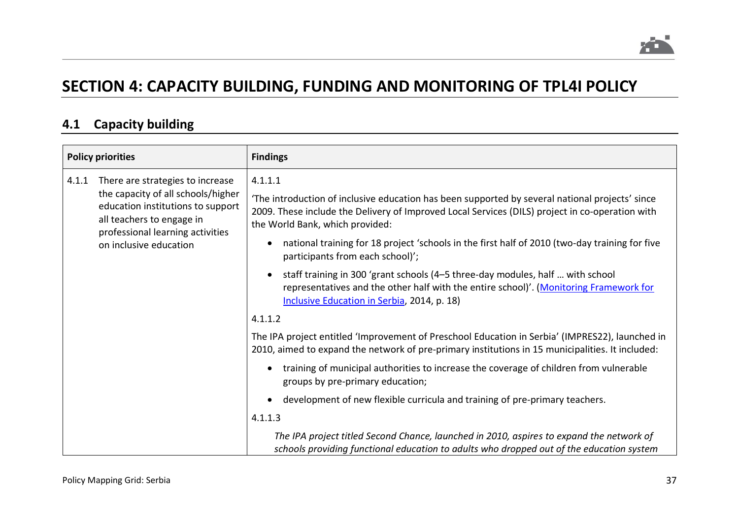# SECTION 4: CAPACITY BUILDING, FUNDING AND MONITORING OF TPL4I POLICY

## 4.1 Capacity building

| Policy priorities | Findings |
|---|---|
| 4.1.1 There are strategies to increase the capacity of all schools/higher education institutions to support all teachers to engage in professional learning activities on inclusive education | 4.1.1.1<br><br>'The introduction of inclusive education has been supported by several national projects' since 2009. These include the Delivery of Improved Local Services (DILS) project in co-operation with the World Bank, which provided:<br><br>• national training for 18 project 'schools in the first half of 2010 (two-day training for five participants from each school)';<br><br>• staff training in 300 'grant schools (4–5 three-day modules, half … with school representatives and the other half with the entire school)'. ([Monitoring Framework for Inclusive Education in Serbia](), 2014, p. 18)<br><br>4.1.1.2<br><br>The IPA project entitled 'Improvement of Preschool Education in Serbia' (IMPRES22), launched in 2010, aimed to expand the network of pre-primary institutions in 15 municipalities. It included:<br><br>• training of municipal authorities to increase the coverage of children from vulnerable groups by pre-primary education;<br><br>• development of new flexible curricula and training of pre-primary teachers.<br><br>4.1.1.3<br><br>*The IPA project titled Second Chance, launched in 2010, aspires to expand the network of schools providing functional education to adults who dropped out of the education system* |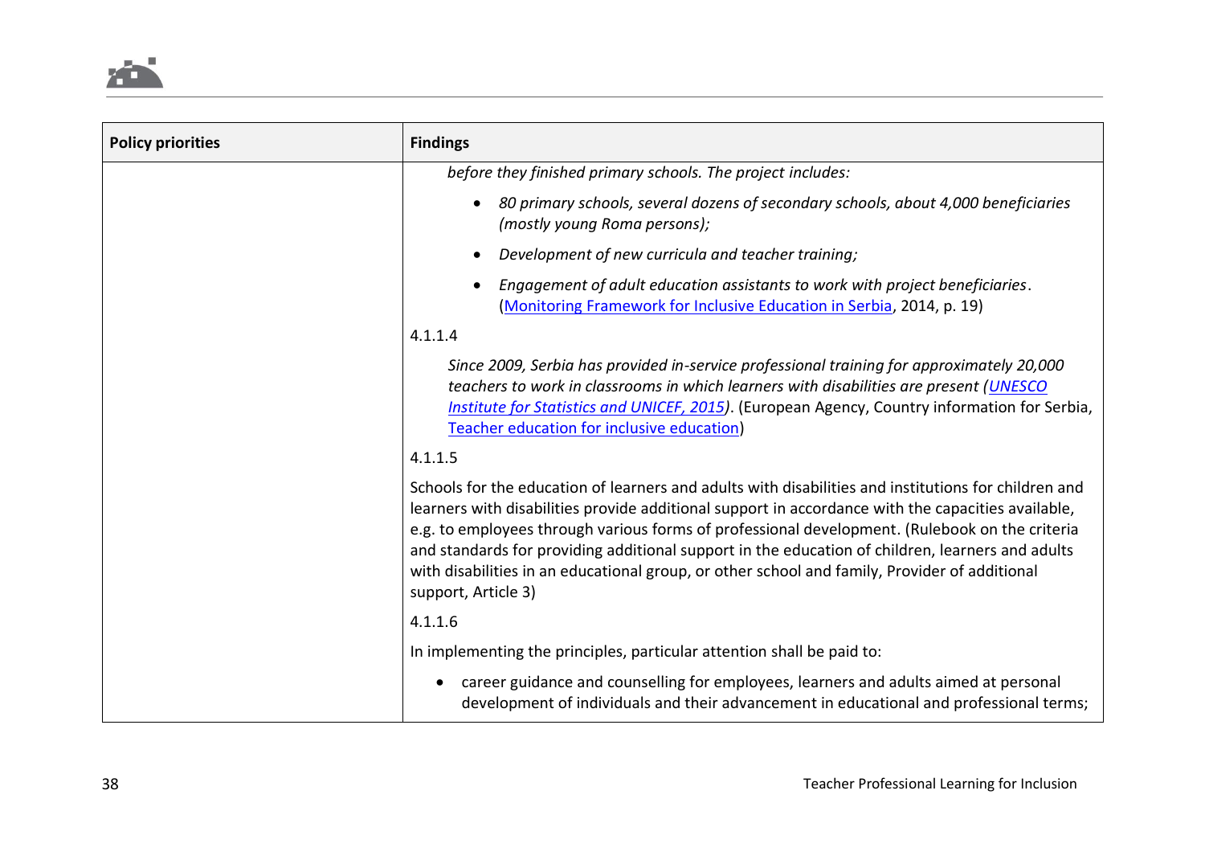| Policy priorities | Findings |
|---|---|
| | *before they finished primary schools. The project includes:*<br>• *80 primary schools, several dozens of secondary schools, about 4,000 beneficiaries (mostly young Roma persons);*<br>• *Development of new curricula and teacher training;*<br>• *Engagement of adult education assistants to work with project beneficiaries*. (Monitoring Framework for Inclusive Education in Serbia, 2014, p. 19)<br>4.1.1.4<br>*Since 2009, Serbia has provided in-service professional training for approximately 20,000 teachers to work in classrooms in which learners with disabilities are present (UNESCO Institute for Statistics and UNICEF, 2015)*. (European Agency, Country information for Serbia, Teacher education for inclusive education)<br>4.1.1.5<br>Schools for the education of learners and adults with disabilities and institutions for children and learners with disabilities provide additional support in accordance with the capacities available, e.g. to employees through various forms of professional development. (Rulebook on the criteria and standards for providing additional support in the education of children, learners and adults with disabilities in an educational group, or other school and family, Provider of additional support, Article 3)<br>4.1.1.6<br>In implementing the principles, particular attention shall be paid to:<br>• career guidance and counselling for employees, learners and adults aimed at personal development of individuals and their advancement in educational and professional terms; |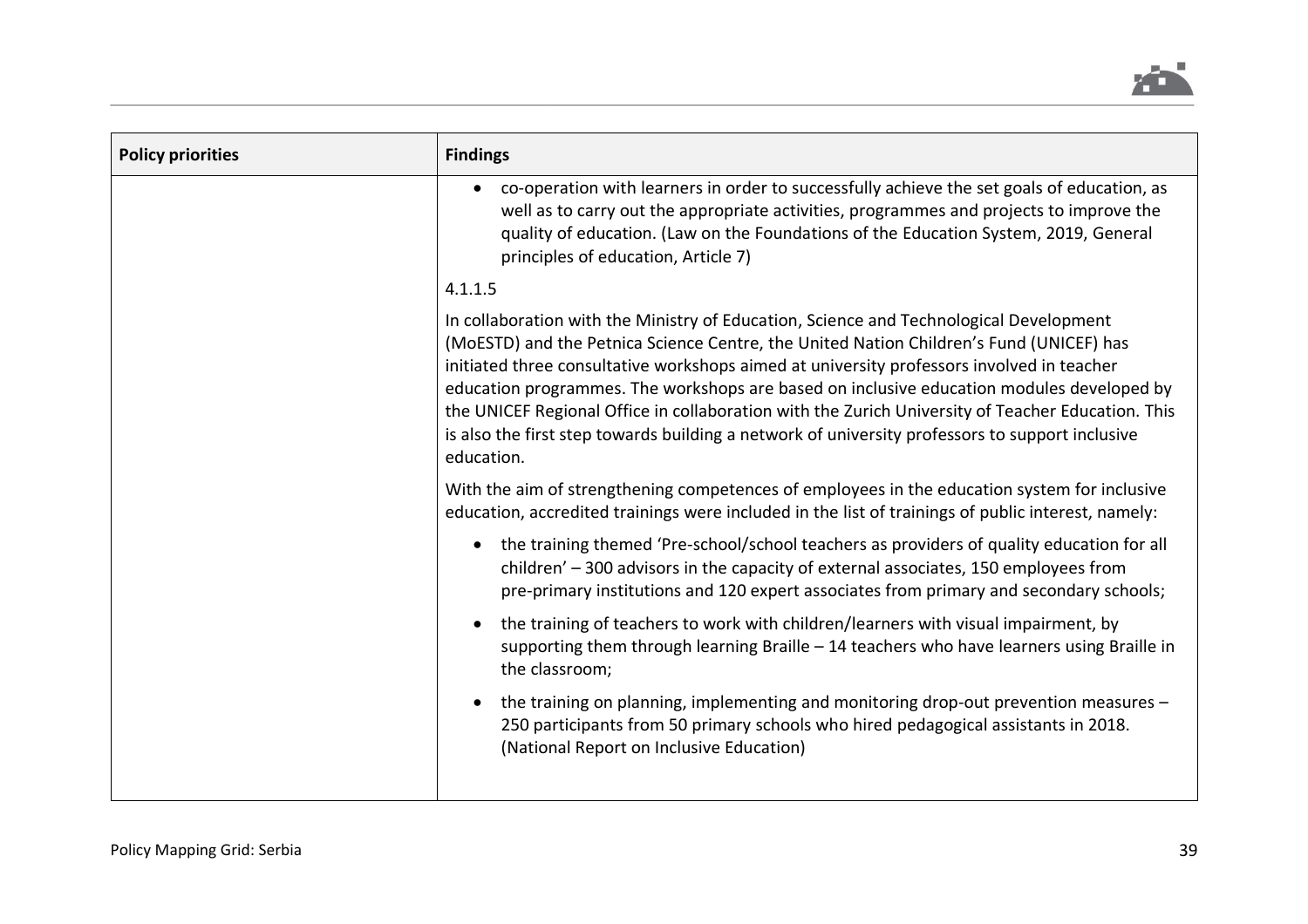| Policy priorities | Findings |
| --- | --- |
| | • co-operation with learners in order to successfully achieve the set goals of education, as well as to carry out the appropriate activities, programmes and projects to improve the quality of education. (Law on the Foundations of the Education System, 2019, General principles of education, Article 7)<br><br>4.1.1.5<br><br>In collaboration with the Ministry of Education, Science and Technological Development (MoESTD) and the Petnica Science Centre, the United Nation Children's Fund (UNICEF) has initiated three consultative workshops aimed at university professors involved in teacher education programmes. The workshops are based on inclusive education modules developed by the UNICEF Regional Office in collaboration with the Zurich University of Teacher Education. This is also the first step towards building a network of university professors to support inclusive education.<br><br>With the aim of strengthening competences of employees in the education system for inclusive education, accredited trainings were included in the list of trainings of public interest, namely:<br><br>• the training themed 'Pre-school/school teachers as providers of quality education for all children' – 300 advisors in the capacity of external associates, 150 employees from pre-primary institutions and 120 expert associates from primary and secondary schools;<br><br>• the training of teachers to work with children/learners with visual impairment, by supporting them through learning Braille – 14 teachers who have learners using Braille in the classroom;<br><br>• the training on planning, implementing and monitoring drop-out prevention measures – 250 participants from 50 primary schools who hired pedagogical assistants in 2018. (National Report on Inclusive Education) |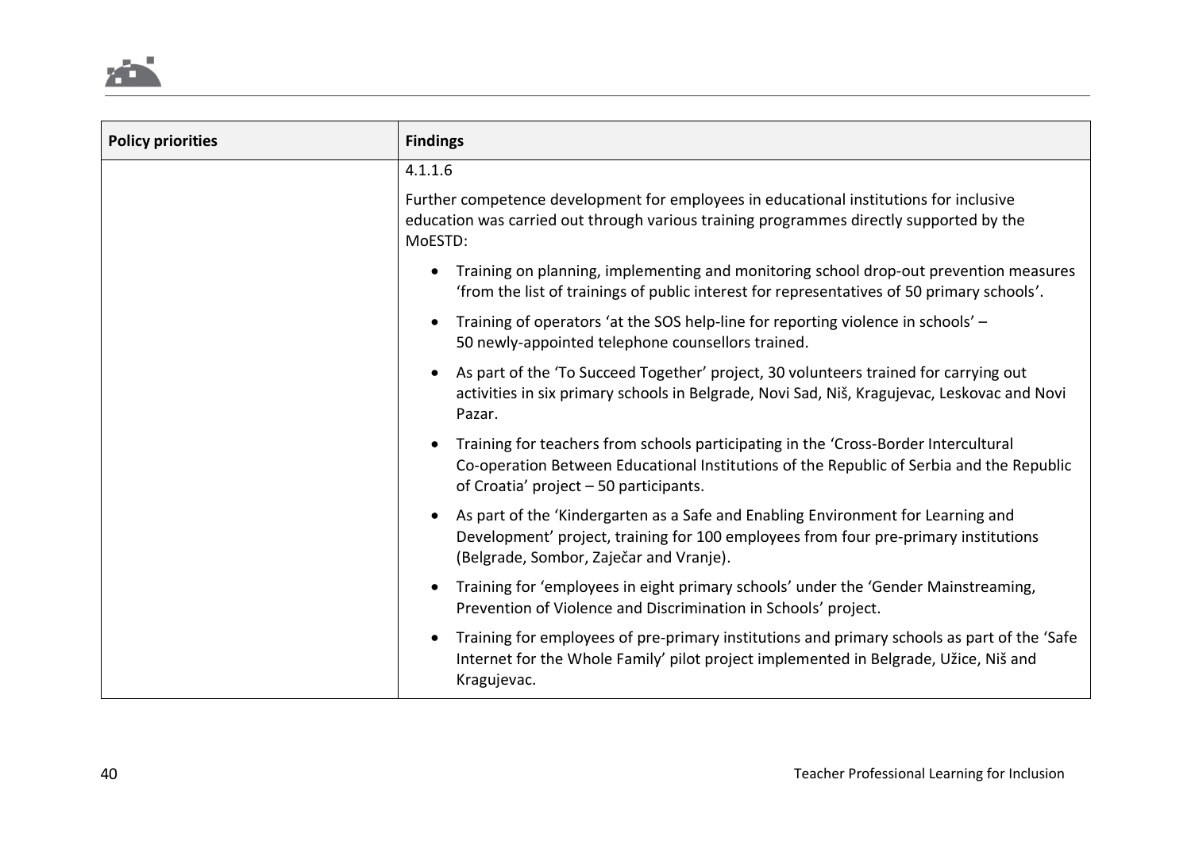| Policy priorities | Findings |
|---|---|
| | 4.1.1.6<br><br>Further competence development for employees in educational institutions for inclusive education was carried out through various training programmes directly supported by the MoESTD:<br><br>• Training on planning, implementing and monitoring school drop-out prevention measures 'from the list of trainings of public interest for representatives of 50 primary schools'.<br><br>• Training of operators 'at the SOS help-line for reporting violence in schools' – 50 newly-appointed telephone counsellors trained.<br><br>• As part of the 'To Succeed Together' project, 30 volunteers trained for carrying out activities in six primary schools in Belgrade, Novi Sad, Niš, Kragujevac, Leskovac and Novi Pazar.<br><br>• Training for teachers from schools participating in the 'Cross-Border Intercultural Co-operation Between Educational Institutions of the Republic of Serbia and the Republic of Croatia' project – 50 participants.<br><br>• As part of the 'Kindergarten as a Safe and Enabling Environment for Learning and Development' project, training for 100 employees from four pre-primary institutions (Belgrade, Sombor, Zaječar and Vranje).<br><br>• Training for 'employees in eight primary schools' under the 'Gender Mainstreaming, Prevention of Violence and Discrimination in Schools' project.<br><br>• Training for employees of pre-primary institutions and primary schools as part of the 'Safe Internet for the Whole Family' pilot project implemented in Belgrade, Užice, Niš and Kragujevac. |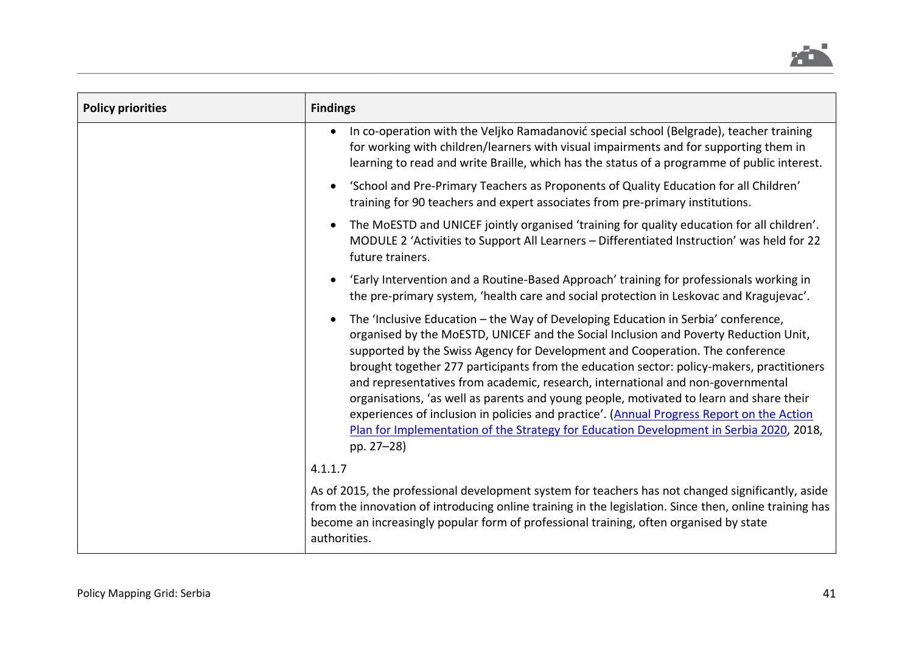| Policy priorities | Findings |
|---|---|
| | • In co-operation with the Veljko Ramadanović special school (Belgrade), teacher training for working with children/learners with visual impairments and for supporting them in learning to read and write Braille, which has the status of a programme of public interest.<br><br>• 'School and Pre-Primary Teachers as Proponents of Quality Education for all Children' training for 90 teachers and expert associates from pre-primary institutions.<br><br>• The MoESTD and UNICEF jointly organised 'training for quality education for all children'. MODULE 2 'Activities to Support All Learners – Differentiated Instruction' was held for 22 future trainers.<br><br>• 'Early Intervention and a Routine-Based Approach' training for professionals working in the pre-primary system, 'health care and social protection in Leskovac and Kragujevac'.<br><br>• The 'Inclusive Education – the Way of Developing Education in Serbia' conference, organised by the MoESTD, UNICEF and the Social Inclusion and Poverty Reduction Unit, supported by the Swiss Agency for Development and Cooperation. The conference brought together 277 participants from the education sector: policy-makers, practitioners and representatives from academic, research, international and non-governmental organisations, 'as well as parents and young people, motivated to learn and share their experiences of inclusion in policies and practice'. (Annual Progress Report on the Action Plan for Implementation of the Strategy for Education Development in Serbia 2020, 2018, pp. 27–28)<br><br>4.1.1.7<br><br>As of 2015, the professional development system for teachers has not changed significantly, aside from the innovation of introducing online training in the legislation. Since then, online training has become an increasingly popular form of professional training, often organised by state authorities. |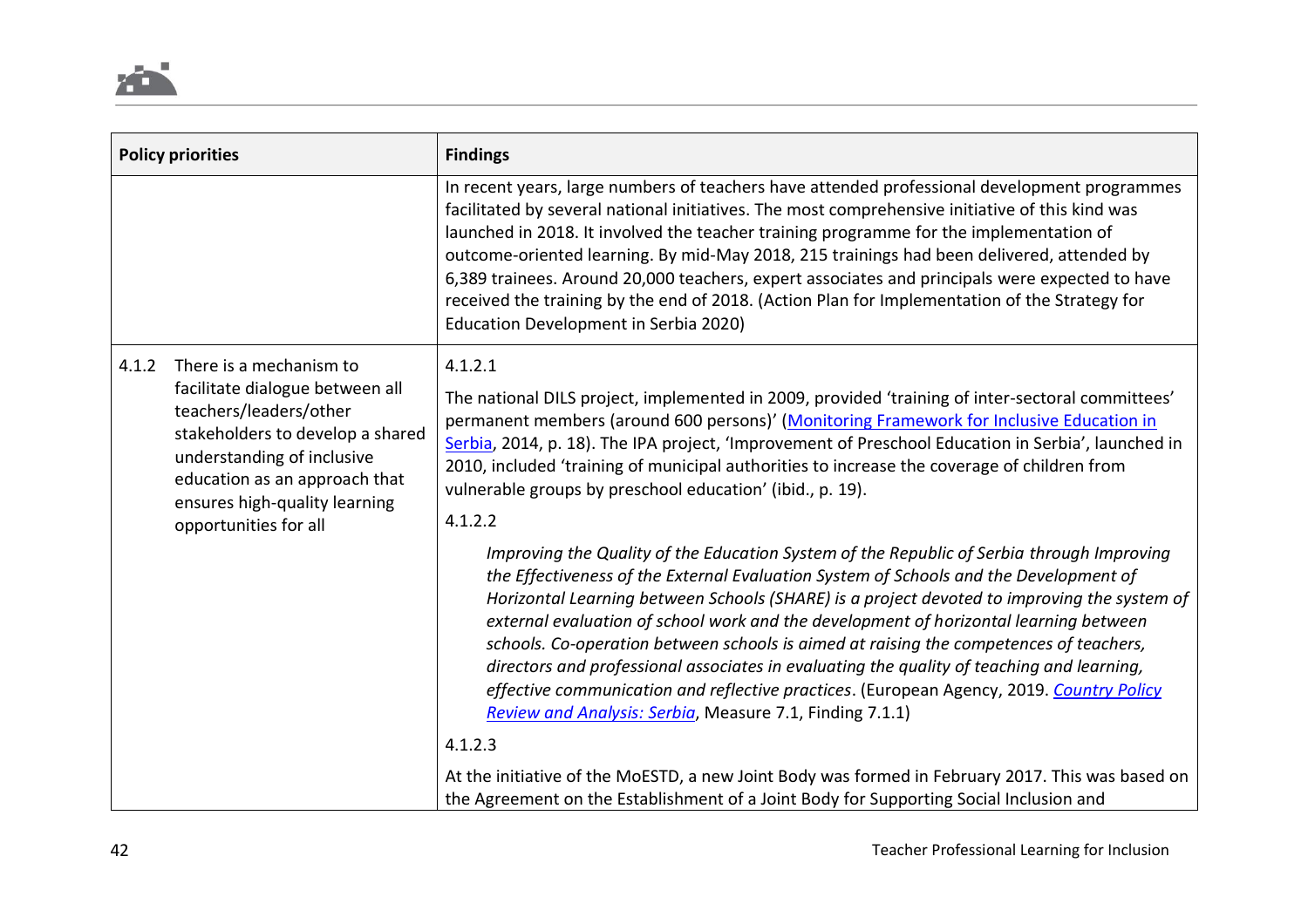| Policy priorities | Findings |
|---|---|
| | In recent years, large numbers of teachers have attended professional development programmes facilitated by several national initiatives. The most comprehensive initiative of this kind was launched in 2018. It involved the teacher training programme for the implementation of outcome-oriented learning. By mid-May 2018, 215 trainings had been delivered, attended by 6,389 trainees. Around 20,000 teachers, expert associates and principals were expected to have received the training by the end of 2018. (Action Plan for Implementation of the Strategy for Education Development in Serbia 2020) |
| 4.1.2 There is a mechanism to facilitate dialogue between all teachers/leaders/other stakeholders to develop a shared understanding of inclusive education as an approach that ensures high-quality learning opportunities for all | 4.1.2.1<br><br>The national DILS project, implemented in 2009, provided 'training of inter-sectoral committees' permanent members (around 600 persons)' (Monitoring Framework for Inclusive Education in Serbia, 2014, p. 18). The IPA project, 'Improvement of Preschool Education in Serbia', launched in 2010, included 'training of municipal authorities to increase the coverage of children from vulnerable groups by preschool education' (ibid., p. 19).<br><br>4.1.2.2<br><br>*Improving the Quality of the Education System of the Republic of Serbia through Improving the Effectiveness of the External Evaluation System of Schools and the Development of Horizontal Learning between Schools (SHARE) is a project devoted to improving the system of external evaluation of school work and the development of horizontal learning between schools. Co-operation between schools is aimed at raising the competences of teachers, directors and professional associates in evaluating the quality of teaching and learning, effective communication and reflective practices*. (European Agency, 2019. *Country Policy Review and Analysis: Serbia*, Measure 7.1, Finding 7.1.1)<br><br>4.1.2.3<br><br>At the initiative of the MoESTD, a new Joint Body was formed in February 2017. This was based on the Agreement on the Establishment of a Joint Body for Supporting Social Inclusion and |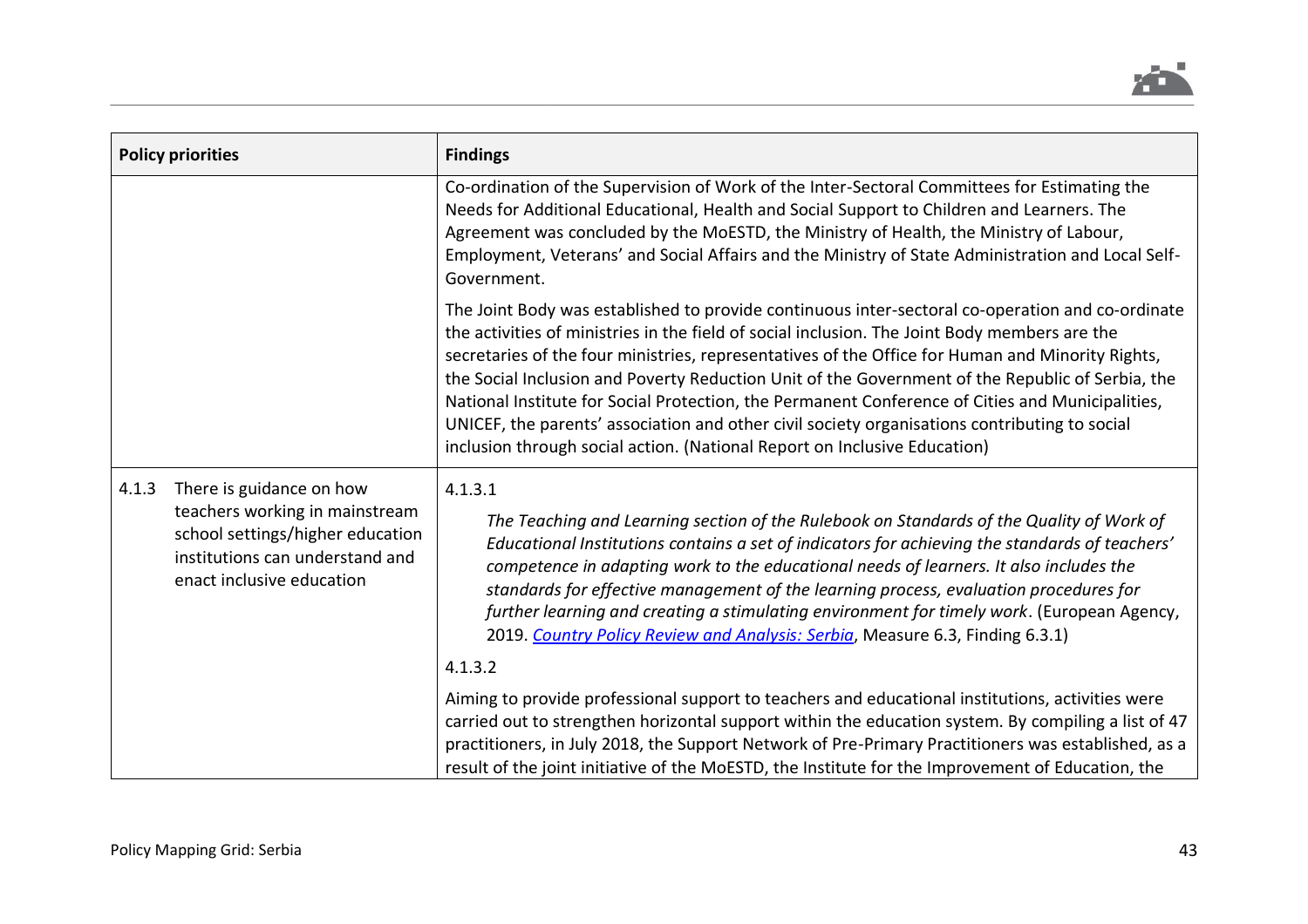| Policy priorities | Findings |
|---|---|
| | Co-ordination of the Supervision of Work of the Inter-Sectoral Committees for Estimating the Needs for Additional Educational, Health and Social Support to Children and Learners. The Agreement was concluded by the MoESTD, the Ministry of Health, the Ministry of Labour, Employment, Veterans' and Social Affairs and the Ministry of State Administration and Local Self-Government.<br><br>The Joint Body was established to provide continuous inter-sectoral co-operation and co-ordinate the activities of ministries in the field of social inclusion. The Joint Body members are the secretaries of the four ministries, representatives of the Office for Human and Minority Rights, the Social Inclusion and Poverty Reduction Unit of the Government of the Republic of Serbia, the National Institute for Social Protection, the Permanent Conference of Cities and Municipalities, UNICEF, the parents' association and other civil society organisations contributing to social inclusion through social action. (National Report on Inclusive Education) |
| 4.1.3 There is guidance on how teachers working in mainstream school settings/higher education institutions can understand and enact inclusive education | 4.1.3.1<br><br>*The Teaching and Learning section of the Rulebook on Standards of the Quality of Work of Educational Institutions contains a set of indicators for achieving the standards of teachers' competence in adapting work to the educational needs of learners. It also includes the standards for effective management of the learning process, evaluation procedures for further learning and creating a stimulating environment for timely work*. (European Agency, 2019. [Country Policy Review and Analysis: Serbia](), Measure 6.3, Finding 6.3.1)<br><br>4.1.3.2<br><br>Aiming to provide professional support to teachers and educational institutions, activities were carried out to strengthen horizontal support within the education system. By compiling a list of 47 practitioners, in July 2018, the Support Network of Pre-Primary Practitioners was established, as a result of the joint initiative of the MoESTD, the Institute for the Improvement of Education, the |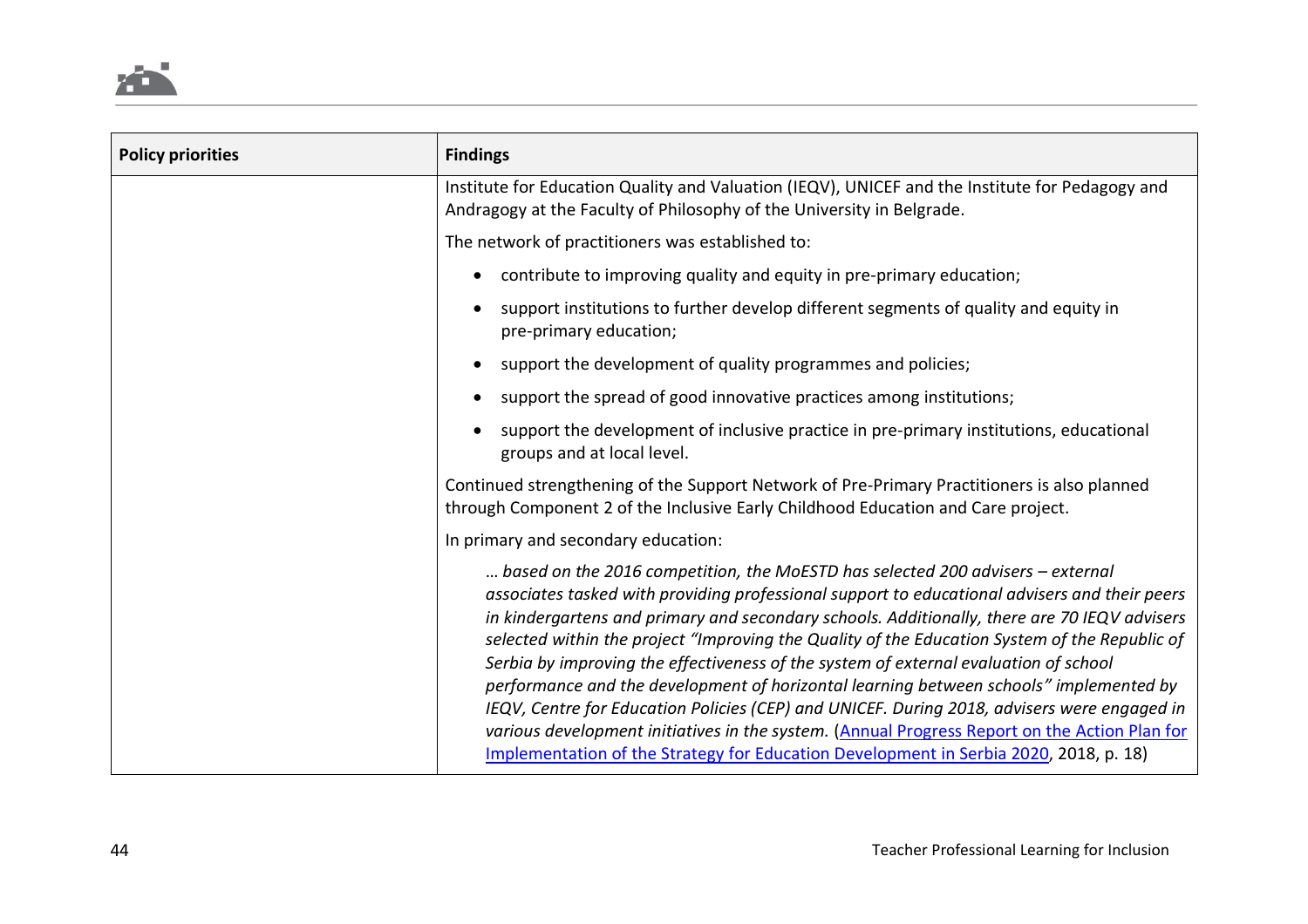| Policy priorities | Findings |
|---|---|
| | Institute for Education Quality and Valuation (IEQV), UNICEF and the Institute for Pedagogy and Andragogy at the Faculty of Philosophy of the University in Belgrade.<br><br>The network of practitioners was established to:<br><br>• contribute to improving quality and equity in pre-primary education;<br>• support institutions to further develop different segments of quality and equity in pre-primary education;<br>• support the development of quality programmes and policies;<br>• support the spread of good innovative practices among institutions;<br>• support the development of inclusive practice in pre-primary institutions, educational groups and at local level.<br><br>Continued strengthening of the Support Network of Pre-Primary Practitioners is also planned through Component 2 of the Inclusive Early Childhood Education and Care project.<br><br>In primary and secondary education:<br><br>*… based on the 2016 competition, the MoESTD has selected 200 advisers – external associates tasked with providing professional support to educational advisers and their peers in kindergartens and primary and secondary schools. Additionally, there are 70 IEQV advisers selected within the project "Improving the Quality of the Education System of the Republic of Serbia by improving the effectiveness of the system of external evaluation of school performance and the development of horizontal learning between schools" implemented by IEQV, Centre for Education Policies (CEP) and UNICEF. During 2018, advisers were engaged in various development initiatives in the system.* (Annual Progress Report on the Action Plan for Implementation of the Strategy for Education Development in Serbia 2020, 2018, p. 18) |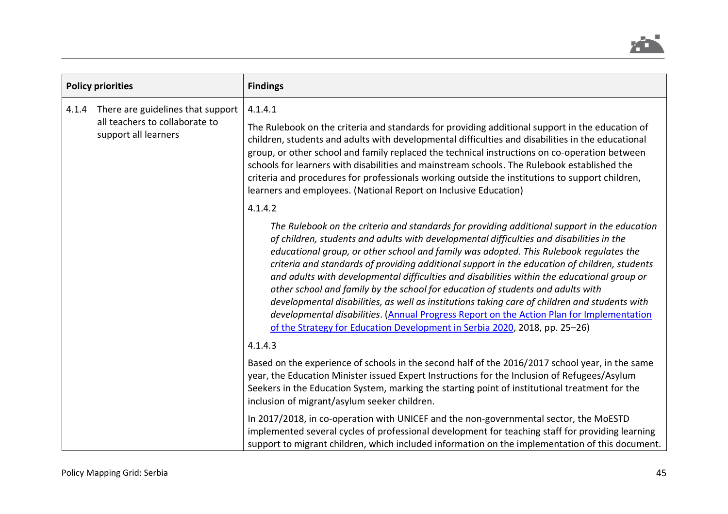| Policy priorities | Findings |
|---|---|
| 4.1.4 There are guidelines that support all teachers to collaborate to support all learners | 4.1.4.1<br><br>The Rulebook on the criteria and standards for providing additional support in the education of children, students and adults with developmental difficulties and disabilities in the educational group, or other school and family replaced the technical instructions on co-operation between schools for learners with disabilities and mainstream schools. The Rulebook established the criteria and procedures for professionals working outside the institutions to support children, learners and employees. (National Report on Inclusive Education)<br><br>4.1.4.2<br><br>*The Rulebook on the criteria and standards for providing additional support in the education of children, students and adults with developmental difficulties and disabilities in the educational group, or other school and family was adopted. This Rulebook regulates the criteria and standards of providing additional support in the education of children, students and adults with developmental difficulties and disabilities within the educational group or other school and family by the school for education of students and adults with developmental disabilities, as well as institutions taking care of children and students with developmental disabilities*. (Annual Progress Report on the Action Plan for Implementation of the Strategy for Education Development in Serbia 2020, 2018, pp. 25–26)<br><br>4.1.4.3<br><br>Based on the experience of schools in the second half of the 2016/2017 school year, in the same year, the Education Minister issued Expert Instructions for the Inclusion of Refugees/Asylum Seekers in the Education System, marking the starting point of institutional treatment for the inclusion of migrant/asylum seeker children.<br><br>In 2017/2018, in co-operation with UNICEF and the non-governmental sector, the MoESTD implemented several cycles of professional development for teaching staff for providing learning support to migrant children, which included information on the implementation of this document. |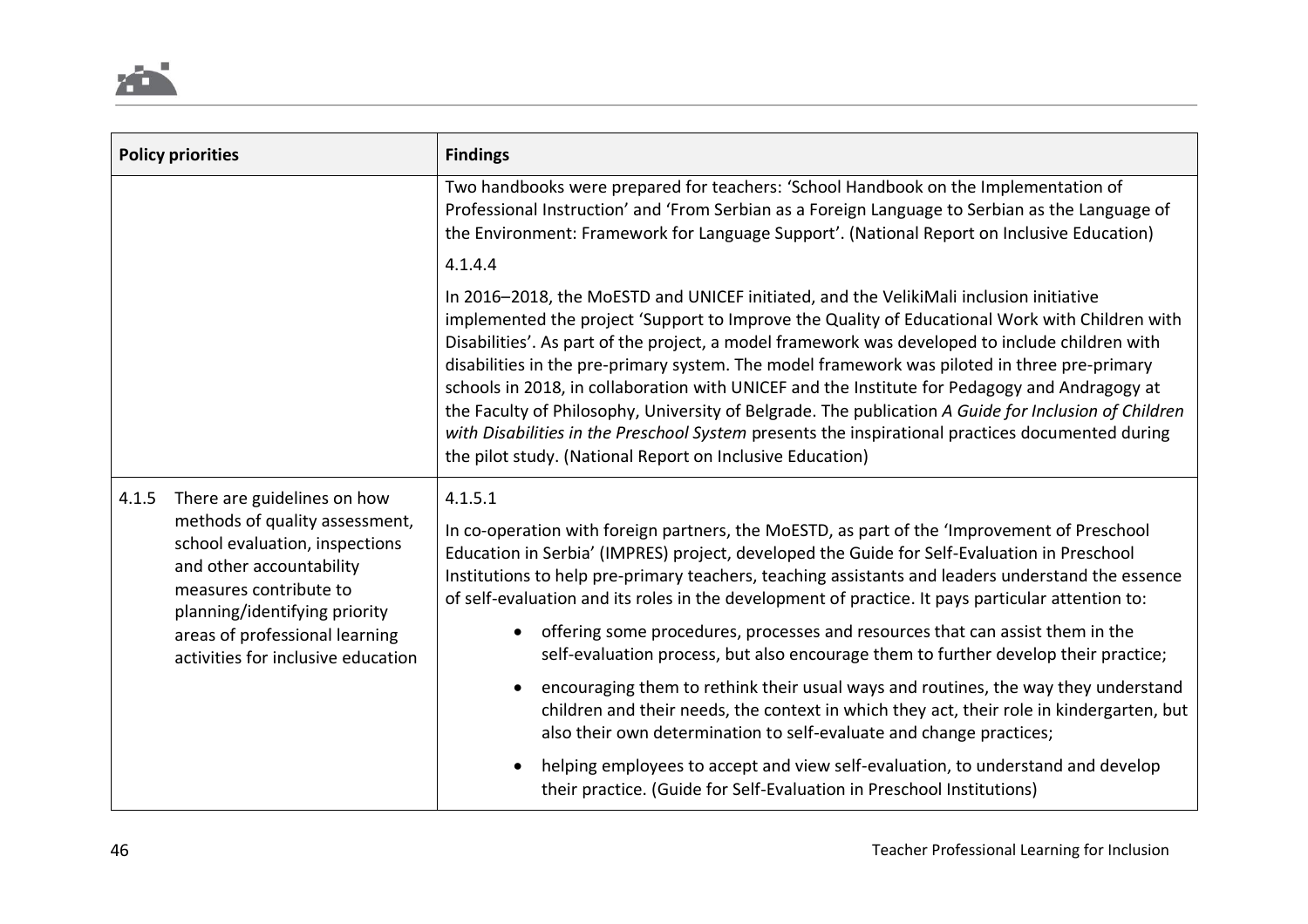| Policy priorities | Findings |
|---|---|
| | Two handbooks were prepared for teachers: 'School Handbook on the Implementation of Professional Instruction' and 'From Serbian as a Foreign Language to Serbian as the Language of the Environment: Framework for Language Support'. (National Report on Inclusive Education)<br><br>4.1.4.4<br><br>In 2016–2018, the MoESTD and UNICEF initiated, and the VelikiMali inclusion initiative implemented the project 'Support to Improve the Quality of Educational Work with Children with Disabilities'. As part of the project, a model framework was developed to include children with disabilities in the pre-primary system. The model framework was piloted in three pre-primary schools in 2018, in collaboration with UNICEF and the Institute for Pedagogy and Andragogy at the Faculty of Philosophy, University of Belgrade. The publication *A Guide for Inclusion of Children with Disabilities in the Preschool System* presents the inspirational practices documented during the pilot study. (National Report on Inclusive Education) |
| 4.1.5 There are guidelines on how methods of quality assessment, school evaluation, inspections and other accountability measures contribute to planning/identifying priority areas of professional learning activities for inclusive education | 4.1.5.1<br><br>In co-operation with foreign partners, the MoESTD, as part of the 'Improvement of Preschool Education in Serbia' (IMPRES) project, developed the Guide for Self-Evaluation in Preschool Institutions to help pre-primary teachers, teaching assistants and leaders understand the essence of self-evaluation and its roles in the development of practice. It pays particular attention to:<br><br>• offering some procedures, processes and resources that can assist them in the self-evaluation process, but also encourage them to further develop their practice;<br><br>• encouraging them to rethink their usual ways and routines, the way they understand children and their needs, the context in which they act, their role in kindergarten, but also their own determination to self-evaluate and change practices;<br><br>• helping employees to accept and view self-evaluation, to understand and develop their practice. (Guide for Self-Evaluation in Preschool Institutions) |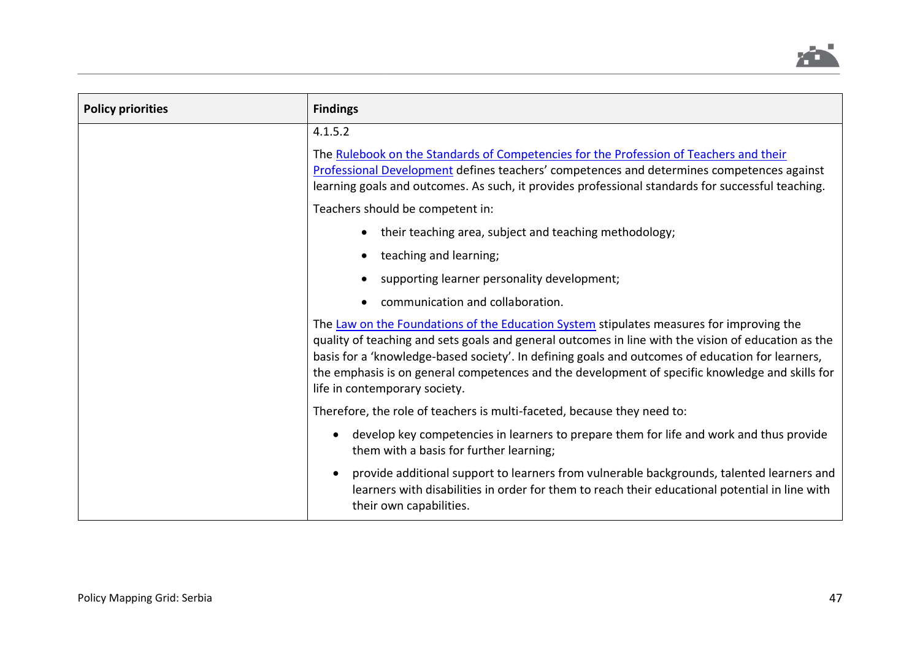| Policy priorities | Findings |
|---|---|
| | 4.1.5.2<br><br>The Rulebook on the Standards of Competencies for the Profession of Teachers and their Professional Development defines teachers' competences and determines competences against learning goals and outcomes. As such, it provides professional standards for successful teaching.<br><br>Teachers should be competent in:<br><br>• their teaching area, subject and teaching methodology;<br>• teaching and learning;<br>• supporting learner personality development;<br>• communication and collaboration.<br><br>The Law on the Foundations of the Education System stipulates measures for improving the quality of teaching and sets goals and general outcomes in line with the vision of education as the basis for a 'knowledge-based society'. In defining goals and outcomes of education for learners, the emphasis is on general competences and the development of specific knowledge and skills for life in contemporary society.<br><br>Therefore, the role of teachers is multi-faceted, because they need to:<br><br>• develop key competencies in learners to prepare them for life and work and thus provide them with a basis for further learning;<br>• provide additional support to learners from vulnerable backgrounds, talented learners and learners with disabilities in order for them to reach their educational potential in line with their own capabilities. |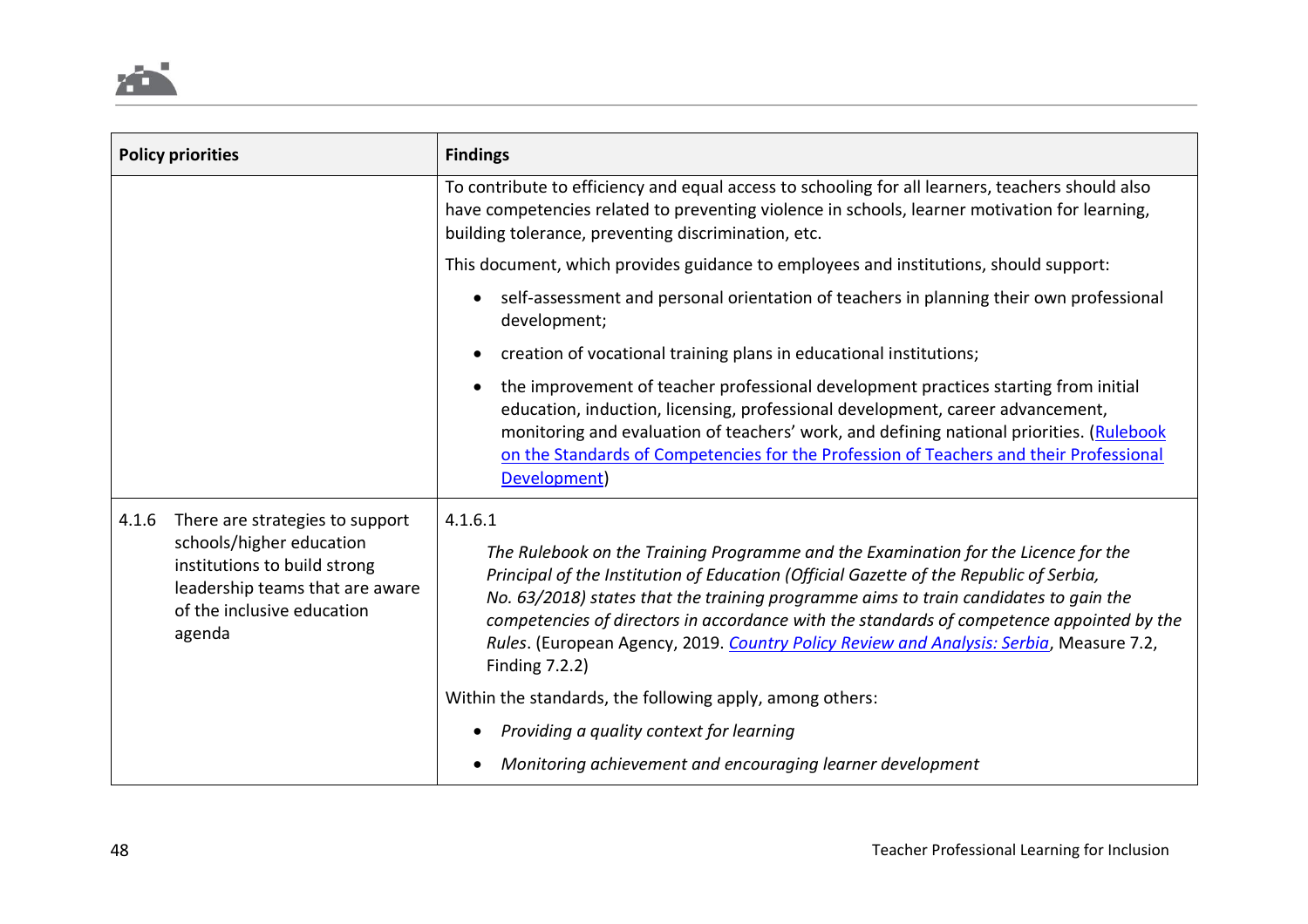| Policy priorities | Findings |
| --- | --- |
| | To contribute to efficiency and equal access to schooling for all learners, teachers should also have competencies related to preventing violence in schools, learner motivation for learning, building tolerance, preventing discrimination, etc.<br><br>This document, which provides guidance to employees and institutions, should support:<br><br>• self-assessment and personal orientation of teachers in planning their own professional development;<br>• creation of vocational training plans in educational institutions;<br>• the improvement of teacher professional development practices starting from initial education, induction, licensing, professional development, career advancement, monitoring and evaluation of teachers' work, and defining national priorities. (Rulebook on the Standards of Competencies for the Profession of Teachers and their Professional Development) |
| 4.1.6 There are strategies to support schools/higher education institutions to build strong leadership teams that are aware of the inclusive education agenda | 4.1.6.1<br><br>*The Rulebook on the Training Programme and the Examination for the Licence for the Principal of the Institution of Education (Official Gazette of the Republic of Serbia, No. 63/2018) states that the training programme aims to train candidates to gain the competencies of directors in accordance with the standards of competence appointed by the Rules*. (European Agency, 2019. *Country Policy Review and Analysis: Serbia*, Measure 7.2, Finding 7.2.2)<br><br>Within the standards, the following apply, among others:<br><br>• *Providing a quality context for learning*<br>• *Monitoring achievement and encouraging learner development* |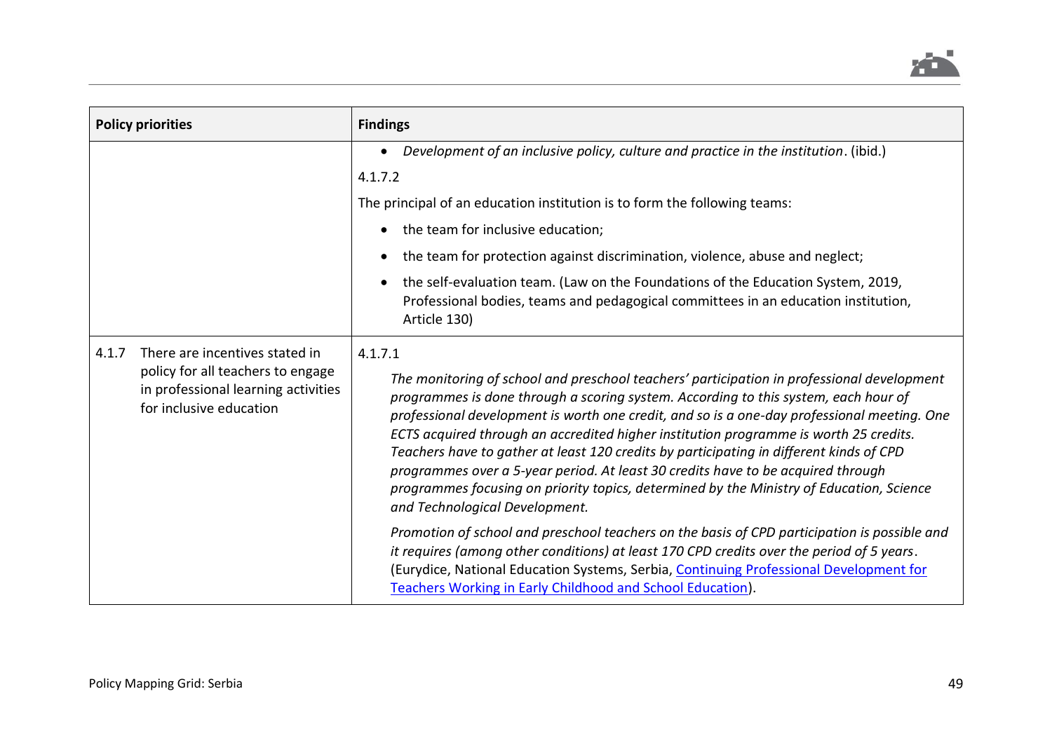| Policy priorities | Findings |
|---|---|
| | • *Development of an inclusive policy, culture and practice in the institution*. (ibid.)<br><br>4.1.7.2<br><br>The principal of an education institution is to form the following teams:<br><br>• the team for inclusive education;<br><br>• the team for protection against discrimination, violence, abuse and neglect;<br><br>• the self-evaluation team. (Law on the Foundations of the Education System, 2019, Professional bodies, teams and pedagogical committees in an education institution, Article 130) |
| 4.1.7 There are incentives stated in policy for all teachers to engage in professional learning activities for inclusive education | 4.1.7.1<br><br>*The monitoring of school and preschool teachers' participation in professional development programmes is done through a scoring system. According to this system, each hour of professional development is worth one credit, and so is a one-day professional meeting. One ECTS acquired through an accredited higher institution programme is worth 25 credits. Teachers have to gather at least 120 credits by participating in different kinds of CPD programmes over a 5-year period. At least 30 credits have to be acquired through programmes focusing on priority topics, determined by the Ministry of Education, Science and Technological Development.*<br><br>*Promotion of school and preschool teachers on the basis of CPD participation is possible and it requires (among other conditions) at least 170 CPD credits over the period of 5 years*. (Eurydice, National Education Systems, Serbia, Continuing Professional Development for Teachers Working in Early Childhood and School Education). |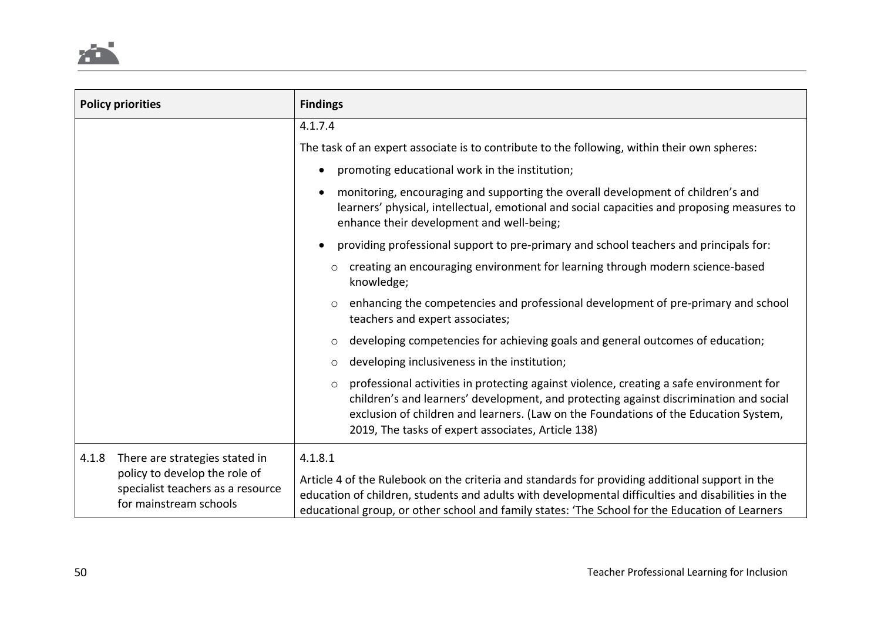| Policy priorities | Findings |
| --- | --- |
| | 4.1.7.4<br><br>The task of an expert associate is to contribute to the following, within their own spheres:<br><br>• promoting educational work in the institution;<br>• monitoring, encouraging and supporting the overall development of children's and learners' physical, intellectual, emotional and social capacities and proposing measures to enhance their development and well-being;<br>• providing professional support to pre-primary and school teachers and principals for:<br>&nbsp;&nbsp;○ creating an encouraging environment for learning through modern science-based knowledge;<br>&nbsp;&nbsp;○ enhancing the competencies and professional development of pre-primary and school teachers and expert associates;<br>&nbsp;&nbsp;○ developing competencies for achieving goals and general outcomes of education;<br>&nbsp;&nbsp;○ developing inclusiveness in the institution;<br>&nbsp;&nbsp;○ professional activities in protecting against violence, creating a safe environment for children's and learners' development, and protecting against discrimination and social exclusion of children and learners. (Law on the Foundations of the Education System, 2019, The tasks of expert associates, Article 138) |
| 4.1.8 There are strategies stated in policy to develop the role of specialist teachers as a resource for mainstream schools | 4.1.8.1<br><br>Article 4 of the Rulebook on the criteria and standards for providing additional support in the education of children, students and adults with developmental difficulties and disabilities in the educational group, or other school and family states: 'The School for the Education of Learners |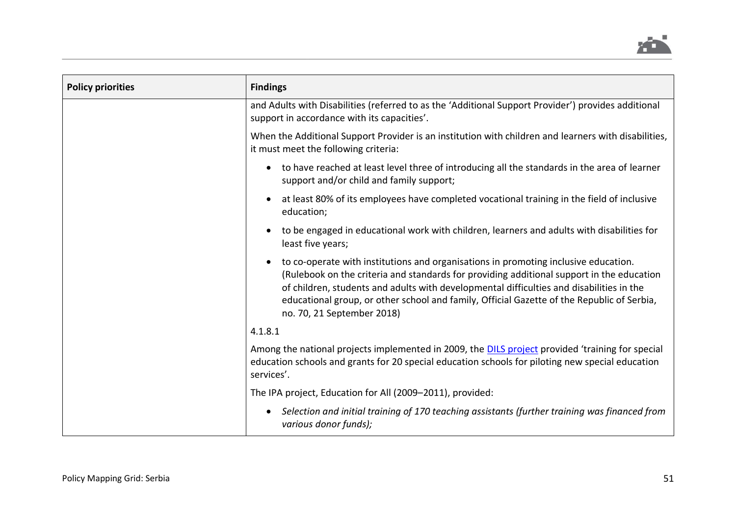| Policy priorities | Findings |
|---|---|
| | and Adults with Disabilities (referred to as the 'Additional Support Provider') provides additional support in accordance with its capacities'.<br><br>When the Additional Support Provider is an institution with children and learners with disabilities, it must meet the following criteria:<br><br>• to have reached at least level three of introducing all the standards in the area of learner support and/or child and family support;<br><br>• at least 80% of its employees have completed vocational training in the field of inclusive education;<br><br>• to be engaged in educational work with children, learners and adults with disabilities for least five years;<br><br>• to co-operate with institutions and organisations in promoting inclusive education. (Rulebook on the criteria and standards for providing additional support in the education of children, students and adults with developmental difficulties and disabilities in the educational group, or other school and family, Official Gazette of the Republic of Serbia, no. 70, 21 September 2018)<br><br>4.1.8.1<br><br>Among the national projects implemented in 2009, the [DILS project]() provided 'training for special education schools and grants for 20 special education schools for piloting new special education services'.<br><br>The IPA project, Education for All (2009–2011), provided:<br><br>• *Selection and initial training of 170 teaching assistants (further training was financed from various donor funds);* |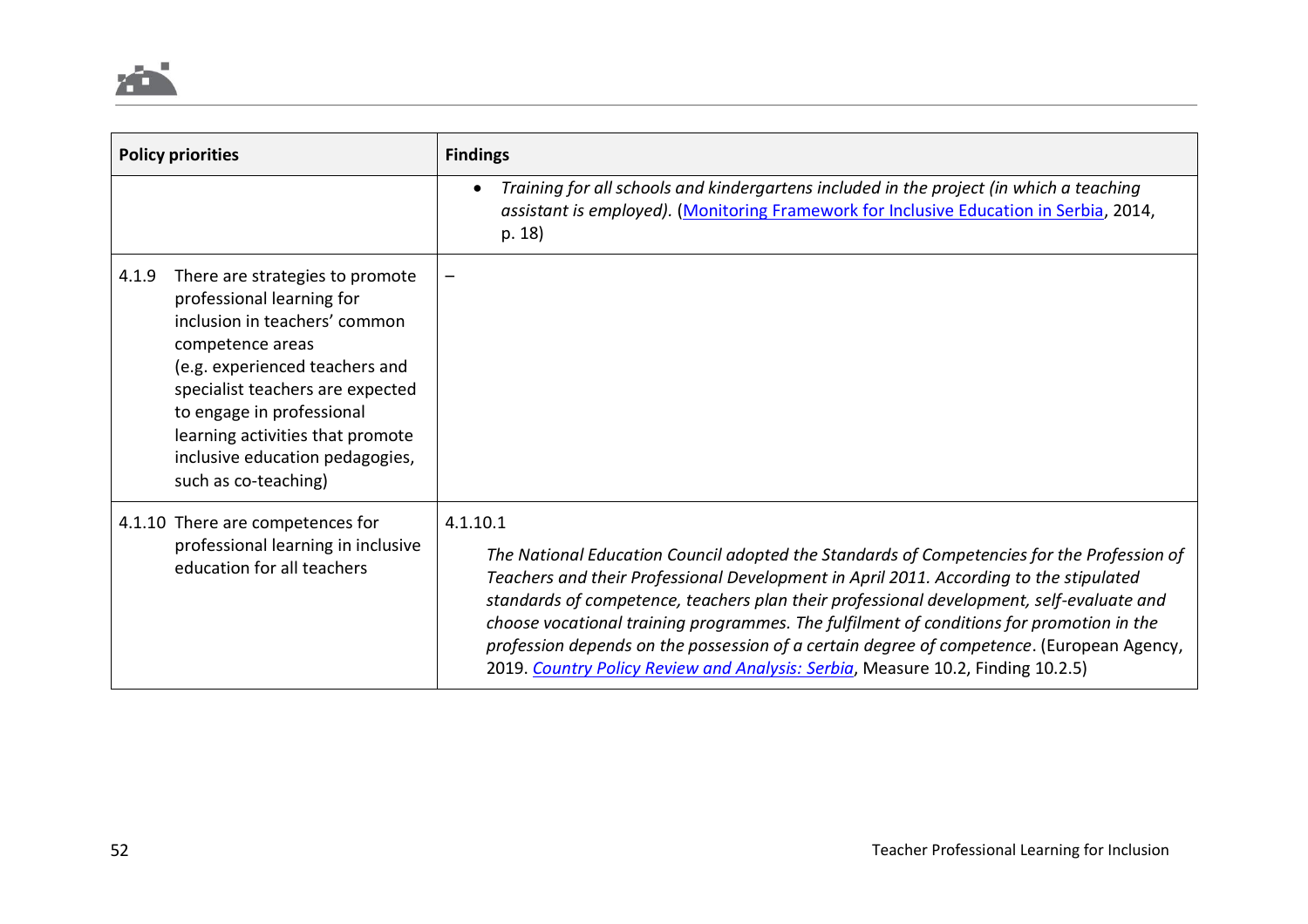| Policy priorities | Findings |
|---|---|
| | • *Training for all schools and kindergartens included in the project (in which a teaching assistant is employed).* (Monitoring Framework for Inclusive Education in Serbia, 2014, p. 18) |
| 4.1.9 There are strategies to promote professional learning for inclusion in teachers' common competence areas (e.g. experienced teachers and specialist teachers are expected to engage in professional learning activities that promote inclusive education pedagogies, such as co-teaching) | – |
| 4.1.10 There are competences for professional learning in inclusive education for all teachers | 4.1.10.1 *The National Education Council adopted the Standards of Competencies for the Profession of Teachers and their Professional Development in April 2011. According to the stipulated standards of competence, teachers plan their professional development, self-evaluate and choose vocational training programmes. The fulfilment of conditions for promotion in the profession depends on the possession of a certain degree of competence*. (European Agency, 2019. *Country Policy Review and Analysis: Serbia*, Measure 10.2, Finding 10.2.5) |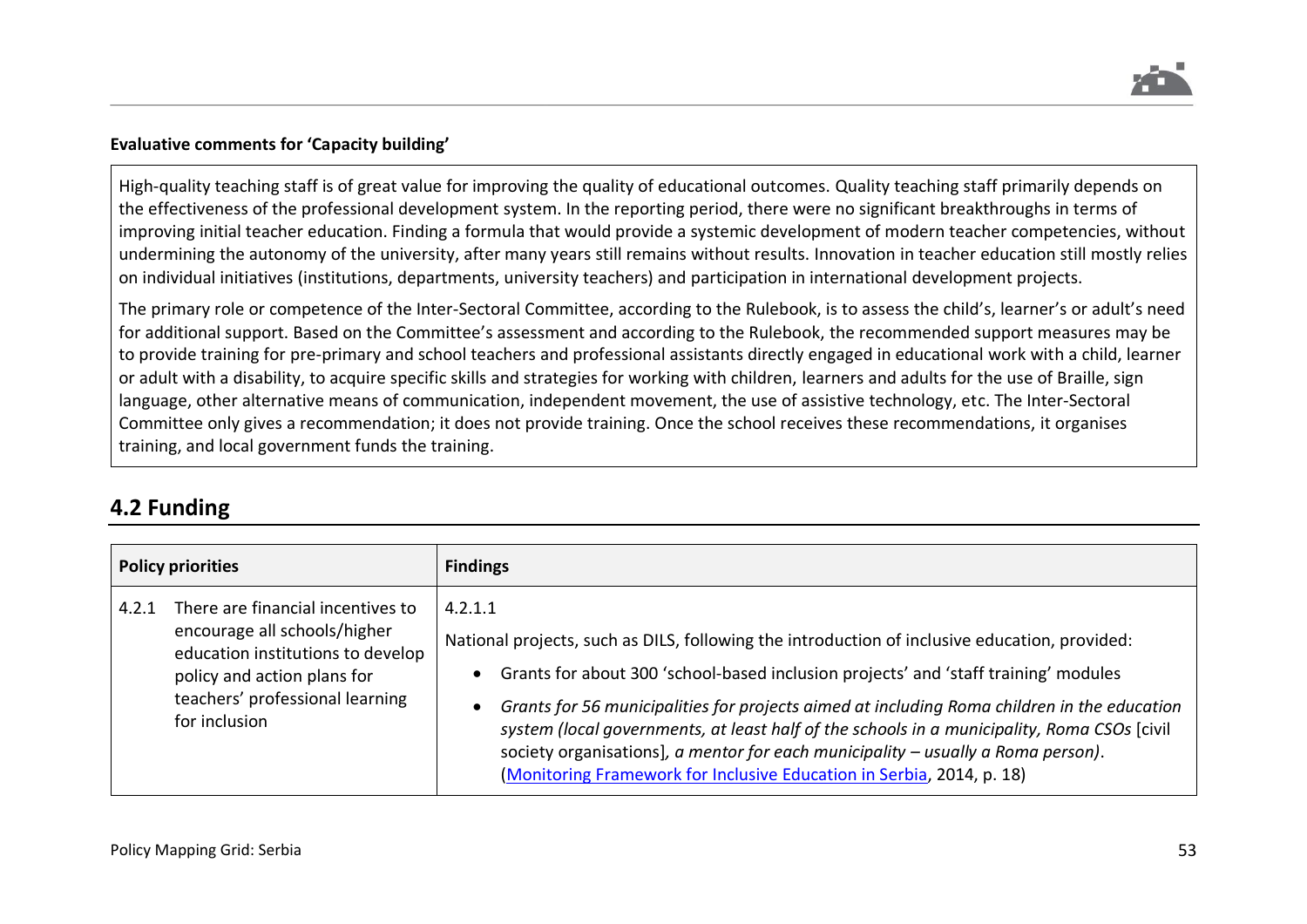**Evaluative comments for 'Capacity building'**

High-quality teaching staff is of great value for improving the quality of educational outcomes. Quality teaching staff primarily depends on the effectiveness of the professional development system. In the reporting period, there were no significant breakthroughs in terms of improving initial teacher education. Finding a formula that would provide a systemic development of modern teacher competencies, without undermining the autonomy of the university, after many years still remains without results. Innovation in teacher education still mostly relies on individual initiatives (institutions, departments, university teachers) and participation in international development projects.

The primary role or competence of the Inter-Sectoral Committee, according to the Rulebook, is to assess the child's, learner's or adult's need for additional support. Based on the Committee's assessment and according to the Rulebook, the recommended support measures may be to provide training for pre-primary and school teachers and professional assistants directly engaged in educational work with a child, learner or adult with a disability, to acquire specific skills and strategies for working with children, learners and adults for the use of Braille, sign language, other alternative means of communication, independent movement, the use of assistive technology, etc. The Inter-Sectoral Committee only gives a recommendation; it does not provide training. Once the school receives these recommendations, it organises training, and local government funds the training.

## 4.2 Funding

| Policy priorities | Findings |
|---|---|
| 4.2.1 There are financial incentives to encourage all schools/higher education institutions to develop policy and action plans for teachers' professional learning for inclusion | 4.2.1.1<br><br>National projects, such as DILS, following the introduction of inclusive education, provided:<br><br>• Grants for about 300 'school-based inclusion projects' and 'staff training' modules<br>• *Grants for 56 municipalities for projects aimed at including Roma children in the education system (local governments, at least half of the schools in a municipality, Roma CSOs* [civil society organisations]*, a mentor for each municipality – usually a Roma person)*. (Monitoring Framework for Inclusive Education in Serbia, 2014, p. 18) |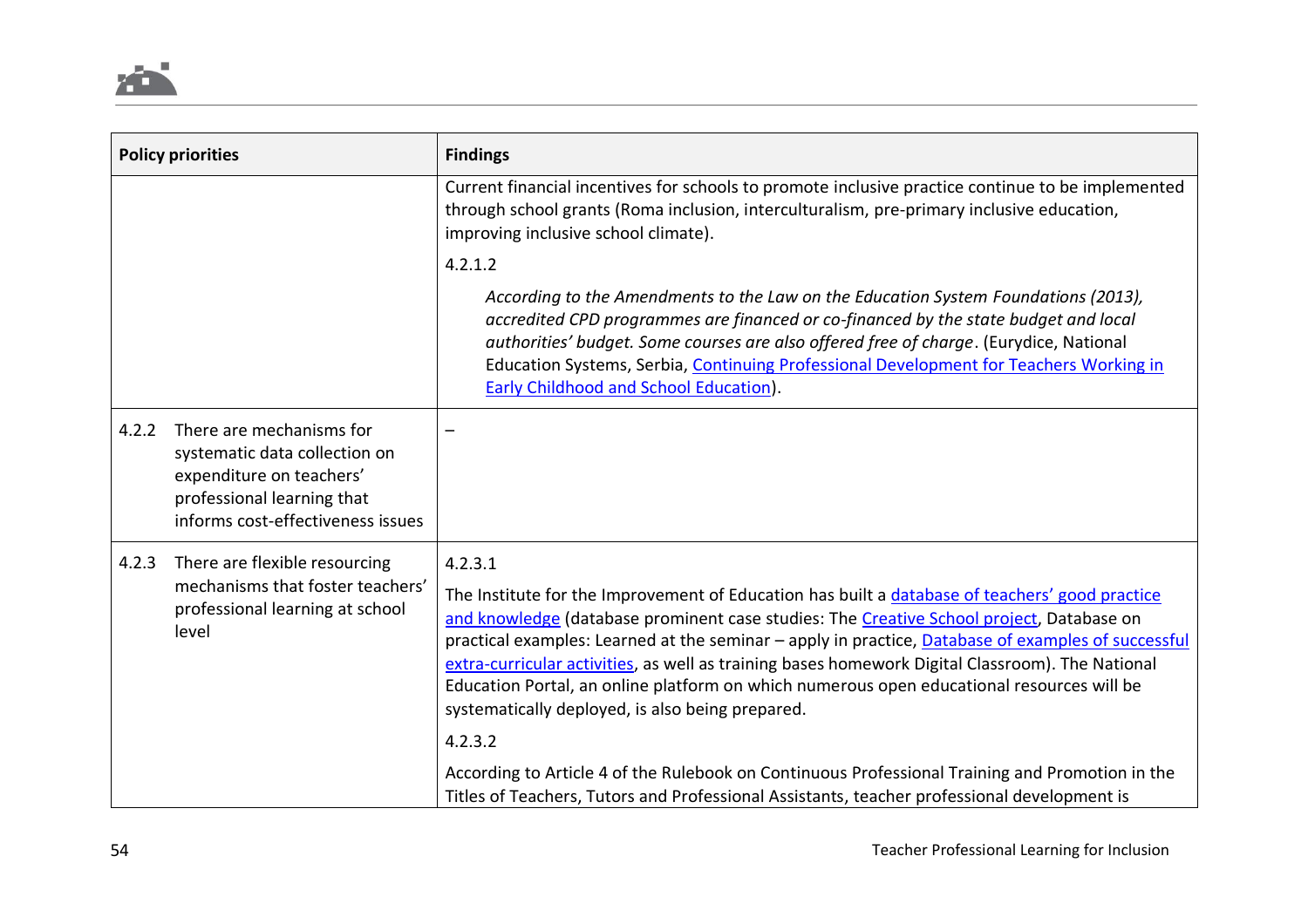| Policy priorities | Findings |
|---|---|
| | Current financial incentives for schools to promote inclusive practice continue to be implemented through school grants (Roma inclusion, interculturalism, pre-primary inclusive education, improving inclusive school climate).<br><br>4.2.1.2<br><br>*According to the Amendments to the Law on the Education System Foundations (2013), accredited CPD programmes are financed or co-financed by the state budget and local authorities' budget. Some courses are also offered free of charge*. (Eurydice, National Education Systems, Serbia, [Continuing Professional Development for Teachers Working in Early Childhood and School Education]()). |
| 4.2.2 There are mechanisms for systematic data collection on expenditure on teachers' professional learning that informs cost-effectiveness issues | – |
| 4.2.3 There are flexible resourcing mechanisms that foster teachers' professional learning at school level | 4.2.3.1<br><br>The Institute for the Improvement of Education has built a [database of teachers' good practice and knowledge]() (database prominent case studies: The [Creative School project](), Database on practical examples: Learned at the seminar – apply in practice, [Database of examples of successful extra-curricular activities](), as well as training bases homework Digital Classroom). The National Education Portal, an online platform on which numerous open educational resources will be systematically deployed, is also being prepared.<br><br>4.2.3.2<br><br>According to Article 4 of the Rulebook on Continuous Professional Training and Promotion in the Titles of Teachers, Tutors and Professional Assistants, teacher professional development is |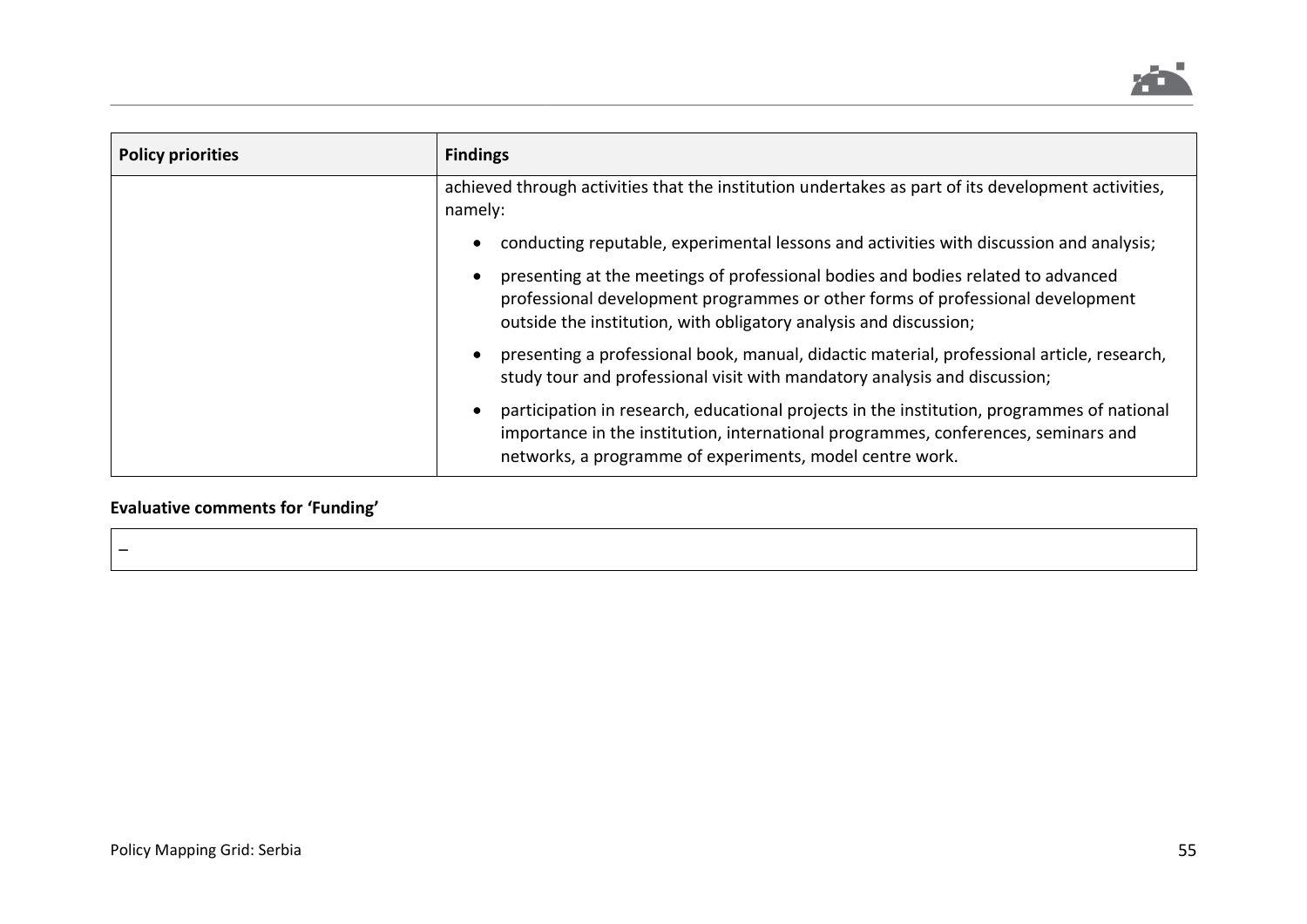| Policy priorities | Findings |
|---|---|
| | achieved through activities that the institution undertakes as part of its development activities, namely:<br><br>• conducting reputable, experimental lessons and activities with discussion and analysis;<br>• presenting at the meetings of professional bodies and bodies related to advanced professional development programmes or other forms of professional development outside the institution, with obligatory analysis and discussion;<br>• presenting a professional book, manual, didactic material, professional article, research, study tour and professional visit with mandatory analysis and discussion;<br>• participation in research, educational projects in the institution, programmes of national importance in the institution, international programmes, conferences, seminars and networks, a programme of experiments, model centre work. |

**Evaluative comments for 'Funding'**

| – |
|---|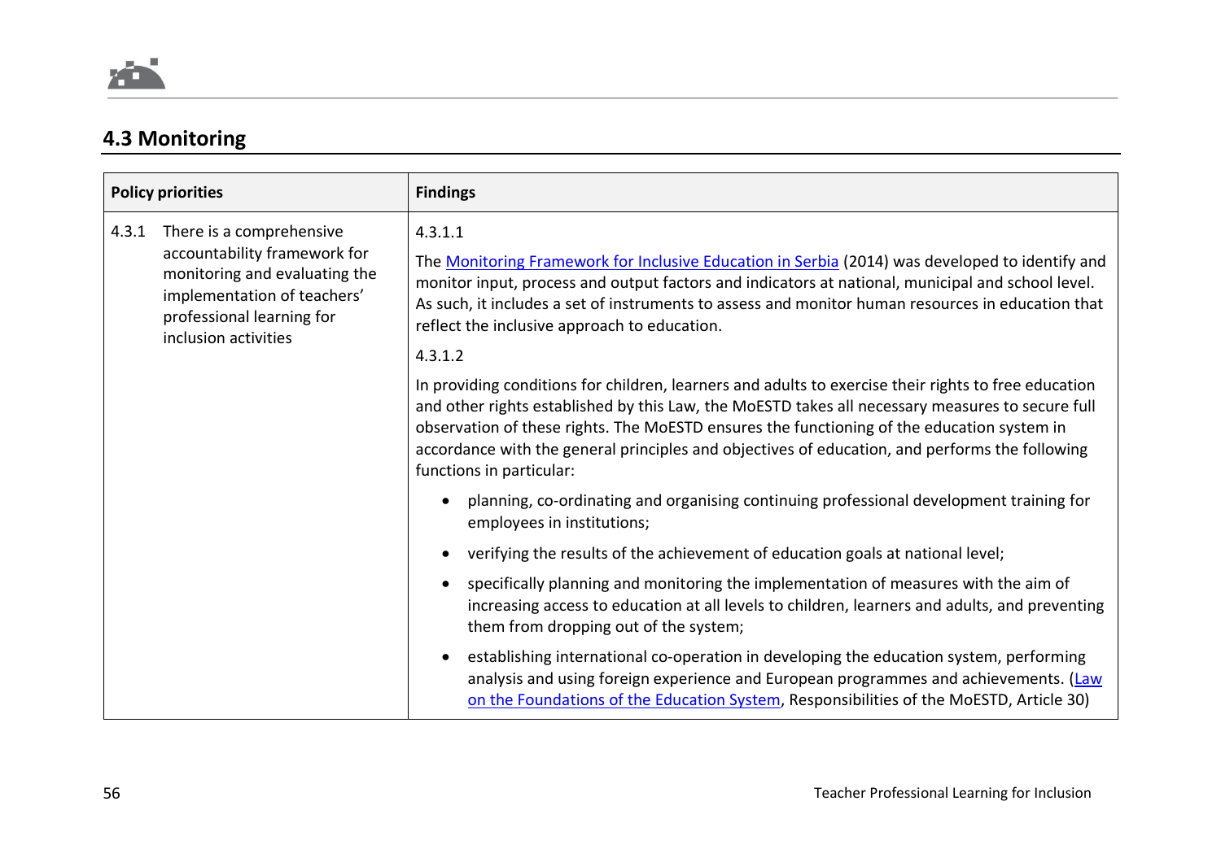## 4.3 Monitoring

| Policy priorities | Findings |
|---|---|
| 4.3.1 There is a comprehensive accountability framework for monitoring and evaluating the implementation of teachers' professional learning for inclusion activities | 4.3.1.1<br><br>The [Monitoring Framework for Inclusive Education in Serbia]() (2014) was developed to identify and monitor input, process and output factors and indicators at national, municipal and school level. As such, it includes a set of instruments to assess and monitor human resources in education that reflect the inclusive approach to education.<br><br>4.3.1.2<br><br>In providing conditions for children, learners and adults to exercise their rights to free education and other rights established by this Law, the MoESTD takes all necessary measures to secure full observation of these rights. The MoESTD ensures the functioning of the education system in accordance with the general principles and objectives of education, and performs the following functions in particular:<br><br>• planning, co-ordinating and organising continuing professional development training for employees in institutions;<br><br>• verifying the results of the achievement of education goals at national level;<br><br>• specifically planning and monitoring the implementation of measures with the aim of increasing access to education at all levels to children, learners and adults, and preventing them from dropping out of the system;<br><br>• establishing international co-operation in developing the education system, performing analysis and using foreign experience and European programmes and achievements. ([Law on the Foundations of the Education System](), Responsibilities of the MoESTD, Article 30) |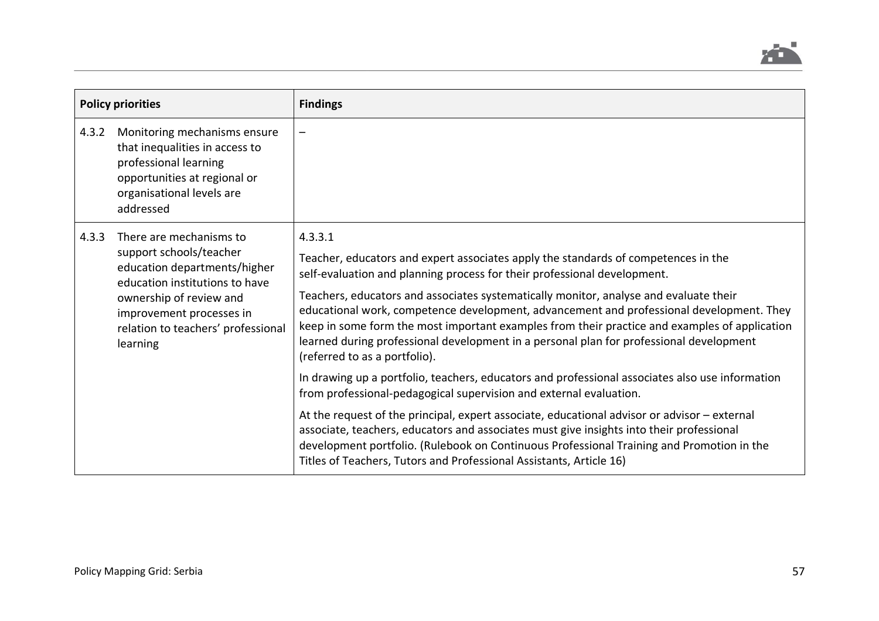| Policy priorities | Findings |
|---|---|
| 4.3.2 Monitoring mechanisms ensure that inequalities in access to professional learning opportunities at regional or organisational levels are addressed | – |
| 4.3.3 There are mechanisms to support schools/teacher education departments/higher education institutions to have ownership of review and improvement processes in relation to teachers' professional learning | 4.3.3.1<br><br>Teacher, educators and expert associates apply the standards of competences in the self-evaluation and planning process for their professional development.<br><br>Teachers, educators and associates systematically monitor, analyse and evaluate their educational work, competence development, advancement and professional development. They keep in some form the most important examples from their practice and examples of application learned during professional development in a personal plan for professional development (referred to as a portfolio).<br><br>In drawing up a portfolio, teachers, educators and professional associates also use information from professional-pedagogical supervision and external evaluation.<br><br>At the request of the principal, expert associate, educational advisor or advisor – external associate, teachers, educators and associates must give insights into their professional development portfolio. (Rulebook on Continuous Professional Training and Promotion in the Titles of Teachers, Tutors and Professional Assistants, Article 16) |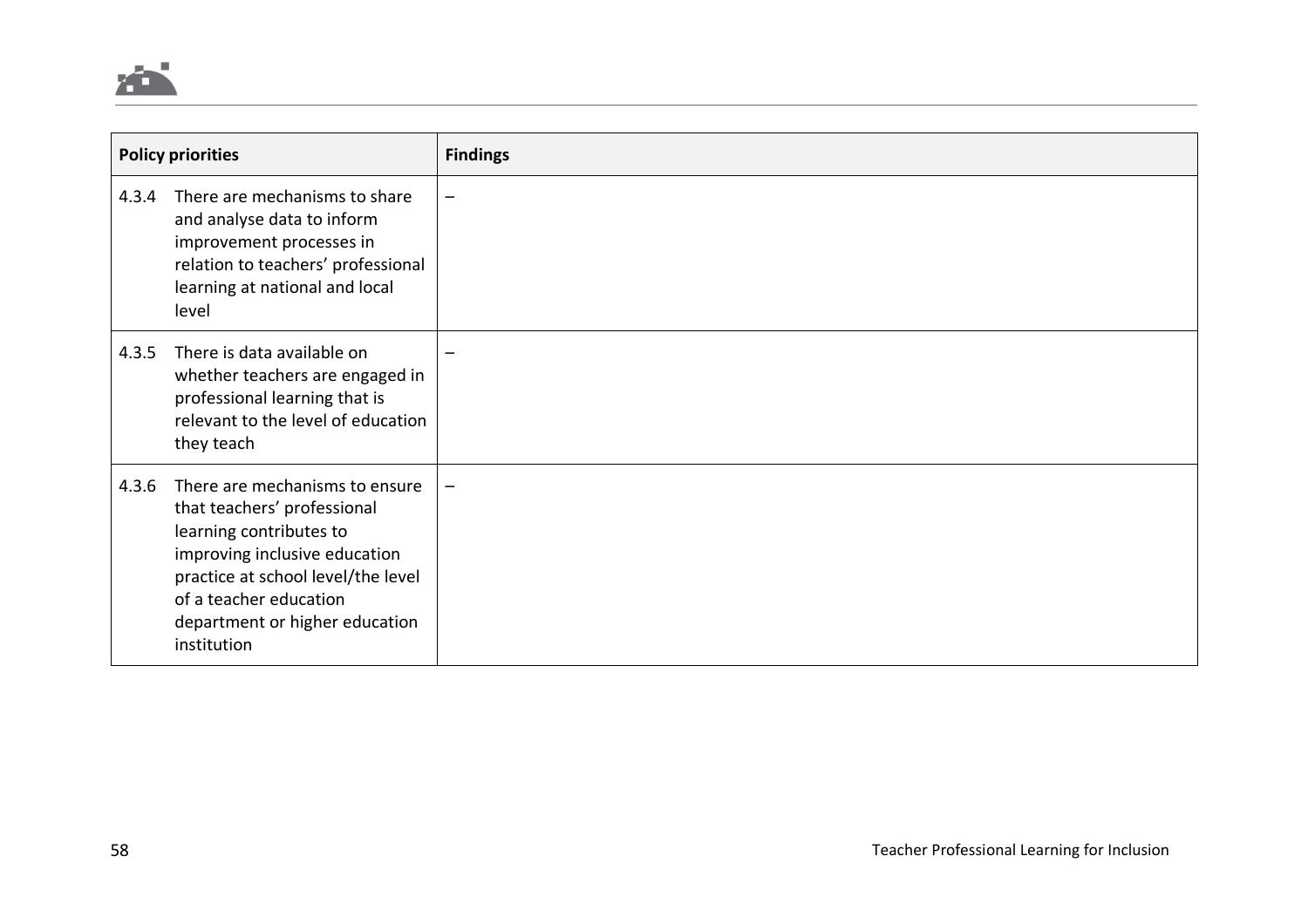| Policy priorities | Findings |
|---|---|
| 4.3.4 There are mechanisms to share and analyse data to inform improvement processes in relation to teachers' professional learning at national and local level | – |
| 4.3.5 There is data available on whether teachers are engaged in professional learning that is relevant to the level of education they teach | – |
| 4.3.6 There are mechanisms to ensure that teachers' professional learning contributes to improving inclusive education practice at school level/the level of a teacher education department or higher education institution | – |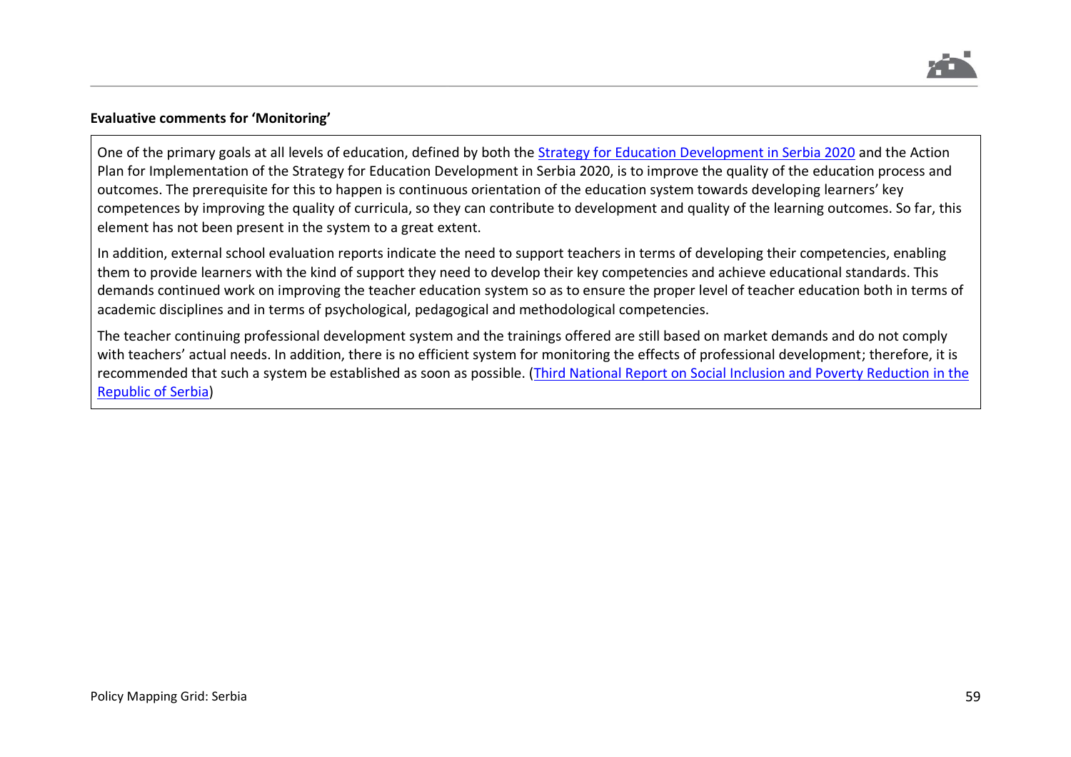**Evaluative comments for 'Monitoring'**

One of the primary goals at all levels of education, defined by both the [Strategy for Education Development in Serbia 2020] and the Action Plan for Implementation of the Strategy for Education Development in Serbia 2020, is to improve the quality of the education process and outcomes. The prerequisite for this to happen is continuous orientation of the education system towards developing learners' key competences by improving the quality of curricula, so they can contribute to development and quality of the learning outcomes. So far, this element has not been present in the system to a great extent.

In addition, external school evaluation reports indicate the need to support teachers in terms of developing their competencies, enabling them to provide learners with the kind of support they need to develop their key competencies and achieve educational standards. This demands continued work on improving the teacher education system so as to ensure the proper level of teacher education both in terms of academic disciplines and in terms of psychological, pedagogical and methodological competencies.

The teacher continuing professional development system and the trainings offered are still based on market demands and do not comply with teachers' actual needs. In addition, there is no efficient system for monitoring the effects of professional development; therefore, it is recommended that such a system be established as soon as possible. ([Third National Report on Social Inclusion and Poverty Reduction in the Republic of Serbia])